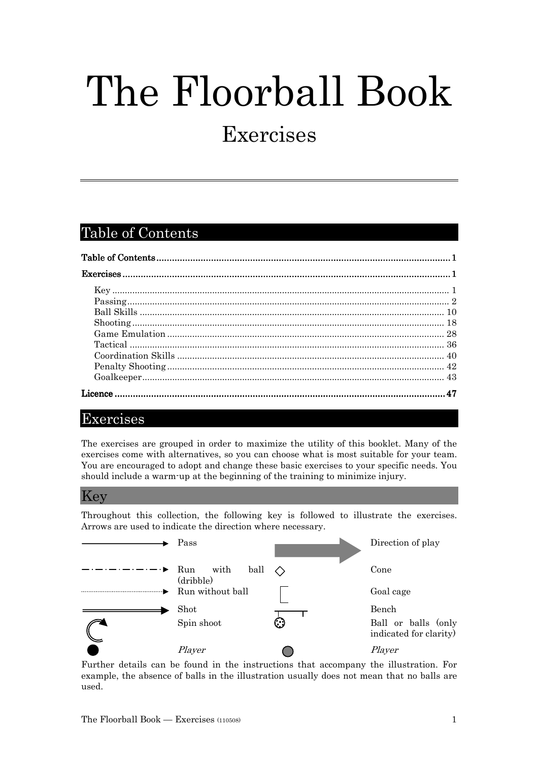# The Floorball Book

## Exercises

## Table of Contents

**Table of Contents** ........ 1

**Exercises** ........ 1

- Key ........ 1
- Passing ........ 2
- Ball Skills ........ 10
- Shooting ........ 18
- Game Emulation ........ 28
- Tactical ........ 36
- Coordination Skills ........ 40
- Penalty Shooting ........ 42
- Goalkeeper ........ 43

**Licence** ........ 47

## Exercises

The exercises are grouped in order to maximize the utility of this booklet. Many of the exercises come with alternatives, so you can choose what is most suitable for your team. You are encouraged to adopt and change these basic exercises to your specific needs. You should include a warm-up at the beginning of the training to minimize injury.

### Key

Throughout this collection, the following key is followed to illustrate the exercises. Arrows are used to indicate the direction where necessary.

| Symbol | Meaning | Symbol | Meaning |
|---|---|---|---|
| solid arrow | Pass | grey block arrow | Direction of play |
| dash-dot arrow | Run with ball (dribble) | diamond | Cone |
| dotted arrow | Run without ball | bracket | Goal cage |
| double-line arrow | Shot | bench symbol | Bench |
| curved arrow | Spin shoot | ball symbol | Ball or balls (only indicated for clarity) |
| black circle | *Player* | grey circle | *Player* |

Further details can be found in the instructions that accompany the illustration. For example, the absence of balls in the illustration usually does not mean that no balls are used.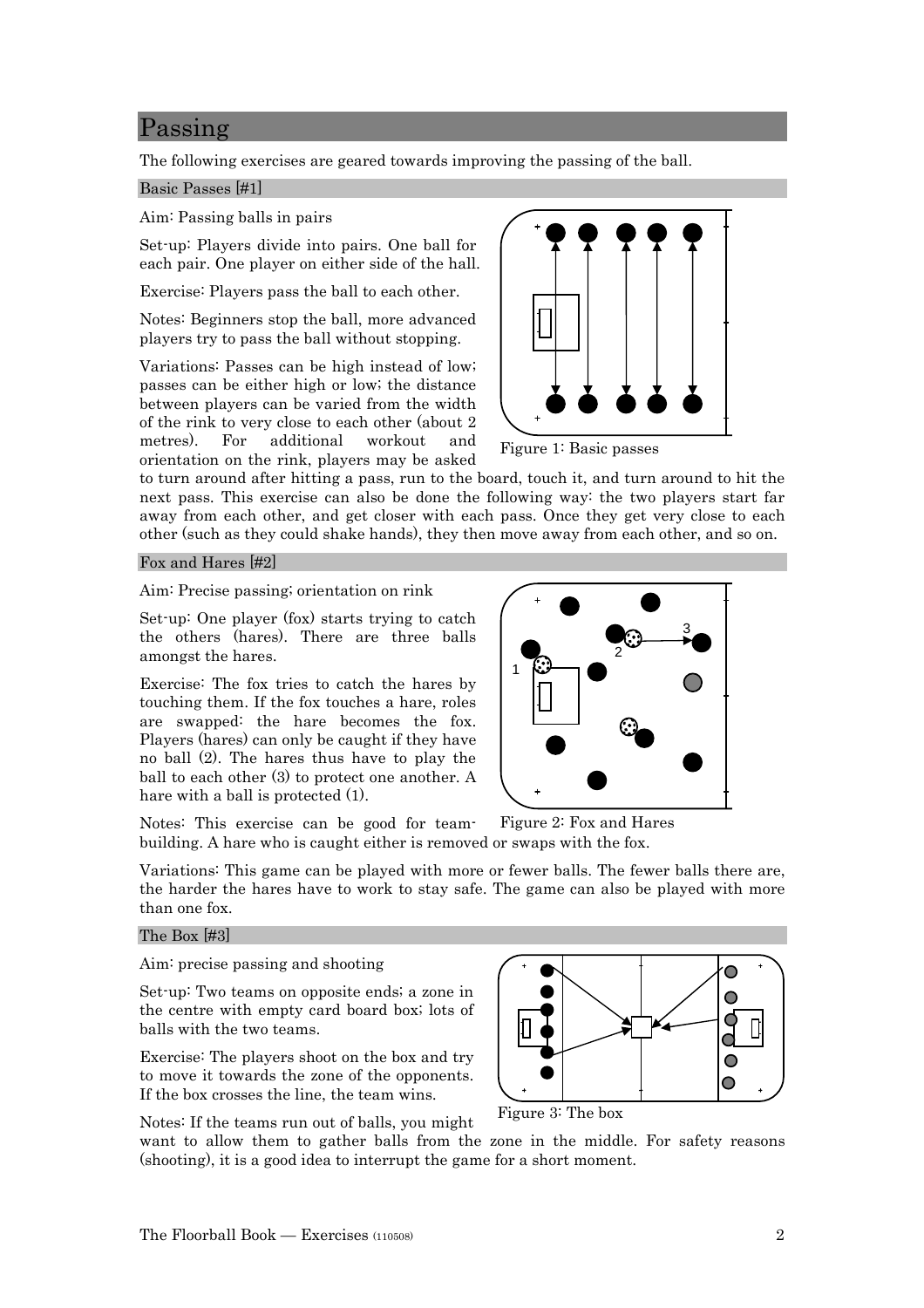# Passing

The following exercises are geared towards improving the passing of the ball.

## Basic Passes [#1]

Aim: Passing balls in pairs

Set-up: Players divide into pairs. One ball for each pair. One player on either side of the hall.

Exercise: Players pass the ball to each other.

Notes: Beginners stop the ball, more advanced players try to pass the ball without stopping.

Variations: Passes can be high instead of low; passes can be either high or low; the distance between players can be varied from the width of the rink to very close to each other (about 2 metres). For additional workout and orientation on the rink, players may be asked to turn around after hitting a pass, run to the board, touch it, and turn around to hit the next pass. This exercise can also be done the following way: the two players start far away from each other, and get closer with each pass. Once they get very close to each other (such as they could shake hands), they then move away from each other, and so on.

Figure 1: Basic passes

## Fox and Hares [#2]

Aim: Precise passing; orientation on rink

Set-up: One player (fox) starts trying to catch the others (hares). There are three balls amongst the hares.

Exercise: The fox tries to catch the hares by touching them. If the fox touches a hare, roles are swapped: the hare becomes the fox. Players (hares) can only be caught if they have no ball (2). The hares thus have to play the ball to each other (3) to protect one another. A hare with a ball is protected (1).

Notes: This exercise can be good for team-building. A hare who is caught either is removed or swaps with the fox.

Figure 2: Fox and Hares

Variations: This game can be played with more or fewer balls. The fewer balls there are, the harder the hares have to work to stay safe. The game can also be played with more than one fox.

## The Box [#3]

Aim: precise passing and shooting

Set-up: Two teams on opposite ends; a zone in the centre with empty card board box; lots of balls with the two teams.

Exercise: The players shoot on the box and try to move it towards the zone of the opponents. If the box crosses the line, the team wins.

Notes: If the teams run out of balls, you might want to allow them to gather balls from the zone in the middle. For safety reasons (shooting), it is a good idea to interrupt the game for a short moment.

Figure 3: The box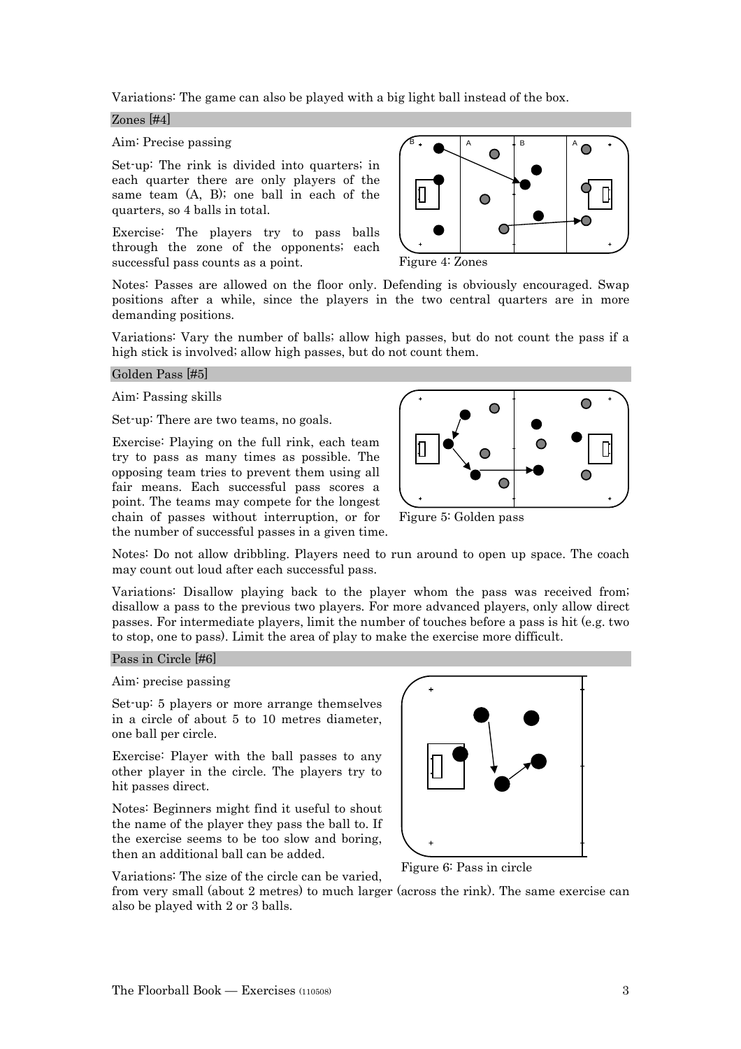Variations: The game can also be played with a big light ball instead of the box.

## Zones [#4]

Aim: Precise passing

Set-up: The rink is divided into quarters; in each quarter there are only players of the same team (A, B); one ball in each of the quarters, so 4 balls in total.

Exercise: The players try to pass balls through the zone of the opponents; each successful pass counts as a point.

Figure 4: Zones

Notes: Passes are allowed on the floor only. Defending is obviously encouraged. Swap positions after a while, since the players in the two central quarters are in more demanding positions.

Variations: Vary the number of balls; allow high passes, but do not count the pass if a high stick is involved; allow high passes, but do not count them.

## Golden Pass [#5]

Aim: Passing skills

Set-up: There are two teams, no goals.

Exercise: Playing on the full rink, each team try to pass as many times as possible. The opposing team tries to prevent them using all fair means. Each successful pass scores a point. The teams may compete for the longest chain of passes without interruption, or for the number of successful passes in a given time.

Figure 5: Golden pass

Notes: Do not allow dribbling. Players need to run around to open up space. The coach may count out loud after each successful pass.

Variations: Disallow playing back to the player whom the pass was received from; disallow a pass to the previous two players. For more advanced players, only allow direct passes. For intermediate players, limit the number of touches before a pass is hit (e.g. two to stop, one to pass). Limit the area of play to make the exercise more difficult.

## Pass in Circle [#6]

Aim: precise passing

Set-up: 5 players or more arrange themselves in a circle of about 5 to 10 metres diameter, one ball per circle.

Exercise: Player with the ball passes to any other player in the circle. The players try to hit passes direct.

Notes: Beginners might find it useful to shout the name of the player they pass the ball to. If the exercise seems to be too slow and boring, then an additional ball can be added.

Figure 6: Pass in circle

Variations: The size of the circle can be varied, from very small (about 2 metres) to much larger (across the rink). The same exercise can also be played with 2 or 3 balls.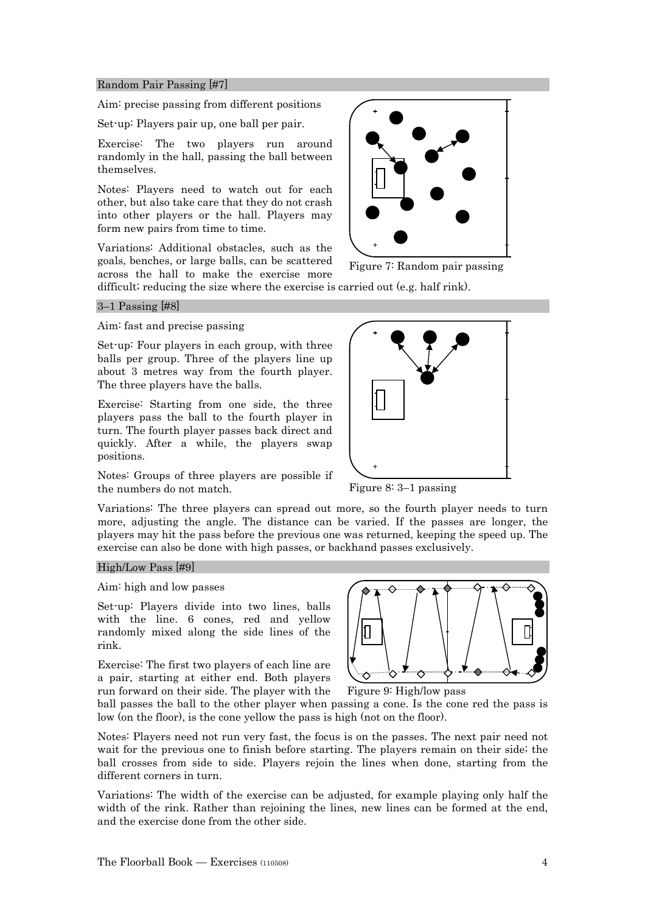## Random Pair Passing [#7]

Aim: precise passing from different positions

Set-up: Players pair up, one ball per pair.

Exercise: The two players run around randomly in the hall, passing the ball between themselves.

Notes: Players need to watch out for each other, but also take care that they do not crash into other players or the hall. Players may form new pairs from time to time.

Variations: Additional obstacles, such as the goals, benches, or large balls, can be scattered across the hall to make the exercise more difficult; reducing the size where the exercise is carried out (e.g. half rink).

Figure 7: Random pair passing

## 3–1 Passing [#8]

Aim: fast and precise passing

Set-up: Four players in each group, with three balls per group. Three of the players line up about 3 metres way from the fourth player. The three players have the balls.

Exercise: Starting from one side, the three players pass the ball to the fourth player in turn. The fourth player passes back direct and quickly. After a while, the players swap positions.

Notes: Groups of three players are possible if the numbers do not match.

Figure 8: 3–1 passing

Variations: The three players can spread out more, so the fourth player needs to turn more, adjusting the angle. The distance can be varied. If the passes are longer, the players may hit the pass before the previous one was returned, keeping the speed up. The exercise can also be done with high passes, or backhand passes exclusively.

## High/Low Pass [#9]

Aim: high and low passes

Set-up: Players divide into two lines, balls with the line. 6 cones, red and yellow randomly mixed along the side lines of the rink.

Exercise: The first two players of each line are a pair, starting at either end. Both players run forward on their side. The player with the ball passes the ball to the other player when passing a cone. Is the cone red the pass is low (on the floor), is the cone yellow the pass is high (not on the floor).

Figure 9: High/low pass

Notes: Players need not run very fast, the focus is on the passes. The next pair need not wait for the previous one to finish before starting. The players remain on their side; the ball crosses from side to side. Players rejoin the lines when done, starting from the different corners in turn.

Variations: The width of the exercise can be adjusted, for example playing only half the width of the rink. Rather than rejoining the lines, new lines can be formed at the end, and the exercise done from the other side.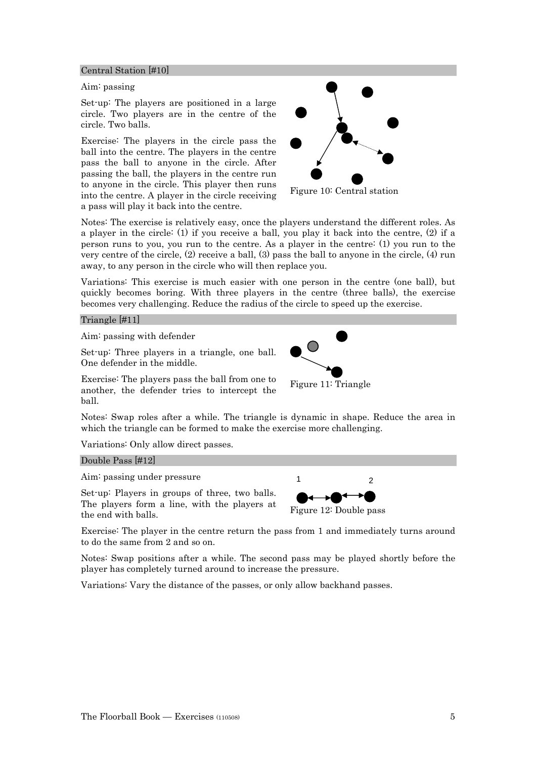## Central Station [#10]

Aim: passing

Set-up: The players are positioned in a large circle. Two players are in the centre of the circle. Two balls.

Exercise: The players in the circle pass the ball into the centre. The players in the centre pass the ball to anyone in the circle. After passing the ball, the players in the centre run to anyone in the circle. This player then runs into the centre. A player in the circle receiving a pass will play it back into the centre.

Figure 10: Central station

Notes: The exercise is relatively easy, once the players understand the different roles. As a player in the circle: (1) if you receive a ball, you play it back into the centre, (2) if a person runs to you, you run to the centre. As a player in the centre: (1) you run to the very centre of the circle, (2) receive a ball, (3) pass the ball to anyone in the circle, (4) run away, to any person in the circle who will then replace you.

Variations: This exercise is much easier with one person in the centre (one ball), but quickly becomes boring. With three players in the centre (three balls), the exercise becomes very challenging. Reduce the radius of the circle to speed up the exercise.

## Triangle [#11]

Aim: passing with defender

Set-up: Three players in a triangle, one ball. One defender in the middle.

Exercise: The players pass the ball from one to another, the defender tries to intercept the ball.

Figure 11: Triangle

Notes: Swap roles after a while. The triangle is dynamic in shape. Reduce the area in which the triangle can be formed to make the exercise more challenging.

Variations: Only allow direct passes.

## Double Pass [#12]

Aim: passing under pressure

Set-up: Players in groups of three, two balls. The players form a line, with the players at the end with balls.

Figure 12: Double pass

Exercise: The player in the centre return the pass from 1 and immediately turns around to do the same from 2 and so on.

Notes: Swap positions after a while. The second pass may be played shortly before the player has completely turned around to increase the pressure.

Variations: Vary the distance of the passes, or only allow backhand passes.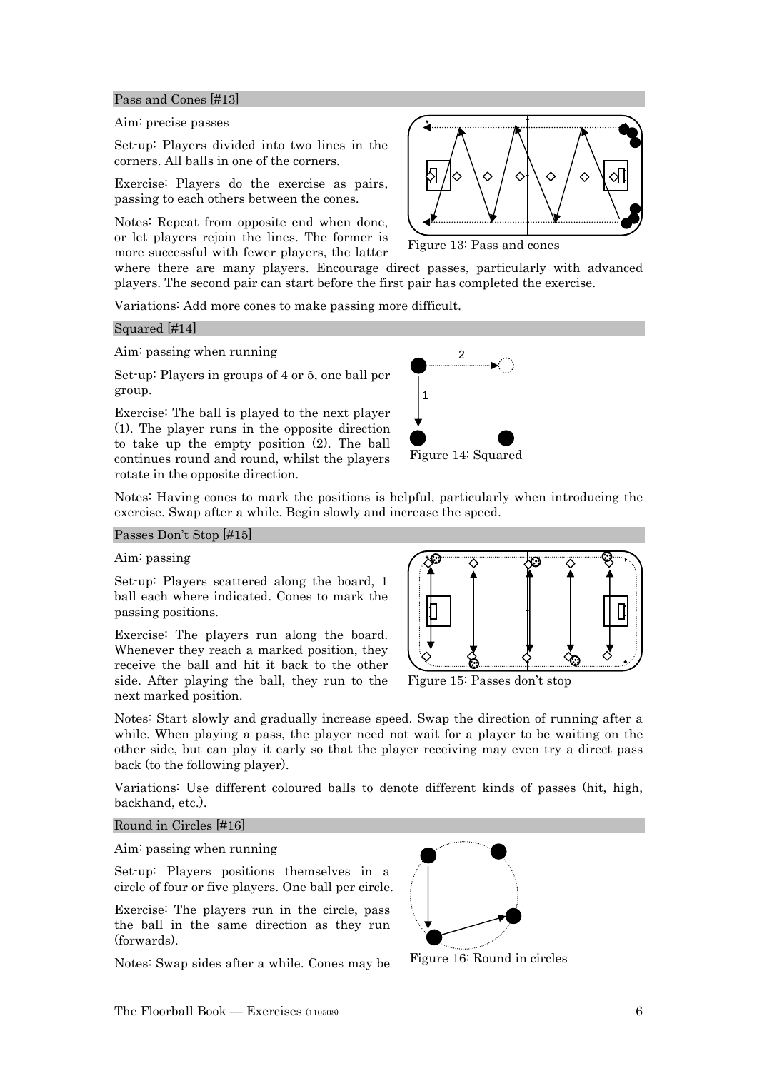## Pass and Cones [#13]

Aim: precise passes

Set-up: Players divided into two lines in the corners. All balls in one of the corners.

Exercise: Players do the exercise as pairs, passing to each others between the cones.

Notes: Repeat from opposite end when done, or let players rejoin the lines. The former is more successful with fewer players, the latter where there are many players. Encourage direct passes, particularly with advanced players. The second pair can start before the first pair has completed the exercise.

Figure 13: Pass and cones

Variations: Add more cones to make passing more difficult.

## Squared [#14]

Aim: passing when running

Set-up: Players in groups of 4 or 5, one ball per group.

Exercise: The ball is played to the next player (1). The player runs in the opposite direction to take up the empty position (2). The ball continues round and round, whilst the players rotate in the opposite direction.

Figure 14: Squared

Notes: Having cones to mark the positions is helpful, particularly when introducing the exercise. Swap after a while. Begin slowly and increase the speed.

## Passes Don't Stop [#15]

Aim: passing

Set-up: Players scattered along the board, 1 ball each where indicated. Cones to mark the passing positions.

Exercise: The players run along the board. Whenever they reach a marked position, they receive the ball and hit it back to the other side. After playing the ball, they run to the next marked position.

Figure 15: Passes don't stop

Notes: Start slowly and gradually increase speed. Swap the direction of running after a while. When playing a pass, the player need not wait for a player to be waiting on the other side, but can play it early so that the player receiving may even try a direct pass back (to the following player).

Variations: Use different coloured balls to denote different kinds of passes (hit, high, backhand, etc.).

## Round in Circles [#16]

Aim: passing when running

Set-up: Players positions themselves in a circle of four or five players. One ball per circle.

Exercise: The players run in the circle, pass the ball in the same direction as they run (forwards).

Figure 16: Round in circles

Notes: Swap sides after a while. Cones may be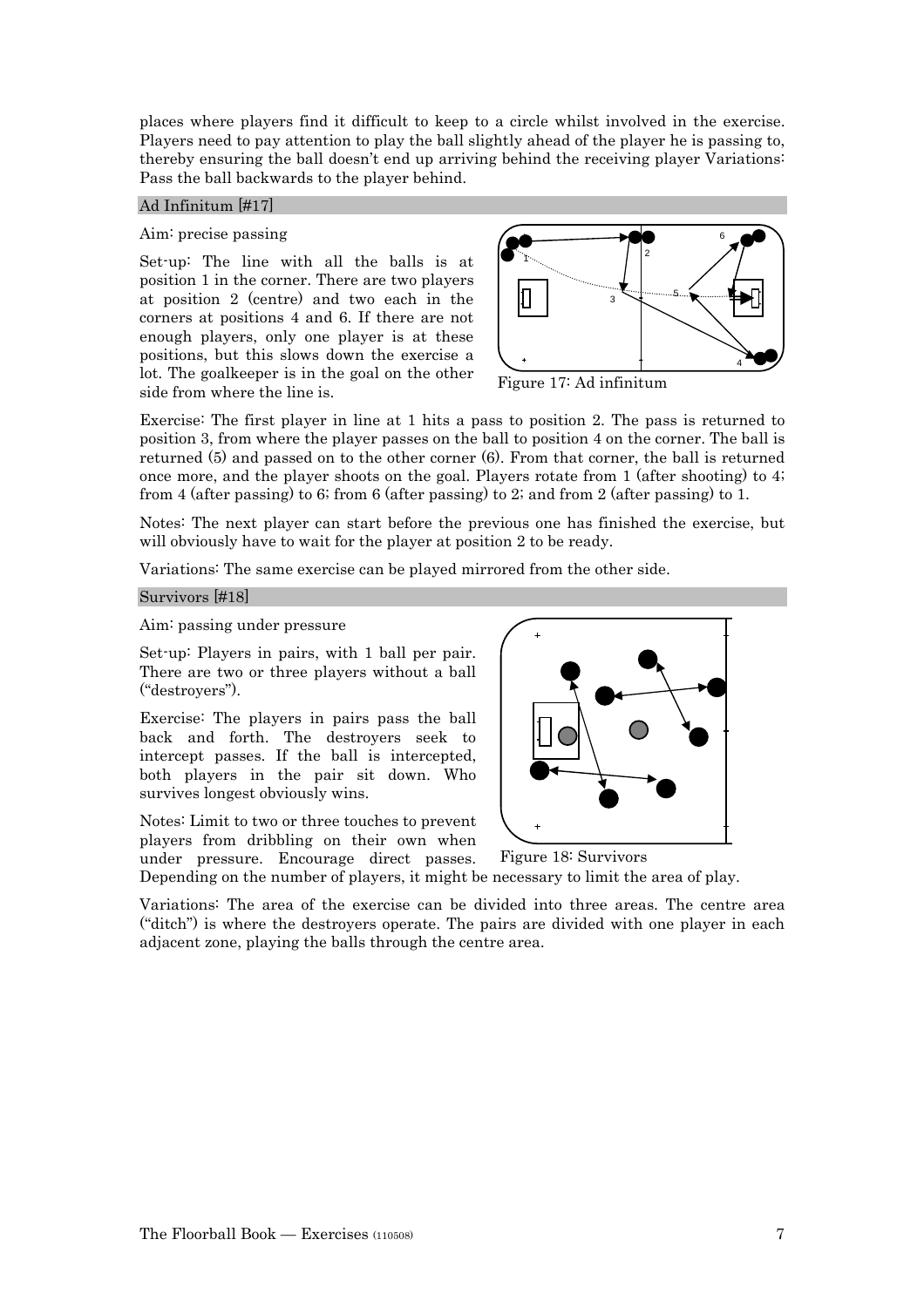places where players find it difficult to keep to a circle whilst involved in the exercise. Players need to pay attention to play the ball slightly ahead of the player he is passing to, thereby ensuring the ball doesn't end up arriving behind the receiving player Variations: Pass the ball backwards to the player behind.

## Ad Infinitum [#17]

Aim: precise passing

Set-up: The line with all the balls is at position 1 in the corner. There are two players at position 2 (centre) and two each in the corners at positions 4 and 6. If there are not enough players, only one player is at these positions, but this slows down the exercise a lot. The goalkeeper is in the goal on the other side from where the line is.

Figure 17: Ad infinitum

Exercise: The first player in line at 1 hits a pass to position 2. The pass is returned to position 3, from where the player passes on the ball to position 4 on the corner. The ball is returned (5) and passed on to the other corner (6). From that corner, the ball is returned once more, and the player shoots on the goal. Players rotate from 1 (after shooting) to 4; from 4 (after passing) to 6; from 6 (after passing) to 2; and from 2 (after passing) to 1.

Notes: The next player can start before the previous one has finished the exercise, but will obviously have to wait for the player at position 2 to be ready.

Variations: The same exercise can be played mirrored from the other side.

## Survivors [#18]

Aim: passing under pressure

Set-up: Players in pairs, with 1 ball per pair. There are two or three players without a ball ("destroyers").

Exercise: The players in pairs pass the ball back and forth. The destroyers seek to intercept passes. If the ball is intercepted, both players in the pair sit down. Who survives longest obviously wins.

Notes: Limit to two or three touches to prevent players from dribbling on their own when under pressure. Encourage direct passes. Depending on the number of players, it might be necessary to limit the area of play.

Figure 18: Survivors

Variations: The area of the exercise can be divided into three areas. The centre area ("ditch") is where the destroyers operate. The pairs are divided with one player in each adjacent zone, playing the balls through the centre area.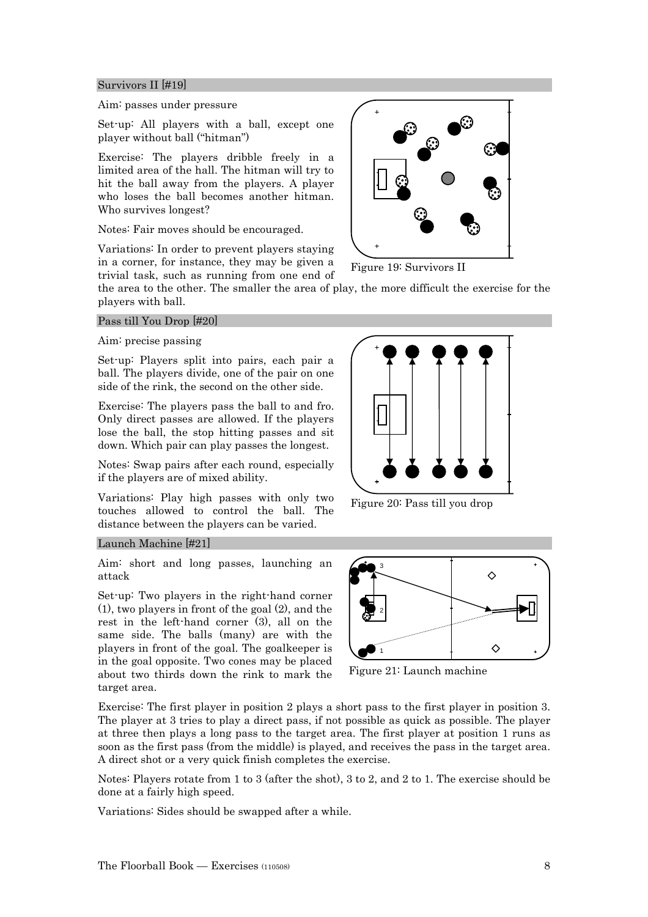## Survivors II [#19]

Aim: passes under pressure

Set-up: All players with a ball, except one player without ball ("hitman")

Exercise: The players dribble freely in a limited area of the hall. The hitman will try to hit the ball away from the players. A player who loses the ball becomes another hitman. Who survives longest?

Notes: Fair moves should be encouraged.

Variations: In order to prevent players staying in a corner, for instance, they may be given a trivial task, such as running from one end of the area to the other. The smaller the area of play, the more difficult the exercise for the players with ball.

Figure 19: Survivors II

## Pass till You Drop [#20]

Aim: precise passing

Set-up: Players split into pairs, each pair a ball. The players divide, one of the pair on one side of the rink, the second on the other side.

Exercise: The players pass the ball to and fro. Only direct passes are allowed. If the players lose the ball, the stop hitting passes and sit down. Which pair can play passes the longest.

Notes: Swap pairs after each round, especially if the players are of mixed ability.

Variations: Play high passes with only two touches allowed to control the ball. The distance between the players can be varied.

Figure 20: Pass till you drop

## Launch Machine [#21]

Aim: short and long passes, launching an attack

Set-up: Two players in the right-hand corner (1), two players in front of the goal (2), and the rest in the left-hand corner (3), all on the same side. The balls (many) are with the players in front of the goal. The goalkeeper is in the goal opposite. Two cones may be placed about two thirds down the rink to mark the target area.

Figure 21: Launch machine

Exercise: The first player in position 2 plays a short pass to the first player in position 3. The player at 3 tries to play a direct pass, if not possible as quick as possible. The player at three then plays a long pass to the target area. The first player at position 1 runs as soon as the first pass (from the middle) is played, and receives the pass in the target area. A direct shot or a very quick finish completes the exercise.

Notes: Players rotate from 1 to 3 (after the shot), 3 to 2, and 2 to 1. The exercise should be done at a fairly high speed.

Variations: Sides should be swapped after a while.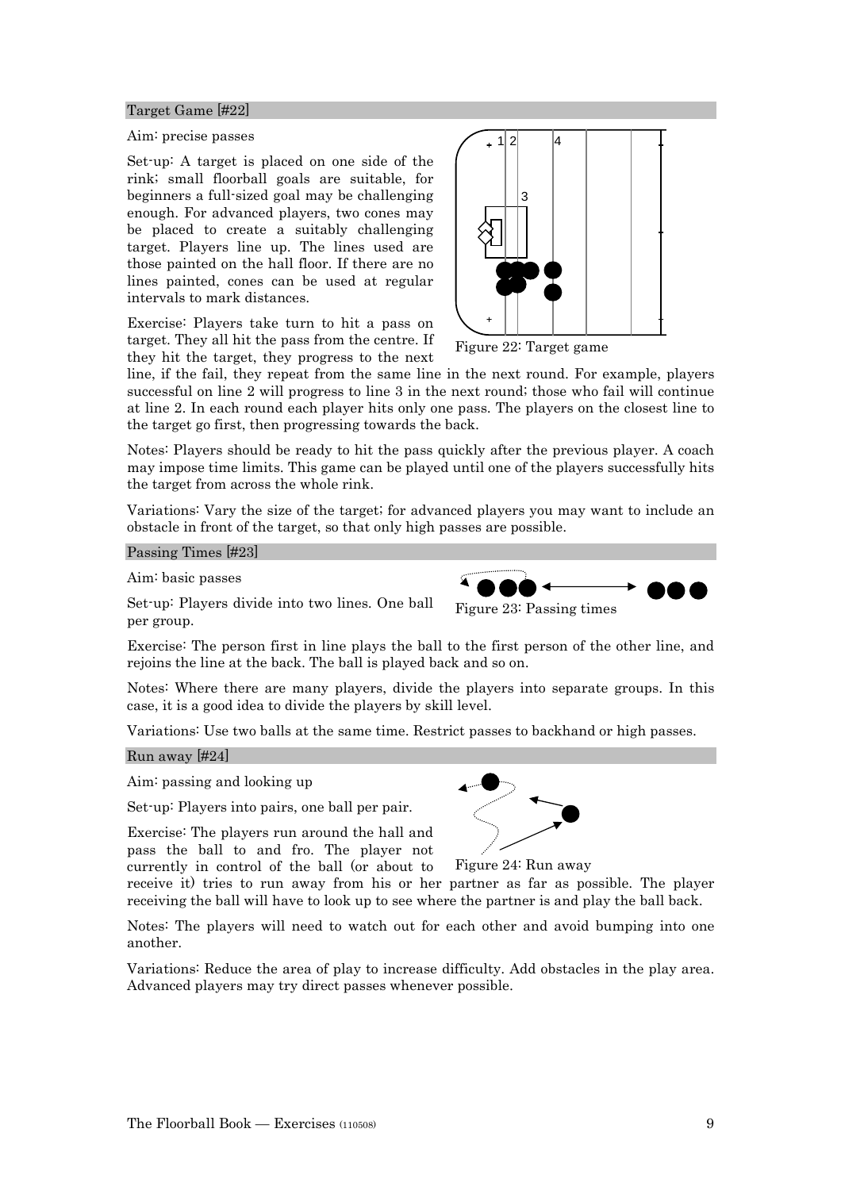## Target Game [#22]

Aim: precise passes

Set-up: A target is placed on one side of the rink; small floorball goals are suitable, for beginners a full-sized goal may be challenging enough. For advanced players, two cones may be placed to create a suitably challenging target. Players line up. The lines used are those painted on the hall floor. If there are no lines painted, cones can be used at regular intervals to mark distances.

Exercise: Players take turn to hit a pass on target. They all hit the pass from the centre. If they hit the target, they progress to the next line, if the fail, they repeat from the same line in the next round. For example, players successful on line 2 will progress to line 3 in the next round; those who fail will continue at line 2. In each round each player hits only one pass. The players on the closest line to the target go first, then progressing towards the back.

Figure 22: Target game

Notes: Players should be ready to hit the pass quickly after the previous player. A coach may impose time limits. This game can be played until one of the players successfully hits the target from across the whole rink.

Variations: Vary the size of the target; for advanced players you may want to include an obstacle in front of the target, so that only high passes are possible.

## Passing Times [#23]

Aim: basic passes

Set-up: Players divide into two lines. One ball per group.

Figure 23: Passing times

Exercise: The person first in line plays the ball to the first person of the other line, and rejoins the line at the back. The ball is played back and so on.

Notes: Where there are many players, divide the players into separate groups. In this case, it is a good idea to divide the players by skill level.

Variations: Use two balls at the same time. Restrict passes to backhand or high passes.

## Run away [#24]

Aim: passing and looking up

Set-up: Players into pairs, one ball per pair.

Exercise: The players run around the hall and pass the ball to and fro. The player not currently in control of the ball (or about to receive it) tries to run away from his or her partner as far as possible. The player receiving the ball will have to look up to see where the partner is and play the ball back.

Figure 24: Run away

Notes: The players will need to watch out for each other and avoid bumping into one another.

Variations: Reduce the area of play to increase difficulty. Add obstacles in the play area. Advanced players may try direct passes whenever possible.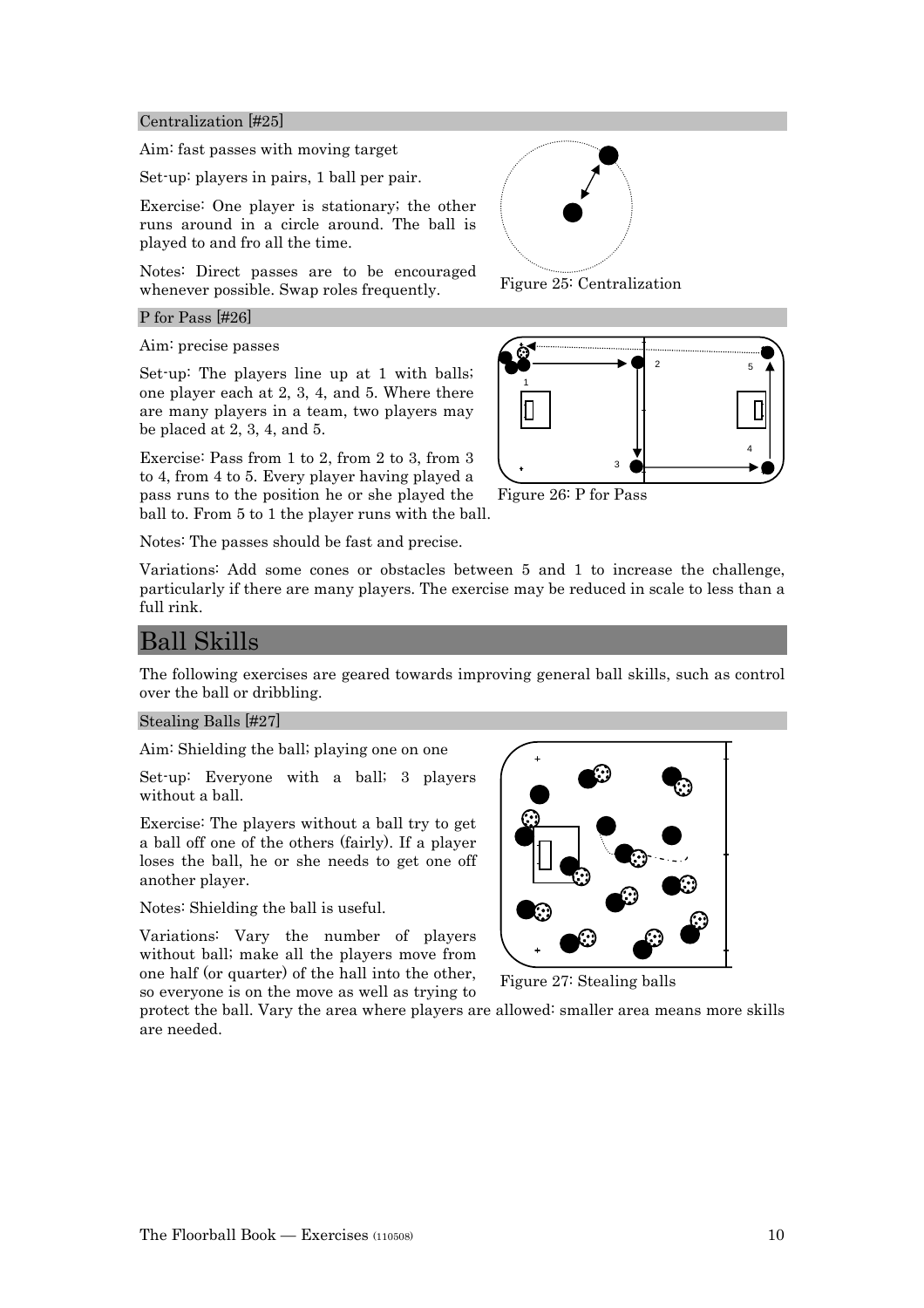### Centralization [#25]

Aim: fast passes with moving target

Set-up: players in pairs, 1 ball per pair.

Exercise: One player is stationary; the other runs around in a circle around. The ball is played to and fro all the time.

Notes: Direct passes are to be encouraged whenever possible. Swap roles frequently.

Figure 25: Centralization

### P for Pass [#26]

Aim: precise passes

Set-up: The players line up at 1 with balls; one player each at 2, 3, 4, and 5. Where there are many players in a team, two players may be placed at 2, 3, 4, and 5.

Exercise: Pass from 1 to 2, from 2 to 3, from 3 to 4, from 4 to 5. Every player having played a pass runs to the position he or she played the ball to. From 5 to 1 the player runs with the ball.

Figure 26: P for Pass

Notes: The passes should be fast and precise.

Variations: Add some cones or obstacles between 5 and 1 to increase the challenge, particularly if there are many players. The exercise may be reduced in scale to less than a full rink.

## Ball Skills

The following exercises are geared towards improving general ball skills, such as control over the ball or dribbling.

### Stealing Balls [#27]

Aim: Shielding the ball; playing one on one

Set-up: Everyone with a ball; 3 players without a ball.

Exercise: The players without a ball try to get a ball off one of the others (fairly). If a player loses the ball, he or she needs to get one off another player.

Notes: Shielding the ball is useful.

Variations: Vary the number of players without ball; make all the players move from one half (or quarter) of the hall into the other, so everyone is on the move as well as trying to protect the ball. Vary the area where players are allowed: smaller area means more skills are needed.

Figure 27: Stealing balls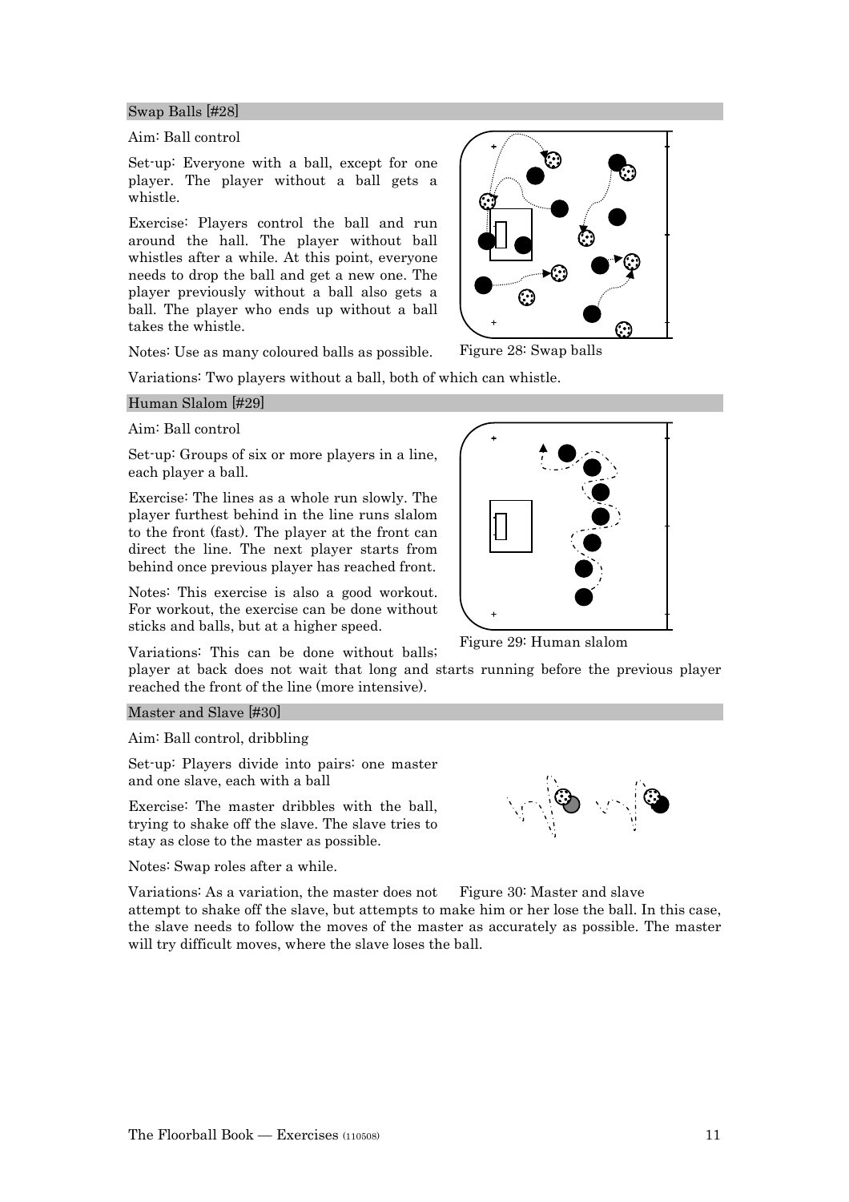## Swap Balls [#28]

Aim: Ball control

Set-up: Everyone with a ball, except for one player. The player without a ball gets a whistle.

Exercise: Players control the ball and run around the hall. The player without ball whistles after a while. At this point, everyone needs to drop the ball and get a new one. The player previously without a ball also gets a ball. The player who ends up without a ball takes the whistle.

Notes: Use as many coloured balls as possible.

Figure 28: Swap balls

Variations: Two players without a ball, both of which can whistle.

## Human Slalom [#29]

Aim: Ball control

Set-up: Groups of six or more players in a line, each player a ball.

Exercise: The lines as a whole run slowly. The player furthest behind in the line runs slalom to the front (fast). The player at the front can direct the line. The next player starts from behind once previous player has reached front.

Notes: This exercise is also a good workout. For workout, the exercise can be done without sticks and balls, but at a higher speed.

Figure 29: Human slalom

Variations: This can be done without balls; player at back does not wait that long and starts running before the previous player reached the front of the line (more intensive).

## Master and Slave [#30]

Aim: Ball control, dribbling

Set-up: Players divide into pairs: one master and one slave, each with a ball

Exercise: The master dribbles with the ball, trying to shake off the slave. The slave tries to stay as close to the master as possible.

Notes: Swap roles after a while.

Figure 30: Master and slave

Variations: As a variation, the master does not attempt to shake off the slave, but attempts to make him or her lose the ball. In this case, the slave needs to follow the moves of the master as accurately as possible. The master will try difficult moves, where the slave loses the ball.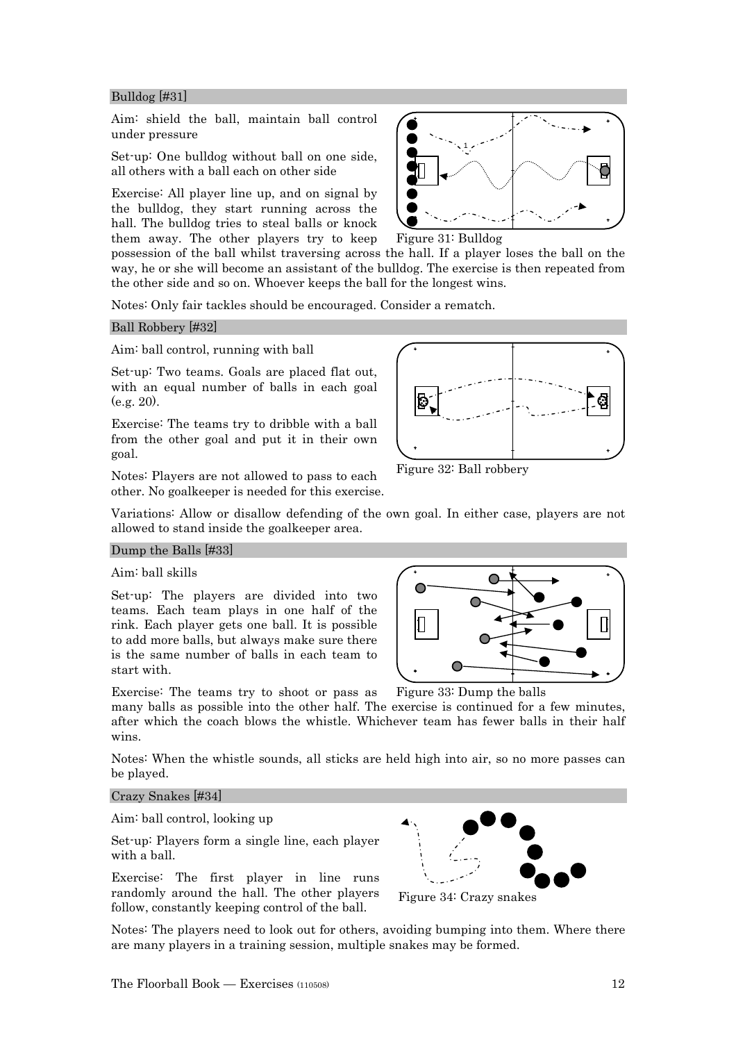## Bulldog [#31]

Aim: shield the ball, maintain ball control under pressure

Set-up: One bulldog without ball on one side, all others with a ball each on other side

Exercise: All player line up, and on signal by the bulldog, they start running across the hall. The bulldog tries to steal balls or knock them away. The other players try to keep possession of the ball whilst traversing across the hall. If a player loses the ball on the way, he or she will become an assistant of the bulldog. The exercise is then repeated from the other side and so on. Whoever keeps the ball for the longest wins.

Figure 31: Bulldog

Notes: Only fair tackles should be encouraged. Consider a rematch.

## Ball Robbery [#32]

Aim: ball control, running with ball

Set-up: Two teams. Goals are placed flat out, with an equal number of balls in each goal (e.g. 20).

Exercise: The teams try to dribble with a ball from the other goal and put it in their own goal.

Notes: Players are not allowed to pass to each other. No goalkeeper is needed for this exercise.

Figure 32: Ball robbery

Variations: Allow or disallow defending of the own goal. In either case, players are not allowed to stand inside the goalkeeper area.

## Dump the Balls [#33]

Aim: ball skills

Set-up: The players are divided into two teams. Each team plays in one half of the rink. Each player gets one ball. It is possible to add more balls, but always make sure there is the same number of balls in each team to start with.

Exercise: The teams try to shoot or pass as many balls as possible into the other half. The exercise is continued for a few minutes, after which the coach blows the whistle. Whichever team has fewer balls in their half wins.

Figure 33: Dump the balls

Notes: When the whistle sounds, all sticks are held high into air, so no more passes can be played.

## Crazy Snakes [#34]

Aim: ball control, looking up

Set-up: Players form a single line, each player with a ball.

Exercise: The first player in line runs randomly around the hall. The other players follow, constantly keeping control of the ball.

Figure 34: Crazy snakes

Notes: The players need to look out for others, avoiding bumping into them. Where there are many players in a training session, multiple snakes may be formed.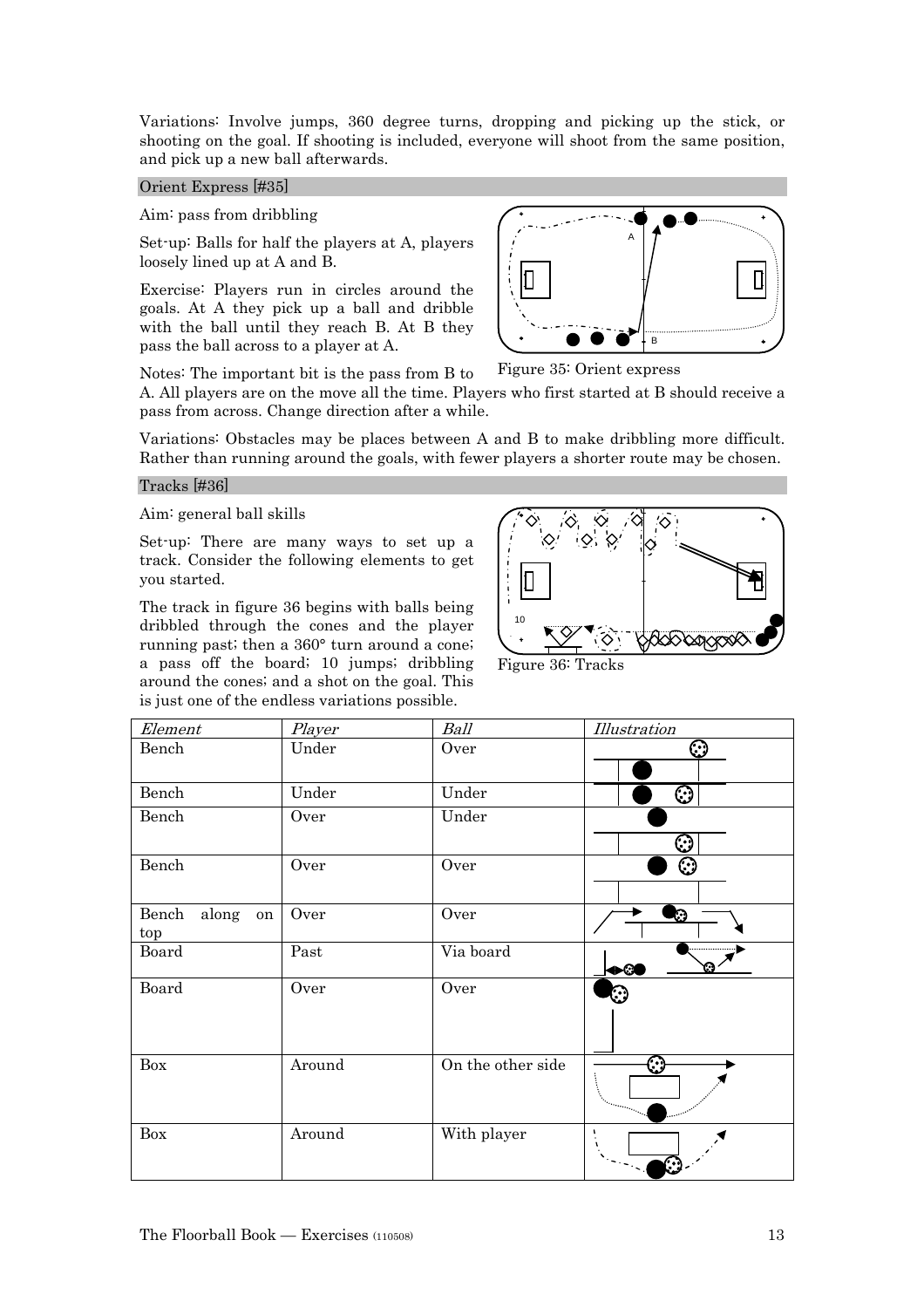Variations: Involve jumps, 360 degree turns, dropping and picking up the stick, or shooting on the goal. If shooting is included, everyone will shoot from the same position, and pick up a new ball afterwards.

## Orient Express [#35]

Aim: pass from dribbling

Set-up: Balls for half the players at A, players loosely lined up at A and B.

Exercise: Players run in circles around the goals. At A they pick up a ball and dribble with the ball until they reach B. At B they pass the ball across to a player at A.

Figure 35: Orient express

Notes: The important bit is the pass from B to A. All players are on the move all the time. Players who first started at B should receive a pass from across. Change direction after a while.

Variations: Obstacles may be places between A and B to make dribbling more difficult. Rather than running around the goals, with fewer players a shorter route may be chosen.

## Tracks [#36]

Aim: general ball skills

Set-up: There are many ways to set up a track. Consider the following elements to get you started.

The track in figure 36 begins with balls being dribbled through the cones and the player running past; then a 360° turn around a cone; a pass off the board; 10 jumps; dribbling around the cones; and a shot on the goal. This is just one of the endless variations possible.

Figure 36: Tracks

| *Element* | *Player* | *Ball* | *Illustration* |
|---|---|---|---|
| Bench | Under | Over | |
| Bench | Under | Under | |
| Bench | Over | Under | |
| Bench | Over | Over | |
| Bench along on top | Over | Over | |
| Board | Past | Via board | |
| Board | Over | Over | |
| Box | Around | On the other side | |
| Box | Around | With player | |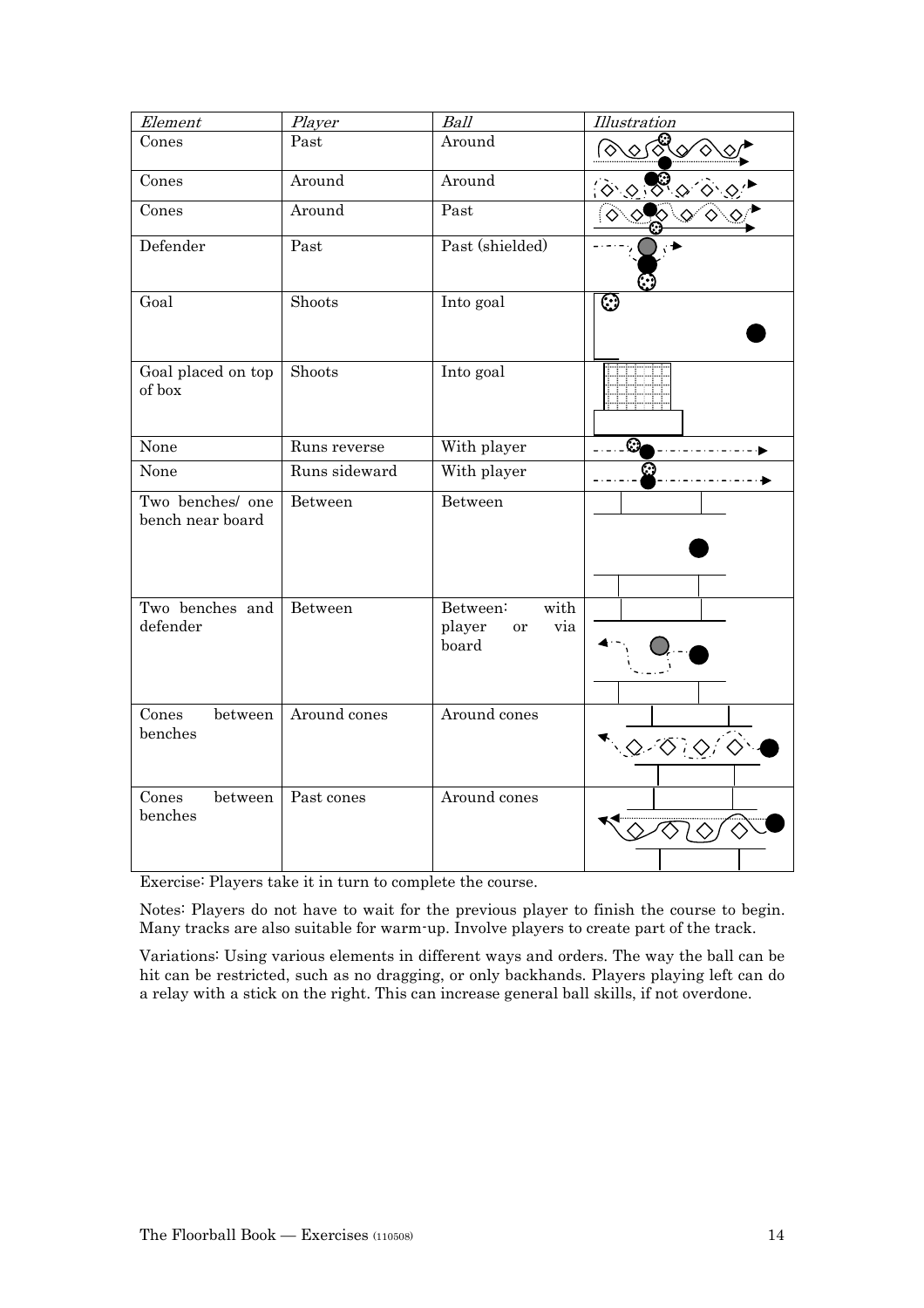| *Element* | *Player* | *Ball* | *Illustration* |
| --- | --- | --- | --- |
| Cones | Past | Around | |
| Cones | Around | Around | |
| Cones | Around | Past | |
| Defender | Past | Past (shielded) | |
| Goal | Shoots | Into goal | |
| Goal placed on top of box | Shoots | Into goal | |
| None | Runs reverse | With player | |
| None | Runs sideward | With player | |
| Two benches/ one bench near board | Between | Between | |
| Two benches and defender | Between | Between: with player or via board | |
| Cones between benches | Around cones | Around cones | |
| Cones between benches | Past cones | Around cones | |

Exercise: Players take it in turn to complete the course.

Notes: Players do not have to wait for the previous player to finish the course to begin. Many tracks are also suitable for warm-up. Involve players to create part of the track.

Variations: Using various elements in different ways and orders. The way the ball can be hit can be restricted, such as no dragging, or only backhands. Players playing left can do a relay with a stick on the right. This can increase general ball skills, if not overdone.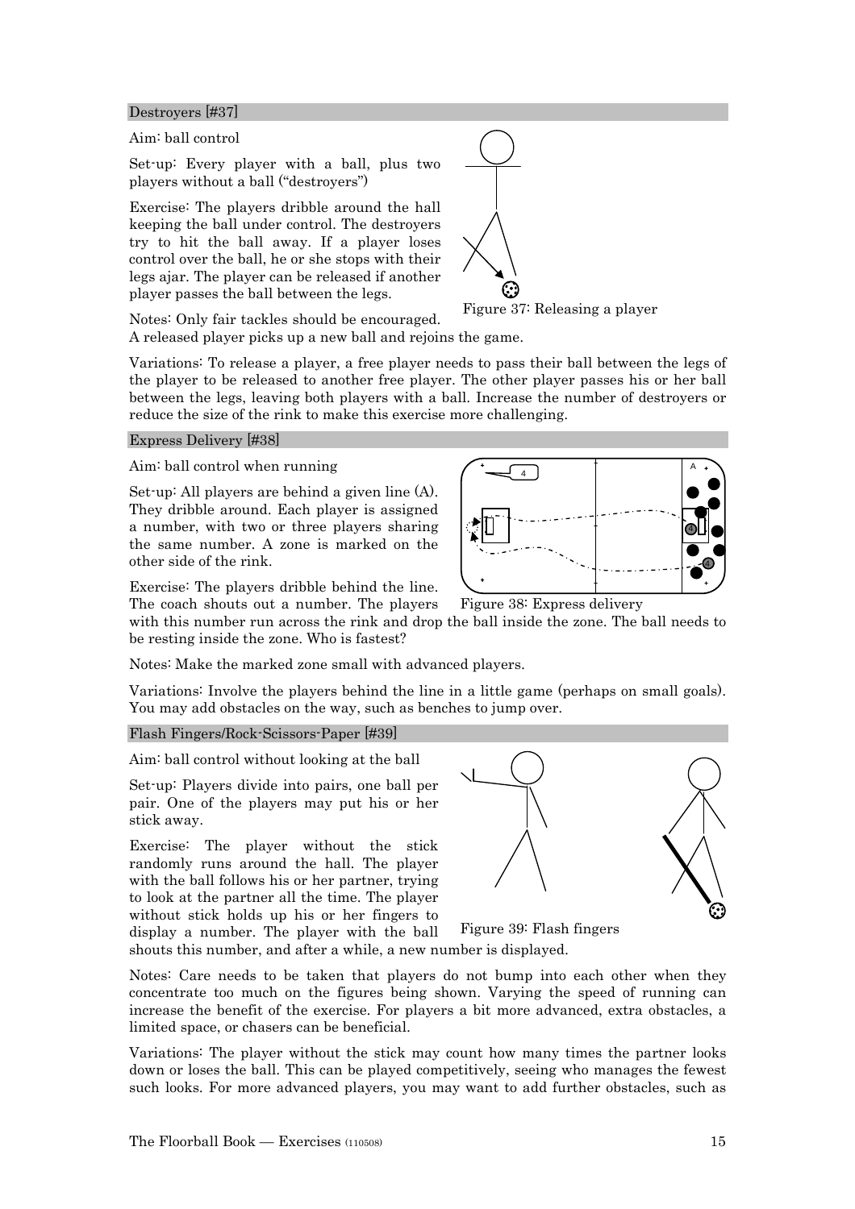## Destroyers [#37]

Aim: ball control

Set-up: Every player with a ball, plus two players without a ball ("destroyers")

Exercise: The players dribble around the hall keeping the ball under control. The destroyers try to hit the ball away. If a player loses control over the ball, he or she stops with their legs ajar. The player can be released if another player passes the ball between the legs.

Figure 37: Releasing a player

Notes: Only fair tackles should be encouraged. A released player picks up a new ball and rejoins the game.

Variations: To release a player, a free player needs to pass their ball between the legs of the player to be released to another free player. The other player passes his or her ball between the legs, leaving both players with a ball. Increase the number of destroyers or reduce the size of the rink to make this exercise more challenging.

## Express Delivery [#38]

Aim: ball control when running

Set-up: All players are behind a given line (A). They dribble around. Each player is assigned a number, with two or three players sharing the same number. A zone is marked on the other side of the rink.

Exercise: The players dribble behind the line. The coach shouts out a number. The players with this number run across the rink and drop the ball inside the zone. The ball needs to be resting inside the zone. Who is fastest?

Figure 38: Express delivery

Notes: Make the marked zone small with advanced players.

Variations: Involve the players behind the line in a little game (perhaps on small goals). You may add obstacles on the way, such as benches to jump over.

## Flash Fingers/Rock-Scissors-Paper [#39]

Aim: ball control without looking at the ball

Set-up: Players divide into pairs, one ball per pair. One of the players may put his or her stick away.

Exercise: The player without the stick randomly runs around the hall. The player with the ball follows his or her partner, trying to look at the partner all the time. The player without stick holds up his or her fingers to display a number. The player with the ball shouts this number, and after a while, a new number is displayed.

Figure 39: Flash fingers

Notes: Care needs to be taken that players do not bump into each other when they concentrate too much on the figures being shown. Varying the speed of running can increase the benefit of the exercise. For players a bit more advanced, extra obstacles, a limited space, or chasers can be beneficial.

Variations: The player without the stick may count how many times the partner looks down or loses the ball. This can be played competitively, seeing who manages the fewest such looks. For more advanced players, you may want to add further obstacles, such as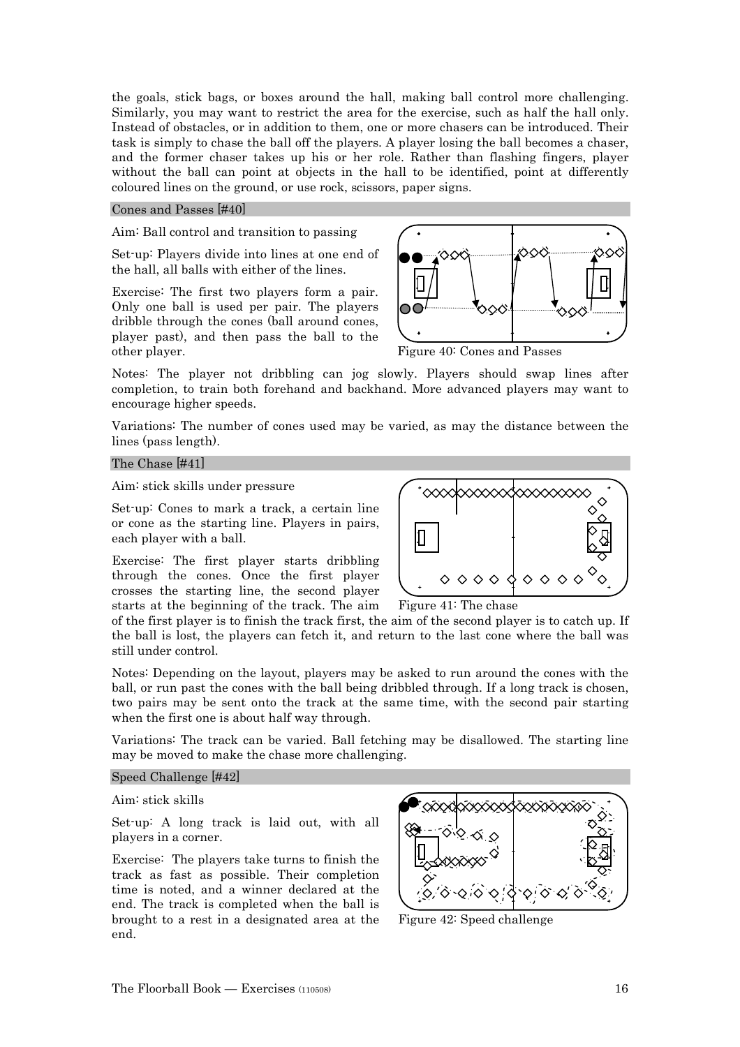the goals, stick bags, or boxes around the hall, making ball control more challenging. Similarly, you may want to restrict the area for the exercise, such as half the hall only. Instead of obstacles, or in addition to them, one or more chasers can be introduced. Their task is simply to chase the ball off the players. A player losing the ball becomes a chaser, and the former chaser takes up his or her role. Rather than flashing fingers, player without the ball can point at objects in the hall to be identified, point at differently coloured lines on the ground, or use rock, scissors, paper signs.

## Cones and Passes [#40]

Aim: Ball control and transition to passing

Set-up: Players divide into lines at one end of the hall, all balls with either of the lines.

Exercise: The first two players form a pair. Only one ball is used per pair. The players dribble through the cones (ball around cones, player past), and then pass the ball to the other player.

Figure 40: Cones and Passes

Notes: The player not dribbling can jog slowly. Players should swap lines after completion, to train both forehand and backhand. More advanced players may want to encourage higher speeds.

Variations: The number of cones used may be varied, as may the distance between the lines (pass length).

## The Chase [#41]

Aim: stick skills under pressure

Set-up: Cones to mark a track, a certain line or cone as the starting line. Players in pairs, each player with a ball.

Exercise: The first player starts dribbling through the cones. Once the first player crosses the starting line, the second player starts at the beginning of the track. The aim of the first player is to finish the track first, the aim of the second player is to catch up. If the ball is lost, the players can fetch it, and return to the last cone where the ball was still under control.

Figure 41: The chase

Notes: Depending on the layout, players may be asked to run around the cones with the ball, or run past the cones with the ball being dribbled through. If a long track is chosen, two pairs may be sent onto the track at the same time, with the second pair starting when the first one is about half way through.

Variations: The track can be varied. Ball fetching may be disallowed. The starting line may be moved to make the chase more challenging.

## Speed Challenge [#42]

Aim: stick skills

Set-up: A long track is laid out, with all players in a corner.

Exercise: The players take turns to finish the track as fast as possible. Their completion time is noted, and a winner declared at the end. The track is completed when the ball is brought to a rest in a designated area at the end.

Figure 42: Speed challenge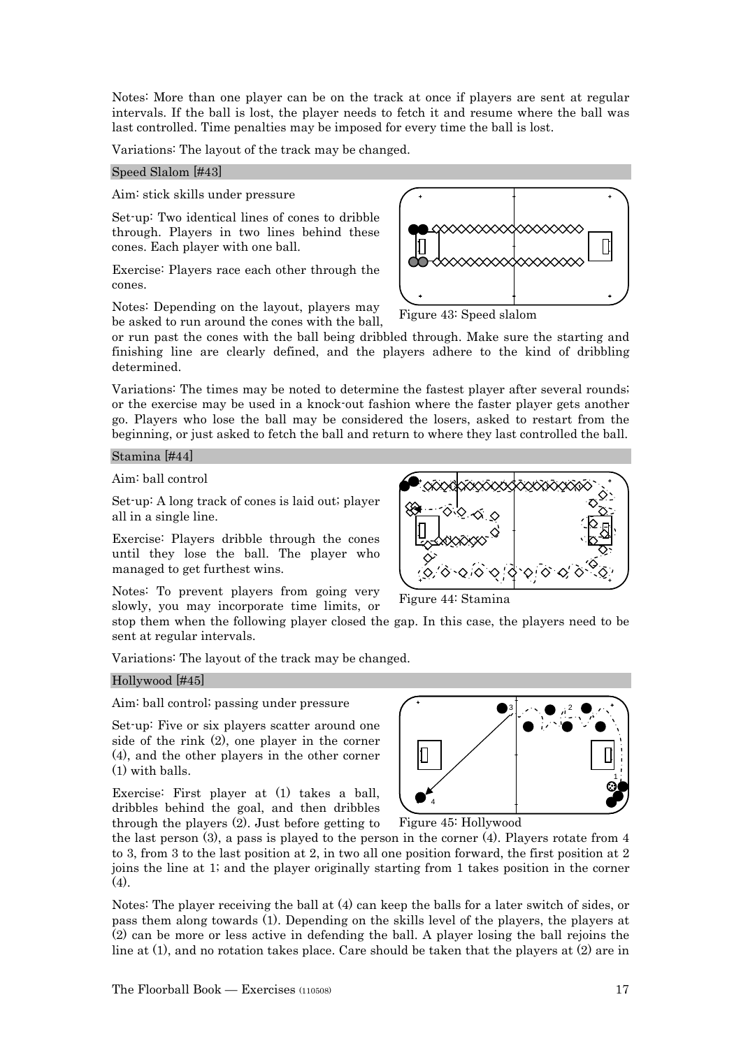Notes: More than one player can be on the track at once if players are sent at regular intervals. If the ball is lost, the player needs to fetch it and resume where the ball was last controlled. Time penalties may be imposed for every time the ball is lost.

Variations: The layout of the track may be changed.

### Speed Slalom [#43]

Aim: stick skills under pressure

Set-up: Two identical lines of cones to dribble through. Players in two lines behind these cones. Each player with one ball.

Exercise: Players race each other through the cones.

Notes: Depending on the layout, players may be asked to run around the cones with the ball, or run past the cones with the ball being dribbled through. Make sure the starting and finishing line are clearly defined, and the players adhere to the kind of dribbling determined.

Figure 43: Speed slalom

Variations: The times may be noted to determine the fastest player after several rounds; or the exercise may be used in a knock-out fashion where the faster player gets another go. Players who lose the ball may be considered the losers, asked to restart from the beginning, or just asked to fetch the ball and return to where they last controlled the ball.

### Stamina [#44]

Aim: ball control

Set-up: A long track of cones is laid out; player all in a single line.

Exercise: Players dribble through the cones until they lose the ball. The player who managed to get furthest wins.

Notes: To prevent players from going very slowly, you may incorporate time limits, or stop them when the following player closed the gap. In this case, the players need to be sent at regular intervals.

Figure 44: Stamina

Variations: The layout of the track may be changed.

### Hollywood [#45]

Aim: ball control; passing under pressure

Set-up: Five or six players scatter around one side of the rink (2), one player in the corner (4), and the other players in the other corner (1) with balls.

Exercise: First player at (1) takes a ball, dribbles behind the goal, and then dribbles through the players (2). Just before getting to the last person (3), a pass is played to the person in the corner (4). Players rotate from 4 to 3, from 3 to the last position at 2, in two all one position forward, the first position at 2 joins the line at 1; and the player originally starting from 1 takes position in the corner (4).

Figure 45: Hollywood

Notes: The player receiving the ball at (4) can keep the balls for a later switch of sides, or pass them along towards (1). Depending on the skills level of the players, the players at (2) can be more or less active in defending the ball. A player losing the ball rejoins the line at (1), and no rotation takes place. Care should be taken that the players at (2) are in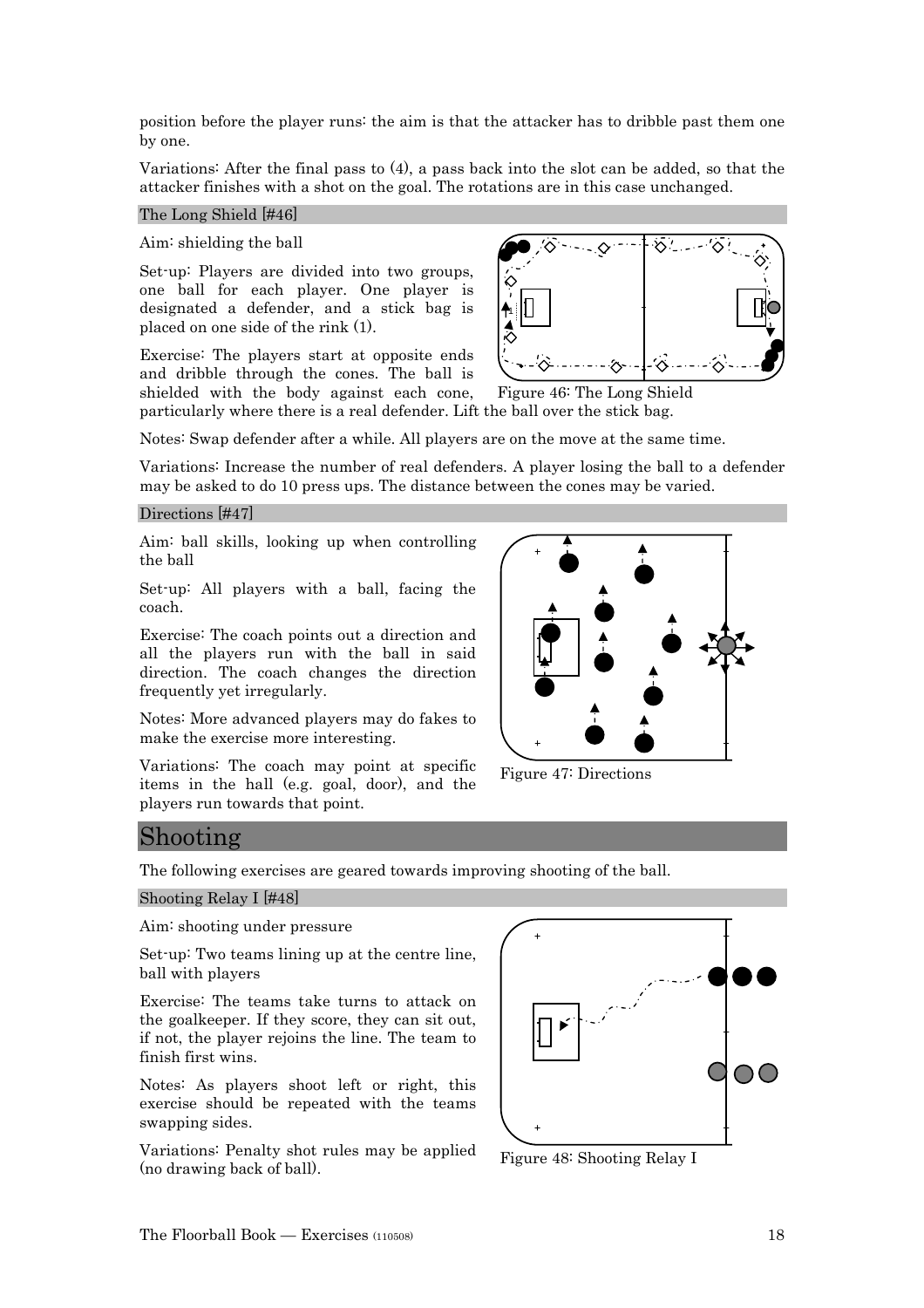position before the player runs: the aim is that the attacker has to dribble past them one by one.

Variations: After the final pass to (4), a pass back into the slot can be added, so that the attacker finishes with a shot on the goal. The rotations are in this case unchanged.

### The Long Shield [#46]

Aim: shielding the ball

Set-up: Players are divided into two groups, one ball for each player. One player is designated a defender, and a stick bag is placed on one side of the rink (1).

Exercise: The players start at opposite ends and dribble through the cones. The ball is shielded with the body against each cone, particularly where there is a real defender. Lift the ball over the stick bag.

Figure 46: The Long Shield

Notes: Swap defender after a while. All players are on the move at the same time.

Variations: Increase the number of real defenders. A player losing the ball to a defender may be asked to do 10 press ups. The distance between the cones may be varied.

### Directions [#47]

Aim: ball skills, looking up when controlling the ball

Set-up: All players with a ball, facing the coach.

Exercise: The coach points out a direction and all the players run with the ball in said direction. The coach changes the direction frequently yet irregularly.

Notes: More advanced players may do fakes to make the exercise more interesting.

Variations: The coach may point at specific items in the hall (e.g. goal, door), and the players run towards that point.

Figure 47: Directions

## Shooting

The following exercises are geared towards improving shooting of the ball.

### Shooting Relay I [#48]

Aim: shooting under pressure

Set-up: Two teams lining up at the centre line, ball with players

Exercise: The teams take turns to attack on the goalkeeper. If they score, they can sit out, if not, the player rejoins the line. The team to finish first wins.

Notes: As players shoot left or right, this exercise should be repeated with the teams swapping sides.

Variations: Penalty shot rules may be applied (no drawing back of ball).

Figure 48: Shooting Relay I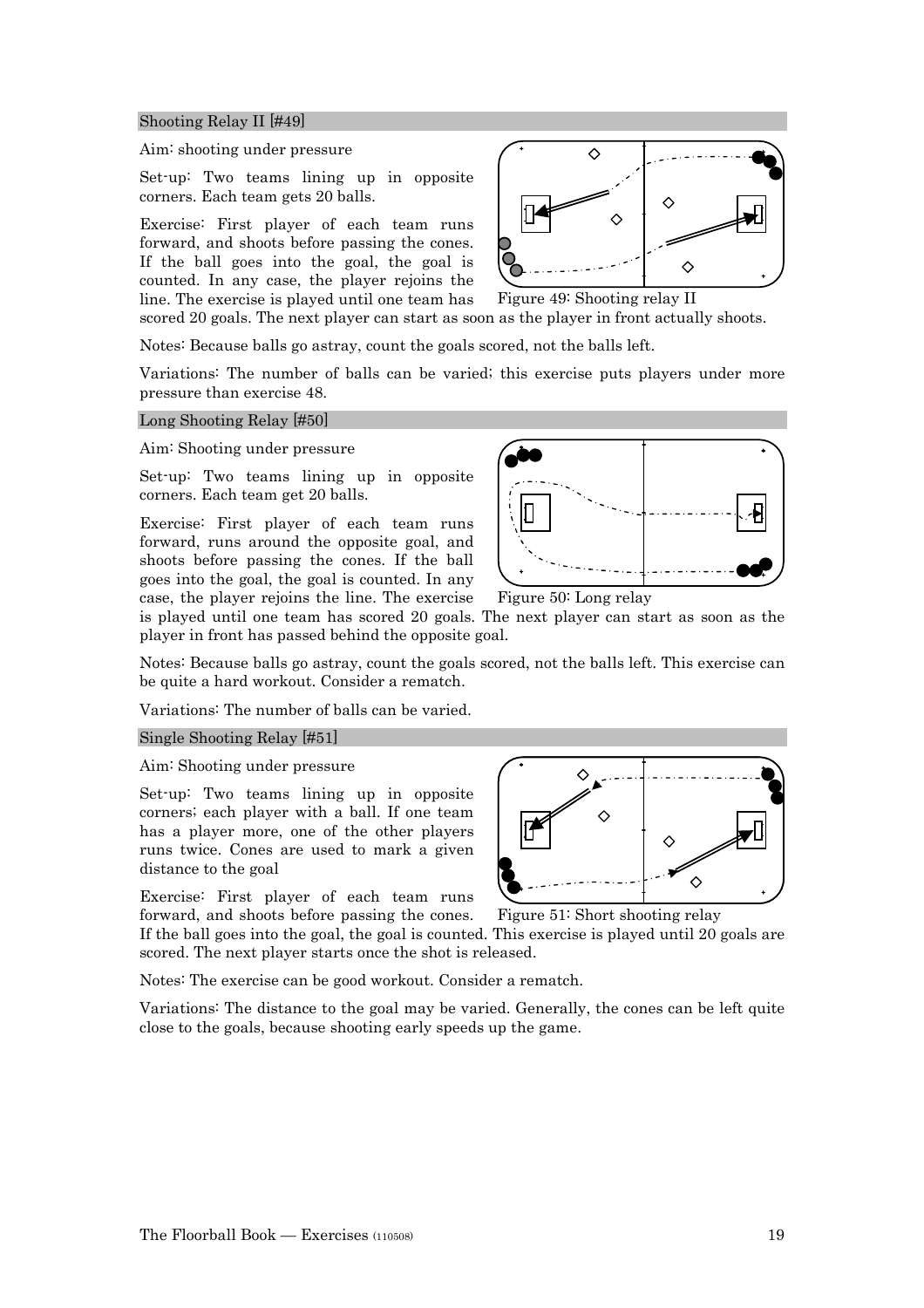## Shooting Relay II [#49]

Aim: shooting under pressure

Set-up: Two teams lining up in opposite corners. Each team gets 20 balls.

Exercise: First player of each team runs forward, and shoots before passing the cones. If the ball goes into the goal, the goal is counted. In any case, the player rejoins the line. The exercise is played until one team has scored 20 goals. The next player can start as soon as the player in front actually shoots.

Figure 49: Shooting relay II

Notes: Because balls go astray, count the goals scored, not the balls left.

Variations: The number of balls can be varied; this exercise puts players under more pressure than exercise 48.

## Long Shooting Relay [#50]

Aim: Shooting under pressure

Set-up: Two teams lining up in opposite corners. Each team get 20 balls.

Exercise: First player of each team runs forward, runs around the opposite goal, and shoots before passing the cones. If the ball goes into the goal, the goal is counted. In any case, the player rejoins the line. The exercise is played until one team has scored 20 goals. The next player can start as soon as the player in front has passed behind the opposite goal.

Figure 50: Long relay

Notes: Because balls go astray, count the goals scored, not the balls left. This exercise can be quite a hard workout. Consider a rematch.

Variations: The number of balls can be varied.

## Single Shooting Relay [#51]

Aim: Shooting under pressure

Set-up: Two teams lining up in opposite corners; each player with a ball. If one team has a player more, one of the other players runs twice. Cones are used to mark a given distance to the goal

Exercise: First player of each team runs forward, and shoots before passing the cones. If the ball goes into the goal, the goal is counted. This exercise is played until 20 goals are scored. The next player starts once the shot is released.

Figure 51: Short shooting relay

Notes: The exercise can be good workout. Consider a rematch.

Variations: The distance to the goal may be varied. Generally, the cones can be left quite close to the goals, because shooting early speeds up the game.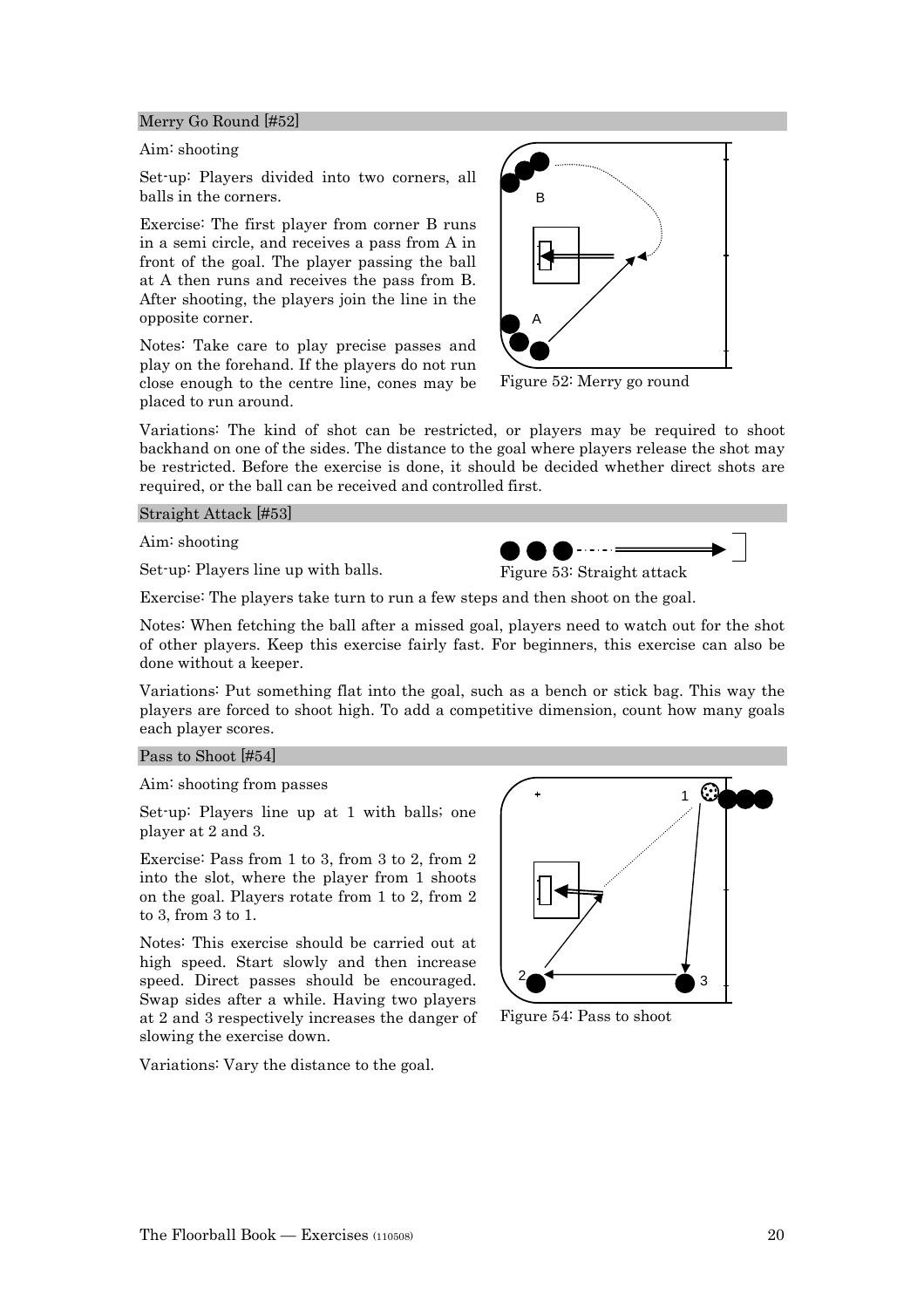## Merry Go Round [#52]

Aim: shooting

Set-up: Players divided into two corners, all balls in the corners.

Exercise: The first player from corner B runs in a semi circle, and receives a pass from A in front of the goal. The player passing the ball at A then runs and receives the pass from B. After shooting, the players join the line in the opposite corner.

Notes: Take care to play precise passes and play on the forehand. If the players do not run close enough to the centre line, cones may be placed to run around.

Figure 52: Merry go round

Variations: The kind of shot can be restricted, or players may be required to shoot backhand on one of the sides. The distance to the goal where players release the shot may be restricted. Before the exercise is done, it should be decided whether direct shots are required, or the ball can be received and controlled first.

## Straight Attack [#53]

Aim: shooting

Set-up: Players line up with balls.

Figure 53: Straight attack

Exercise: The players take turn to run a few steps and then shoot on the goal.

Notes: When fetching the ball after a missed goal, players need to watch out for the shot of other players. Keep this exercise fairly fast. For beginners, this exercise can also be done without a keeper.

Variations: Put something flat into the goal, such as a bench or stick bag. This way the players are forced to shoot high. To add a competitive dimension, count how many goals each player scores.

## Pass to Shoot [#54]

Aim: shooting from passes

Set-up: Players line up at 1 with balls; one player at 2 and 3.

Exercise: Pass from 1 to 3, from 3 to 2, from 2 into the slot, where the player from 1 shoots on the goal. Players rotate from 1 to 2, from 2 to 3, from 3 to 1.

Notes: This exercise should be carried out at high speed. Start slowly and then increase speed. Direct passes should be encouraged. Swap sides after a while. Having two players at 2 and 3 respectively increases the danger of slowing the exercise down.

Figure 54: Pass to shoot

Variations: Vary the distance to the goal.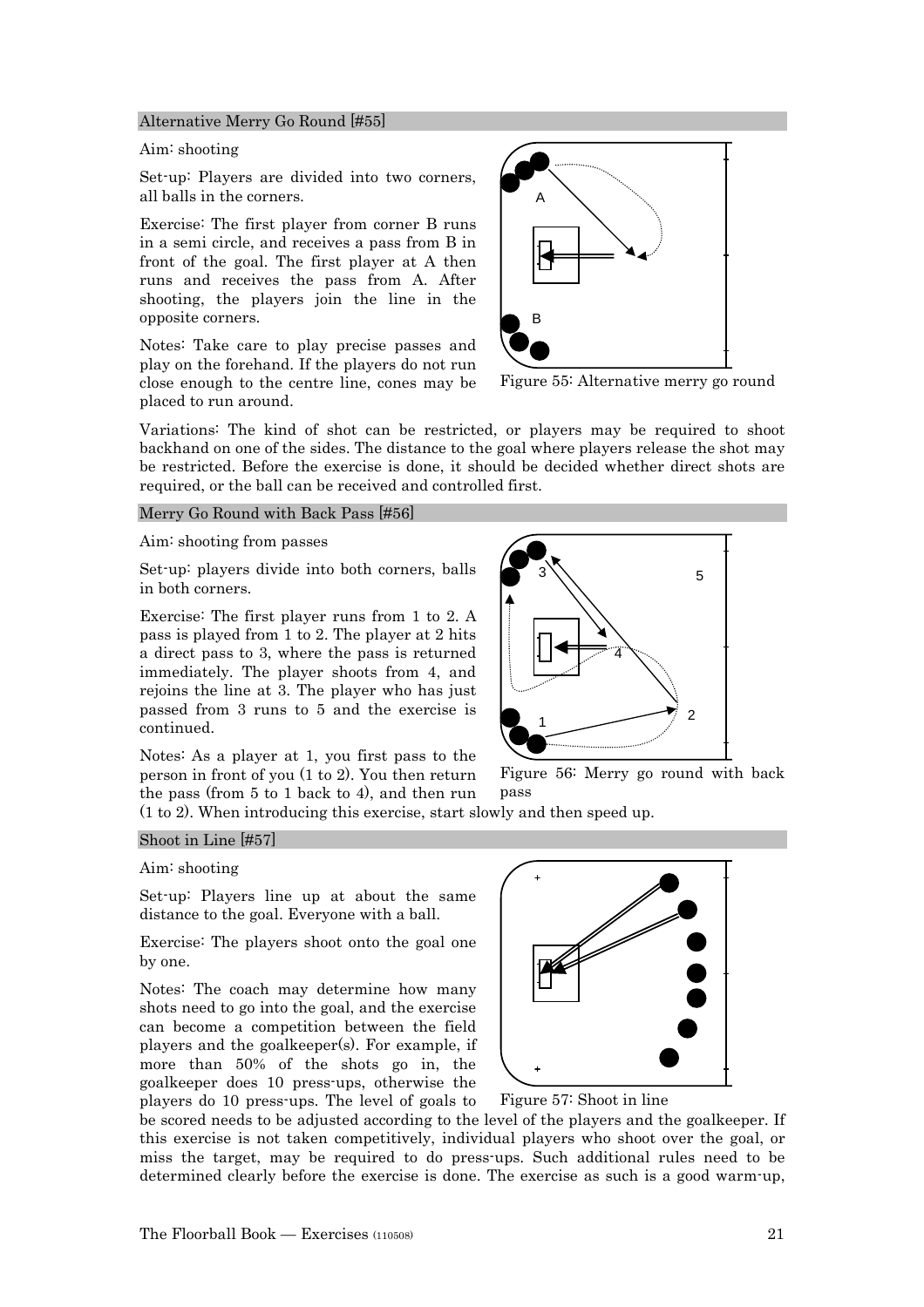## Alternative Merry Go Round [#55]

Aim: shooting

Set-up: Players are divided into two corners, all balls in the corners.

Exercise: The first player from corner B runs in a semi circle, and receives a pass from B in front of the goal. The first player at A then runs and receives the pass from A. After shooting, the players join the line in the opposite corners.

Notes: Take care to play precise passes and play on the forehand. If the players do not run close enough to the centre line, cones may be placed to run around.

Figure 55: Alternative merry go round

Variations: The kind of shot can be restricted, or players may be required to shoot backhand on one of the sides. The distance to the goal where players release the shot may be restricted. Before the exercise is done, it should be decided whether direct shots are required, or the ball can be received and controlled first.

## Merry Go Round with Back Pass [#56]

Aim: shooting from passes

Set-up: players divide into both corners, balls in both corners.

Exercise: The first player runs from 1 to 2. A pass is played from 1 to 2. The player at 2 hits a direct pass to 3, where the pass is returned immediately. The player shoots from 4, and rejoins the line at 3. The player who has just passed from 3 runs to 5 and the exercise is continued.

Notes: As a player at 1, you first pass to the person in front of you (1 to 2). You then return the pass (from 5 to 1 back to 4), and then run (1 to 2). When introducing this exercise, start slowly and then speed up.

Figure 56: Merry go round with back pass

## Shoot in Line [#57]

Aim: shooting

Set-up: Players line up at about the same distance to the goal. Everyone with a ball.

Exercise: The players shoot onto the goal one by one.

Notes: The coach may determine how many shots need to go into the goal, and the exercise can become a competition between the field players and the goalkeeper(s). For example, if more than 50% of the shots go in, the goalkeeper does 10 press-ups, otherwise the players do 10 press-ups. The level of goals to be scored needs to be adjusted according to the level of the players and the goalkeeper. If this exercise is not taken competitively, individual players who shoot over the goal, or miss the target, may be required to do press-ups. Such additional rules need to be determined clearly before the exercise is done. The exercise as such is a good warm-up,

Figure 57: Shoot in line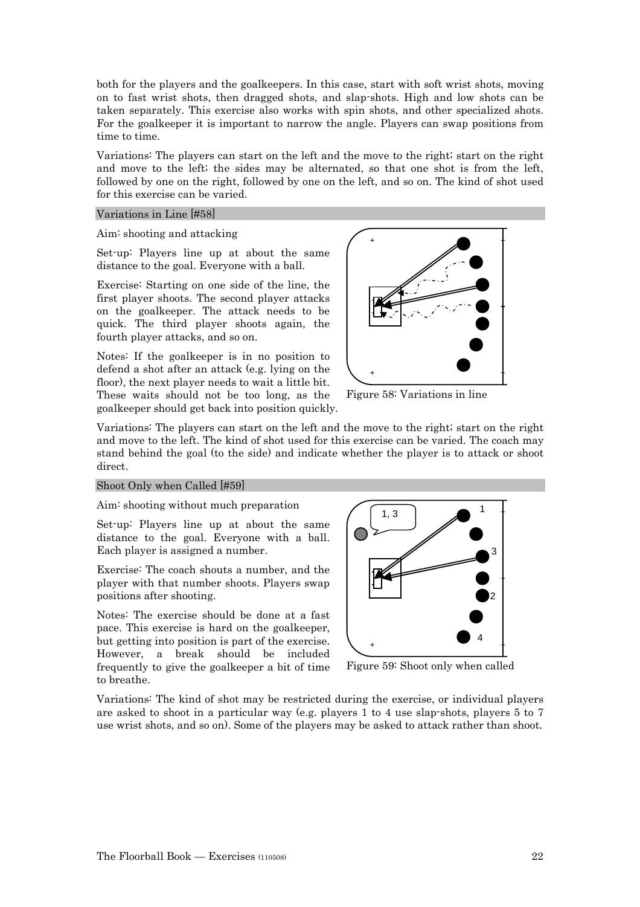both for the players and the goalkeepers. In this case, start with soft wrist shots, moving on to fast wrist shots, then dragged shots, and slap-shots. High and low shots can be taken separately. This exercise also works with spin shots, and other specialized shots. For the goalkeeper it is important to narrow the angle. Players can swap positions from time to time.

Variations: The players can start on the left and the move to the right; start on the right and move to the left; the sides may be alternated, so that one shot is from the left, followed by one on the right, followed by one on the left, and so on. The kind of shot used for this exercise can be varied.

## Variations in Line [#58]

Aim: shooting and attacking

Set-up: Players line up at about the same distance to the goal. Everyone with a ball.

Exercise: Starting on one side of the line, the first player shoots. The second player attacks on the goalkeeper. The attack needs to be quick. The third player shoots again, the fourth player attacks, and so on.

Notes: If the goalkeeper is in no position to defend a shot after an attack (e.g. lying on the floor), the next player needs to wait a little bit. These waits should not be too long, as the goalkeeper should get back into position quickly.

Figure 58: Variations in line

Variations: The players can start on the left and the move to the right; start on the right and move to the left. The kind of shot used for this exercise can be varied. The coach may stand behind the goal (to the side) and indicate whether the player is to attack or shoot direct.

## Shoot Only when Called [#59]

Aim: shooting without much preparation

Set-up: Players line up at about the same distance to the goal. Everyone with a ball. Each player is assigned a number.

Exercise: The coach shouts a number, and the player with that number shoots. Players swap positions after shooting.

Notes: The exercise should be done at a fast pace. This exercise is hard on the goalkeeper, but getting into position is part of the exercise. However, a break should be included frequently to give the goalkeeper a bit of time to breathe.

Figure 59: Shoot only when called

Variations: The kind of shot may be restricted during the exercise, or individual players are asked to shoot in a particular way (e.g. players 1 to 4 use slap-shots, players 5 to 7 use wrist shots, and so on). Some of the players may be asked to attack rather than shoot.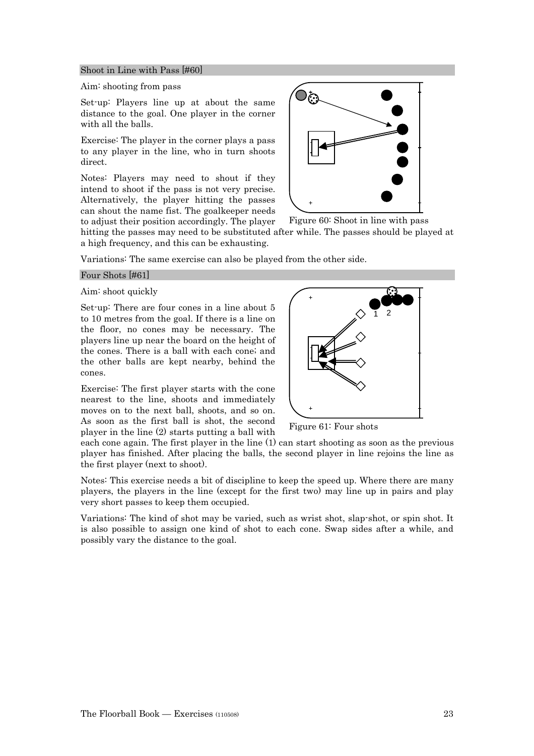## Shoot in Line with Pass [#60]

Aim: shooting from pass

Set-up: Players line up at about the same distance to the goal. One player in the corner with all the balls.

Exercise: The player in the corner plays a pass to any player in the line, who in turn shoots direct.

Notes: Players may need to shout if they intend to shoot if the pass is not very precise. Alternatively, the player hitting the passes can shout the name fist. The goalkeeper needs to adjust their position accordingly. The player hitting the passes may need to be substituted after while. The passes should be played at a high frequency, and this can be exhausting.

Figure 60: Shoot in line with pass

Variations: The same exercise can also be played from the other side.

## Four Shots [#61]

Aim: shoot quickly

Set-up: There are four cones in a line about 5 to 10 metres from the goal. If there is a line on the floor, no cones may be necessary. The players line up near the board on the height of the cones. There is a ball with each cone; and the other balls are kept nearby, behind the cones.

Exercise: The first player starts with the cone nearest to the line, shoots and immediately moves on to the next ball, shoots, and so on. As soon as the first ball is shot, the second player in the line (2) starts putting a ball with each cone again. The first player in the line (1) can start shooting as soon as the previous player has finished. After placing the balls, the second player in line rejoins the line as the first player (next to shoot).

Figure 61: Four shots

Notes: This exercise needs a bit of discipline to keep the speed up. Where there are many players, the players in the line (except for the first two) may line up in pairs and play very short passes to keep them occupied.

Variations: The kind of shot may be varied, such as wrist shot, slap-shot, or spin shot. It is also possible to assign one kind of shot to each cone. Swap sides after a while, and possibly vary the distance to the goal.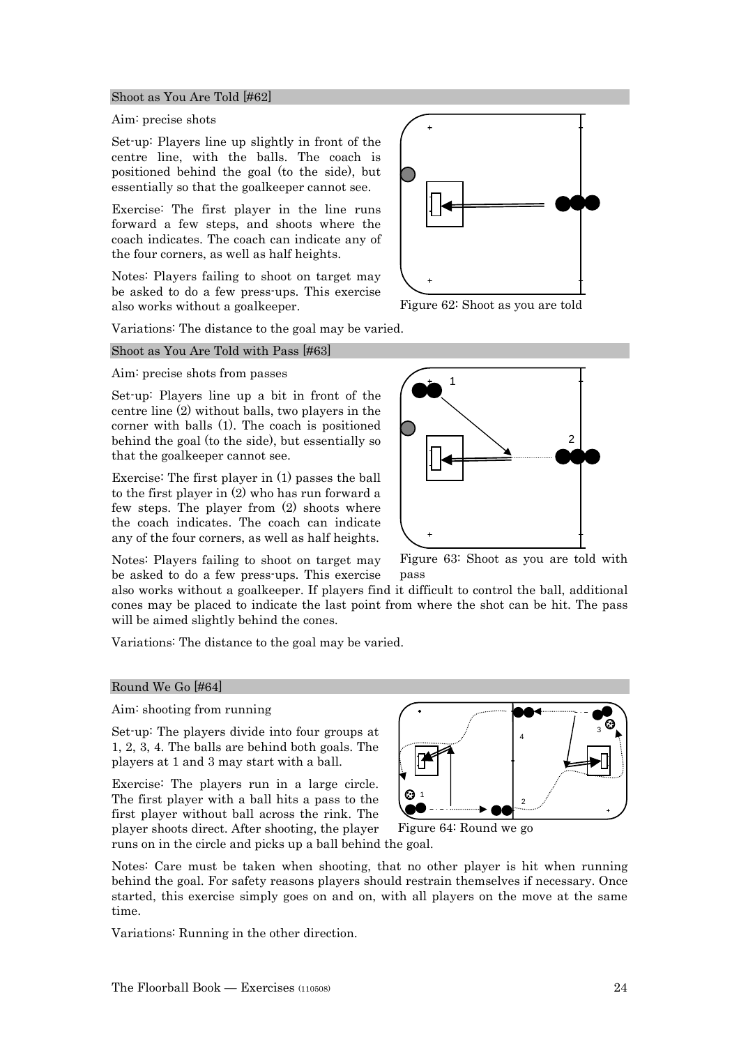## Shoot as You Are Told [#62]

Aim: precise shots

Set-up: Players line up slightly in front of the centre line, with the balls. The coach is positioned behind the goal (to the side), but essentially so that the goalkeeper cannot see.

Exercise: The first player in the line runs forward a few steps, and shoots where the coach indicates. The coach can indicate any of the four corners, as well as half heights.

Notes: Players failing to shoot on target may be asked to do a few press-ups. This exercise also works without a goalkeeper.

Figure 62: Shoot as you are told

Variations: The distance to the goal may be varied.

## Shoot as You Are Told with Pass [#63]

Aim: precise shots from passes

Set-up: Players line up a bit in front of the centre line (2) without balls, two players in the corner with balls (1). The coach is positioned behind the goal (to the side), but essentially so that the goalkeeper cannot see.

Exercise: The first player in (1) passes the ball to the first player in (2) who has run forward a few steps. The player from (2) shoots where the coach indicates. The coach can indicate any of the four corners, as well as half heights.

Notes: Players failing to shoot on target may be asked to do a few press-ups. This exercise also works without a goalkeeper. If players find it difficult to control the ball, additional cones may be placed to indicate the last point from where the shot can be hit. The pass will be aimed slightly behind the cones.

Figure 63: Shoot as you are told with pass

Variations: The distance to the goal may be varied.

## Round We Go [#64]

Aim: shooting from running

Set-up: The players divide into four groups at 1, 2, 3, 4. The balls are behind both goals. The players at 1 and 3 may start with a ball.

Exercise: The players run in a large circle. The first player with a ball hits a pass to the first player without ball across the rink. The player shoots direct. After shooting, the player runs on in the circle and picks up a ball behind the goal.

Figure 64: Round we go

Notes: Care must be taken when shooting, that no other player is hit when running behind the goal. For safety reasons players should restrain themselves if necessary. Once started, this exercise simply goes on and on, with all players on the move at the same time.

Variations: Running in the other direction.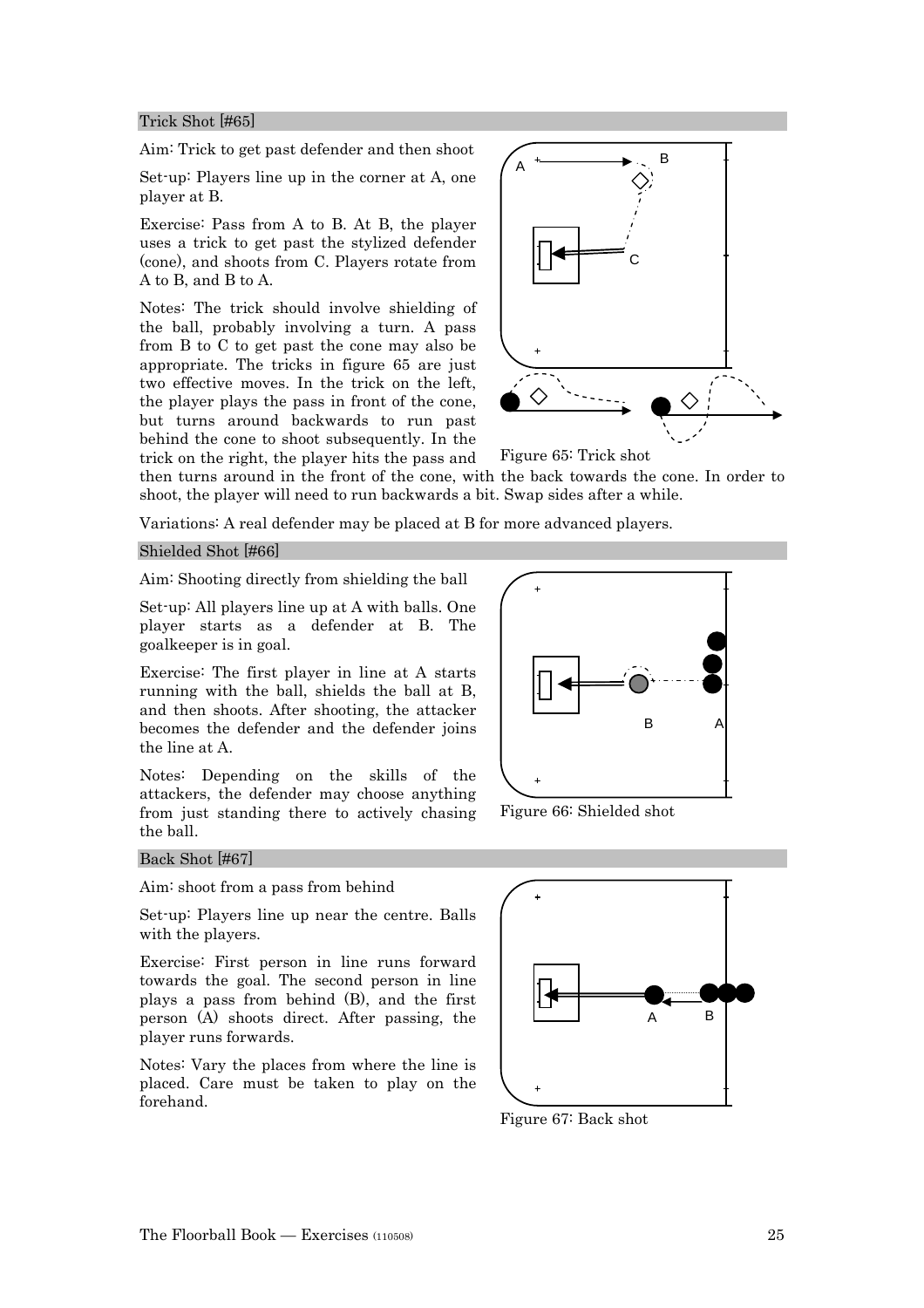## Trick Shot [#65]

Aim: Trick to get past defender and then shoot

Set-up: Players line up in the corner at A, one player at B.

Exercise: Pass from A to B. At B, the player uses a trick to get past the stylized defender (cone), and shoots from C. Players rotate from A to B, and B to A.

Notes: The trick should involve shielding of the ball, probably involving a turn. A pass from B to C to get past the cone may also be appropriate. The tricks in figure 65 are just two effective moves. In the trick on the left, the player plays the pass in front of the cone, but turns around backwards to run past behind the cone to shoot subsequently. In the trick on the right, the player hits the pass and then turns around in the front of the cone, with the back towards the cone. In order to shoot, the player will need to run backwards a bit. Swap sides after a while.

Figure 65: Trick shot

Variations: A real defender may be placed at B for more advanced players.

## Shielded Shot [#66]

Aim: Shooting directly from shielding the ball

Set-up: All players line up at A with balls. One player starts as a defender at B. The goalkeeper is in goal.

Exercise: The first player in line at A starts running with the ball, shields the ball at B, and then shoots. After shooting, the attacker becomes the defender and the defender joins the line at A.

Notes: Depending on the skills of the attackers, the defender may choose anything from just standing there to actively chasing the ball.

Figure 66: Shielded shot

## Back Shot [#67]

Aim: shoot from a pass from behind

Set-up: Players line up near the centre. Balls with the players.

Exercise: First person in line runs forward towards the goal. The second person in line plays a pass from behind (B), and the first person (A) shoots direct. After passing, the player runs forwards.

Notes: Vary the places from where the line is placed. Care must be taken to play on the forehand.

Figure 67: Back shot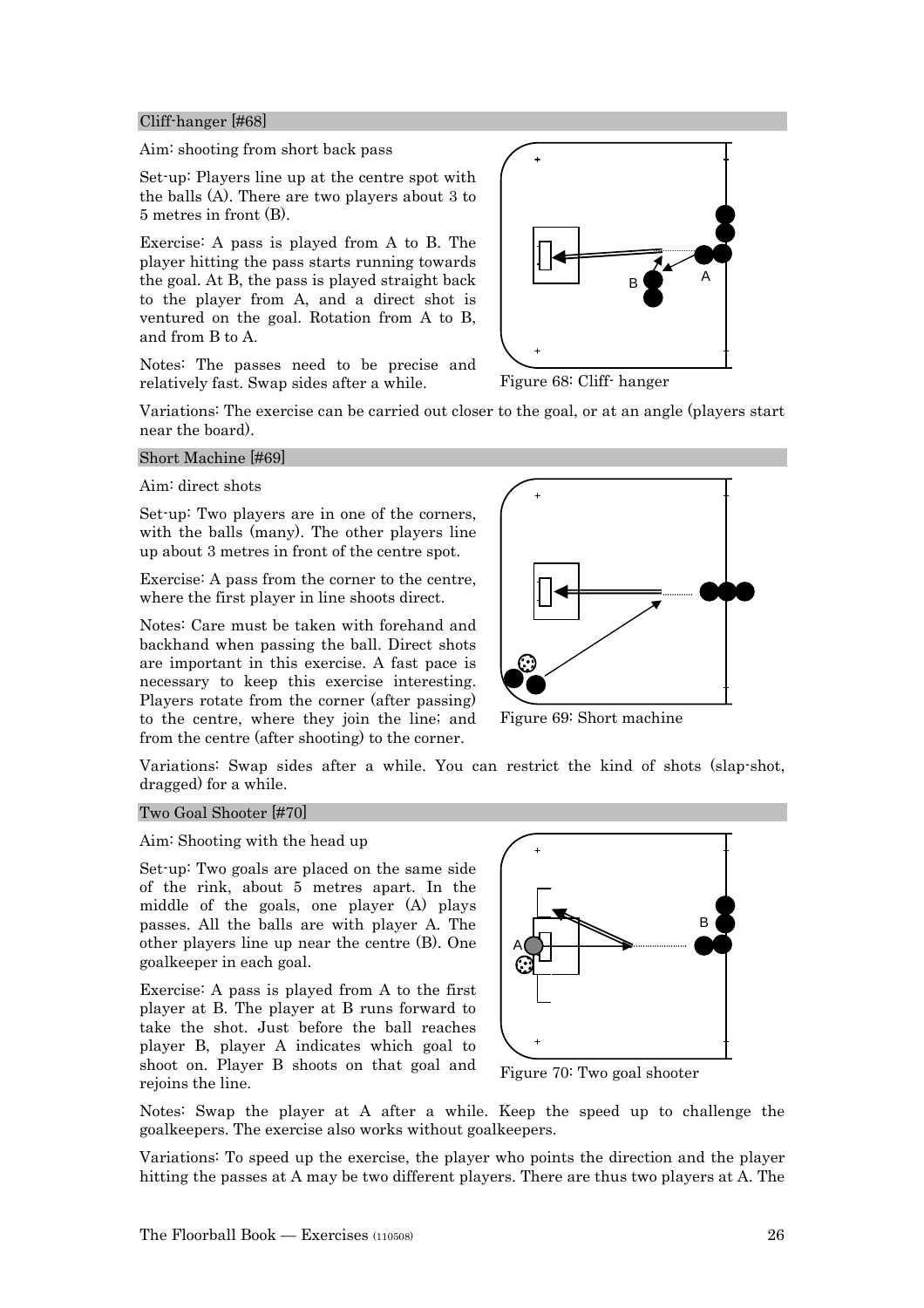## Cliff-hanger [#68]

Aim: shooting from short back pass

Set-up: Players line up at the centre spot with the balls (A). There are two players about 3 to 5 metres in front (B).

Exercise: A pass is played from A to B. The player hitting the pass starts running towards the goal. At B, the pass is played straight back to the player from A, and a direct shot is ventured on the goal. Rotation from A to B, and from B to A.

Notes: The passes need to be precise and relatively fast. Swap sides after a while.

Figure 68: Cliff- hanger

Variations: The exercise can be carried out closer to the goal, or at an angle (players start near the board).

## Short Machine [#69]

Aim: direct shots

Set-up: Two players are in one of the corners, with the balls (many). The other players line up about 3 metres in front of the centre spot.

Exercise: A pass from the corner to the centre, where the first player in line shoots direct.

Notes: Care must be taken with forehand and backhand when passing the ball. Direct shots are important in this exercise. A fast pace is necessary to keep this exercise interesting. Players rotate from the corner (after passing) to the centre, where they join the line; and from the centre (after shooting) to the corner.

Figure 69: Short machine

Variations: Swap sides after a while. You can restrict the kind of shots (slap-shot, dragged) for a while.

## Two Goal Shooter [#70]

Aim: Shooting with the head up

Set-up: Two goals are placed on the same side of the rink, about 5 metres apart. In the middle of the goals, one player (A) plays passes. All the balls are with player A. The other players line up near the centre (B). One goalkeeper in each goal.

Exercise: A pass is played from A to the first player at B. The player at B runs forward to take the shot. Just before the ball reaches player B, player A indicates which goal to shoot on. Player B shoots on that goal and rejoins the line.

Figure 70: Two goal shooter

Notes: Swap the player at A after a while. Keep the speed up to challenge the goalkeepers. The exercise also works without goalkeepers.

Variations: To speed up the exercise, the player who points the direction and the player hitting the passes at A may be two different players. There are thus two players at A. The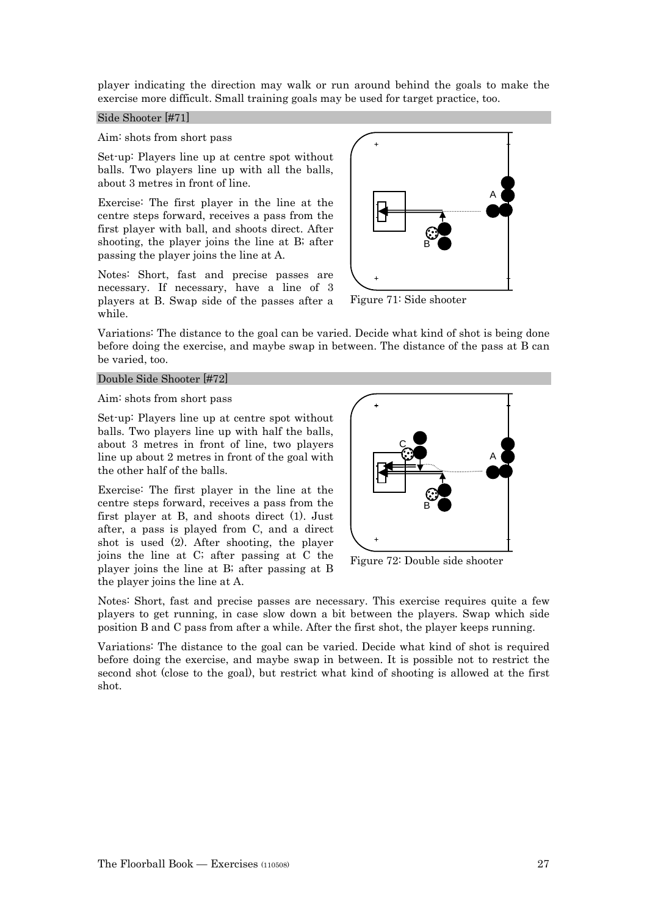player indicating the direction may walk or run around behind the goals to make the exercise more difficult. Small training goals may be used for target practice, too.

## Side Shooter [#71]

Aim: shots from short pass

Set-up: Players line up at centre spot without balls. Two players line up with all the balls, about 3 metres in front of line.

Exercise: The first player in the line at the centre steps forward, receives a pass from the first player with ball, and shoots direct. After shooting, the player joins the line at B; after passing the player joins the line at A.

Notes: Short, fast and precise passes are necessary. If necessary, have a line of 3 players at B. Swap side of the passes after a while.

Figure 71: Side shooter

Variations: The distance to the goal can be varied. Decide what kind of shot is being done before doing the exercise, and maybe swap in between. The distance of the pass at B can be varied, too.

## Double Side Shooter [#72]

Aim: shots from short pass

Set-up: Players line up at centre spot without balls. Two players line up with half the balls, about 3 metres in front of line, two players line up about 2 metres in front of the goal with the other half of the balls.

Exercise: The first player in the line at the centre steps forward, receives a pass from the first player at B, and shoots direct (1). Just after, a pass is played from C, and a direct shot is used (2). After shooting, the player joins the line at C; after passing at C the player joins the line at B; after passing at B the player joins the line at A.

Figure 72: Double side shooter

Notes: Short, fast and precise passes are necessary. This exercise requires quite a few players to get running, in case slow down a bit between the players. Swap which side position B and C pass from after a while. After the first shot, the player keeps running.

Variations: The distance to the goal can be varied. Decide what kind of shot is required before doing the exercise, and maybe swap in between. It is possible not to restrict the second shot (close to the goal), but restrict what kind of shooting is allowed at the first shot.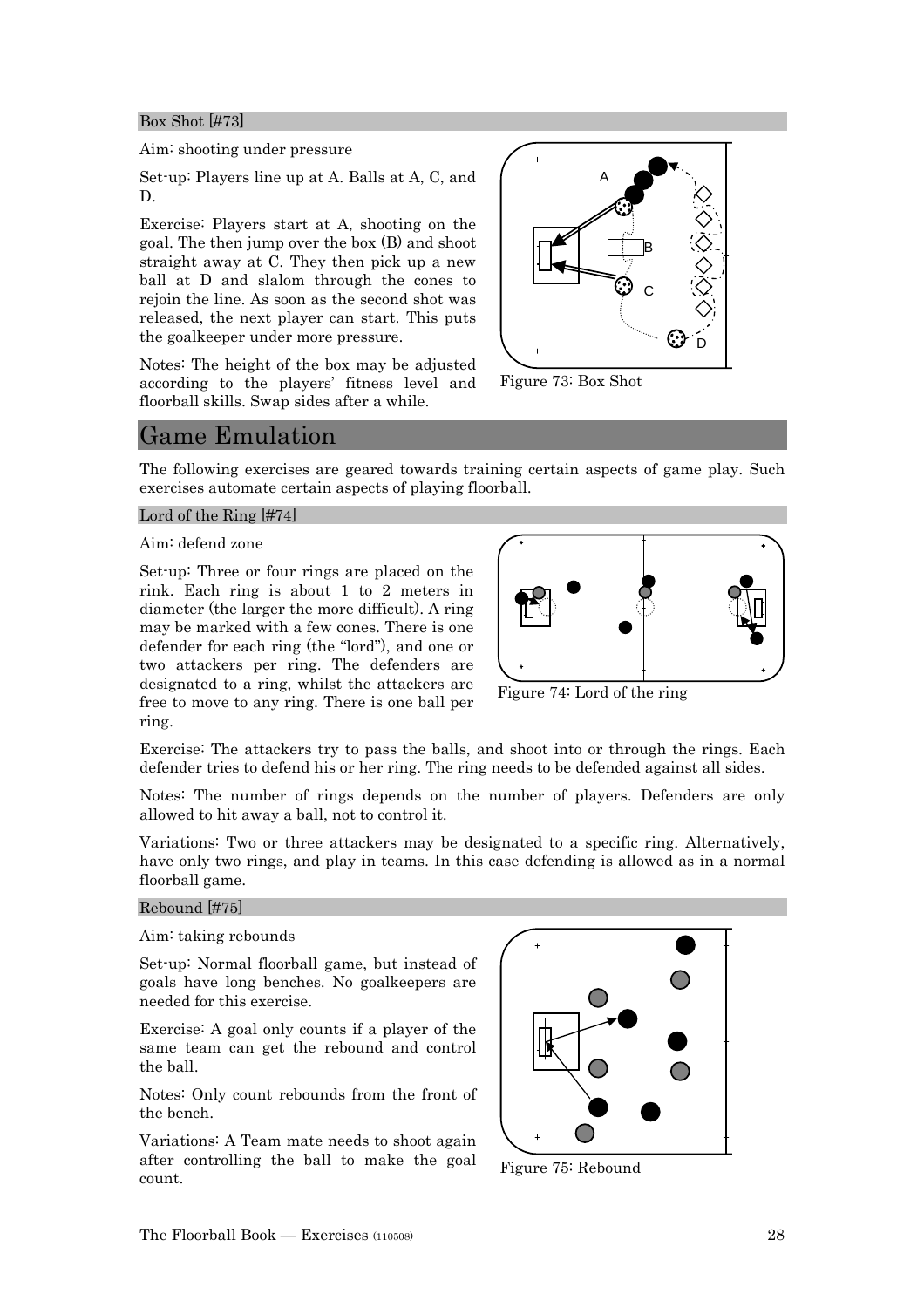### Box Shot [#73]

Aim: shooting under pressure

Set-up: Players line up at A. Balls at A, C, and D.

Exercise: Players start at A, shooting on the goal. The then jump over the box (B) and shoot straight away at C. They then pick up a new ball at D and slalom through the cones to rejoin the line. As soon as the second shot was released, the next player can start. This puts the goalkeeper under more pressure.

Notes: The height of the box may be adjusted according to the players' fitness level and floorball skills. Swap sides after a while.

Figure 73: Box Shot

## Game Emulation

The following exercises are geared towards training certain aspects of game play. Such exercises automate certain aspects of playing floorball.

### Lord of the Ring [#74]

Aim: defend zone

Set-up: Three or four rings are placed on the rink. Each ring is about 1 to 2 meters in diameter (the larger the more difficult). A ring may be marked with a few cones. There is one defender for each ring (the "lord"), and one or two attackers per ring. The defenders are designated to a ring, whilst the attackers are free to move to any ring. There is one ball per ring.

Figure 74: Lord of the ring

Exercise: The attackers try to pass the balls, and shoot into or through the rings. Each defender tries to defend his or her ring. The ring needs to be defended against all sides.

Notes: The number of rings depends on the number of players. Defenders are only allowed to hit away a ball, not to control it.

Variations: Two or three attackers may be designated to a specific ring. Alternatively, have only two rings, and play in teams. In this case defending is allowed as in a normal floorball game.

### Rebound [#75]

Aim: taking rebounds

Set-up: Normal floorball game, but instead of goals have long benches. No goalkeepers are needed for this exercise.

Exercise: A goal only counts if a player of the same team can get the rebound and control the ball.

Notes: Only count rebounds from the front of the bench.

Variations: A Team mate needs to shoot again after controlling the ball to make the goal count.

Figure 75: Rebound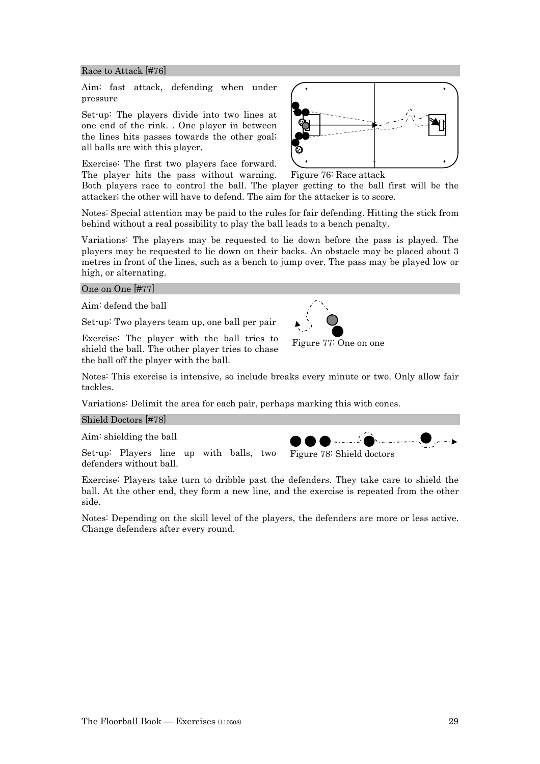## Race to Attack [#76]

Aim: fast attack, defending when under pressure

Set-up: The players divide into two lines at one end of the rink. . One player in between the lines hits passes towards the other goal; all balls are with this player.

Exercise: The first two players face forward. The player hits the pass without warning. Both players race to control the ball. The player getting to the ball first will be the attacker; the other will have to defend. The aim for the attacker is to score.

Figure 76: Race attack

Notes: Special attention may be paid to the rules for fair defending. Hitting the stick from behind without a real possibility to play the ball leads to a bench penalty.

Variations: The players may be requested to lie down before the pass is played. The players may be requested to lie down on their backs. An obstacle may be placed about 3 metres in front of the lines, such as a bench to jump over. The pass may be played low or high, or alternating.

## One on One [#77]

Aim: defend the ball

Set-up: Two players team up, one ball per pair

Exercise: The player with the ball tries to shield the ball. The other player tries to chase the ball off the player with the ball.

Figure 77: One on one

Notes: This exercise is intensive, so include breaks every minute or two. Only allow fair tackles.

Variations: Delimit the area for each pair, perhaps marking this with cones.

## Shield Doctors [#78]

Aim: shielding the ball

Set-up: Players line up with balls, two defenders without ball.

Figure 78: Shield doctors

Exercise: Players take turn to dribble past the defenders. They take care to shield the ball. At the other end, they form a new line, and the exercise is repeated from the other side.

Notes: Depending on the skill level of the players, the defenders are more or less active. Change defenders after every round.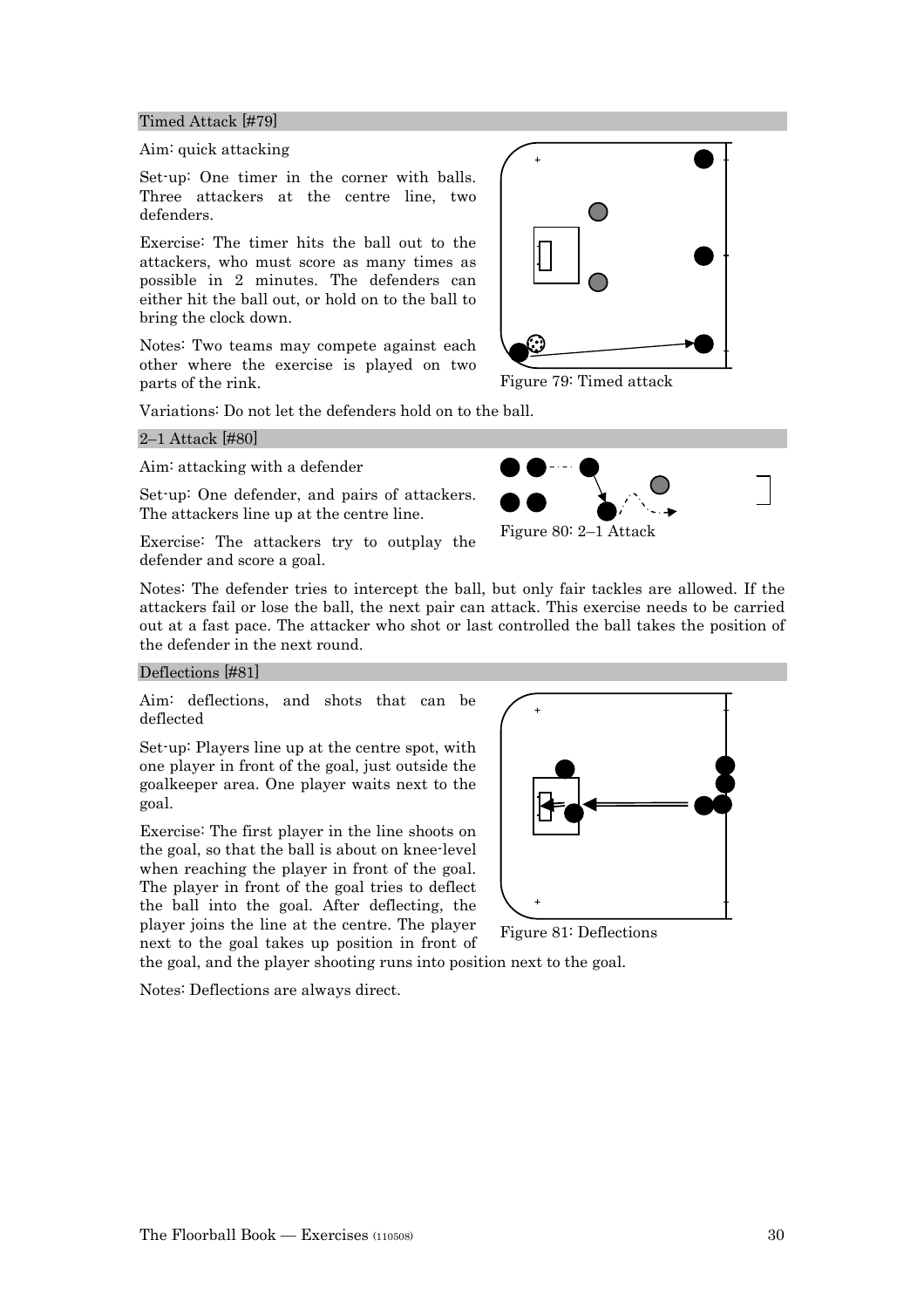## Timed Attack [#79]

Aim: quick attacking

Set-up: One timer in the corner with balls. Three attackers at the centre line, two defenders.

Exercise: The timer hits the ball out to the attackers, who must score as many times as possible in 2 minutes. The defenders can either hit the ball out, or hold on to the ball to bring the clock down.

Notes: Two teams may compete against each other where the exercise is played on two parts of the rink.

Figure 79: Timed attack

Variations: Do not let the defenders hold on to the ball.

## 2–1 Attack [#80]

Aim: attacking with a defender

Set-up: One defender, and pairs of attackers. The attackers line up at the centre line.

Exercise: The attackers try to outplay the defender and score a goal.

Figure 80: 2–1 Attack

Notes: The defender tries to intercept the ball, but only fair tackles are allowed. If the attackers fail or lose the ball, the next pair can attack. This exercise needs to be carried out at a fast pace. The attacker who shot or last controlled the ball takes the position of the defender in the next round.

## Deflections [#81]

Aim: deflections, and shots that can be deflected

Set-up: Players line up at the centre spot, with one player in front of the goal, just outside the goalkeeper area. One player waits next to the goal.

Exercise: The first player in the line shoots on the goal, so that the ball is about on knee-level when reaching the player in front of the goal. The player in front of the goal tries to deflect the ball into the goal. After deflecting, the player joins the line at the centre. The player next to the goal takes up position in front of the goal, and the player shooting runs into position next to the goal.

Figure 81: Deflections

Notes: Deflections are always direct.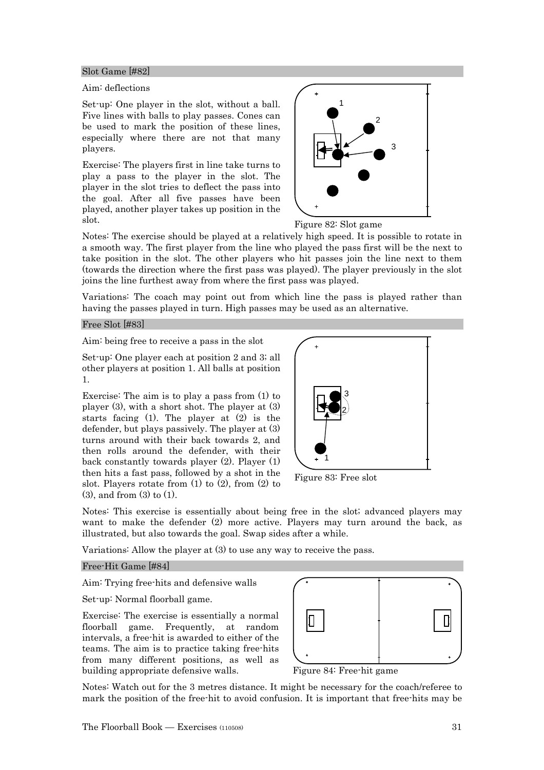## Slot Game [#82]

Aim: deflections

Set-up: One player in the slot, without a ball. Five lines with balls to play passes. Cones can be used to mark the position of these lines, especially where there are not that many players.

Exercise: The players first in line take turns to play a pass to the player in the slot. The player in the slot tries to deflect the pass into the goal. After all five passes have been played, another player takes up position in the slot.

Figure 82: Slot game

Notes: The exercise should be played at a relatively high speed. It is possible to rotate in a smooth way. The first player from the line who played the pass first will be the next to take position in the slot. The other players who hit passes join the line next to them (towards the direction where the first pass was played). The player previously in the slot joins the line furthest away from where the first pass was played.

Variations: The coach may point out from which line the pass is played rather than having the passes played in turn. High passes may be used as an alternative.

## Free Slot [#83]

Aim: being free to receive a pass in the slot

Set-up: One player each at position 2 and 3; all other players at position 1. All balls at position 1.

Exercise: The aim is to play a pass from (1) to player (3), with a short shot. The player at (3) starts facing (1). The player at (2) is the defender, but plays passively. The player at (3) turns around with their back towards 2, and then rolls around the defender, with their back constantly towards player (2). Player (1) then hits a fast pass, followed by a shot in the slot. Players rotate from (1) to (2), from (2) to (3), and from (3) to (1).

Figure 83: Free slot

Notes: This exercise is essentially about being free in the slot; advanced players may want to make the defender (2) more active. Players may turn around the back, as illustrated, but also towards the goal. Swap sides after a while.

Variations: Allow the player at (3) to use any way to receive the pass.

## Free-Hit Game [#84]

Aim: Trying free-hits and defensive walls

Set-up: Normal floorball game.

Exercise: The exercise is essentially a normal floorball game. Frequently, at random intervals, a free-hit is awarded to either of the teams. The aim is to practice taking free-hits from many different positions, as well as building appropriate defensive walls.

Figure 84: Free-hit game

Notes: Watch out for the 3 metres distance. It might be necessary for the coach/referee to mark the position of the free-hit to avoid confusion. It is important that free-hits may be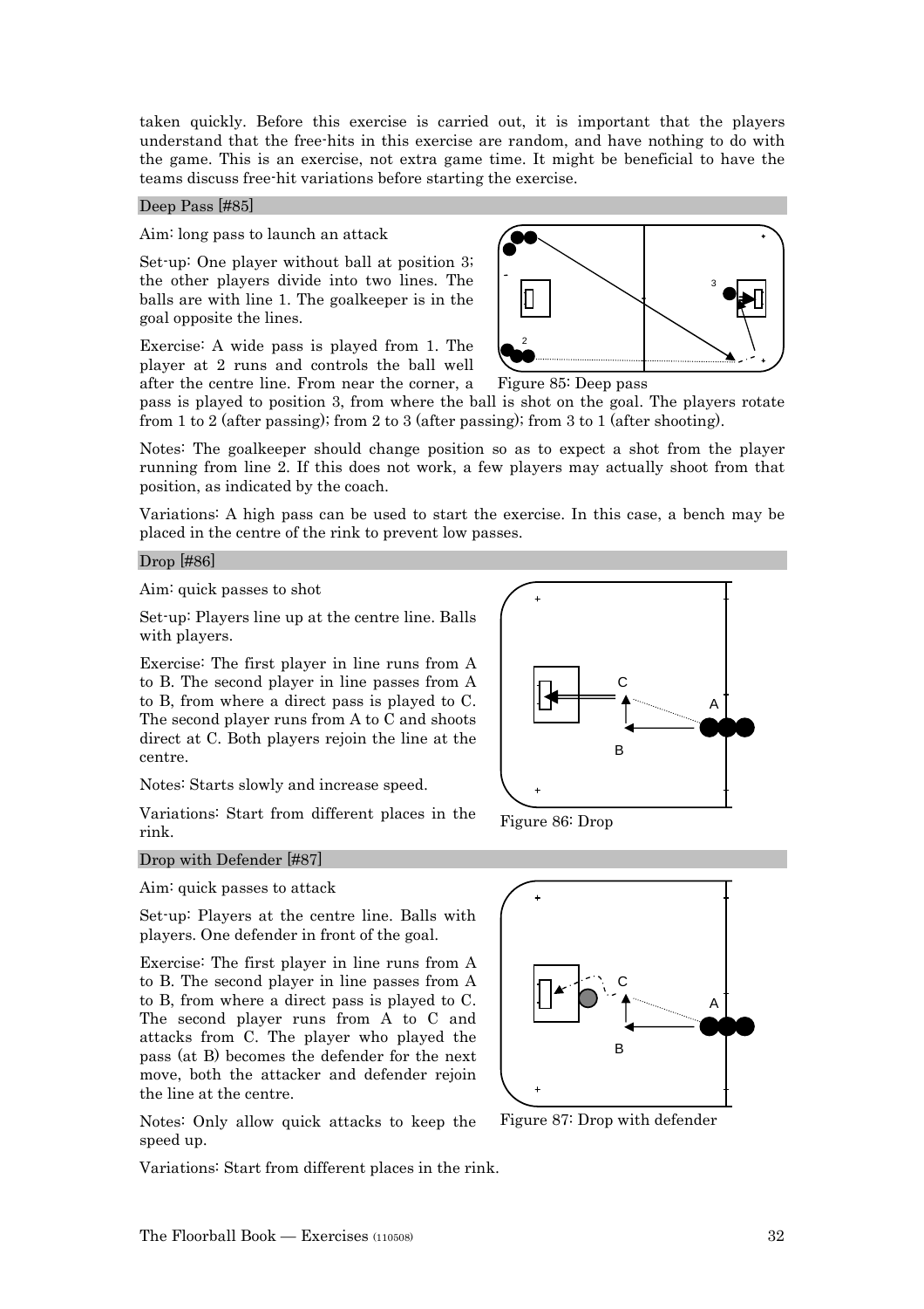taken quickly. Before this exercise is carried out, it is important that the players understand that the free-hits in this exercise are random, and have nothing to do with the game. This is an exercise, not extra game time. It might be beneficial to have the teams discuss free-hit variations before starting the exercise.

## Deep Pass [#85]

Aim: long pass to launch an attack

Set-up: One player without ball at position 3; the other players divide into two lines. The balls are with line 1. The goalkeeper is in the goal opposite the lines.

Exercise: A wide pass is played from 1. The player at 2 runs and controls the ball well after the centre line. From near the corner, a pass is played to position 3, from where the ball is shot on the goal. The players rotate from 1 to 2 (after passing); from 2 to 3 (after passing); from 3 to 1 (after shooting).

Figure 85: Deep pass

Notes: The goalkeeper should change position so as to expect a shot from the player running from line 2. If this does not work, a few players may actually shoot from that position, as indicated by the coach.

Variations: A high pass can be used to start the exercise. In this case, a bench may be placed in the centre of the rink to prevent low passes.

## Drop [#86]

Aim: quick passes to shot

Set-up: Players line up at the centre line. Balls with players.

Exercise: The first player in line runs from A to B. The second player in line passes from A to B, from where a direct pass is played to C. The second player runs from A to C and shoots direct at C. Both players rejoin the line at the centre.

Notes: Starts slowly and increase speed.

Variations: Start from different places in the rink.

Figure 86: Drop

## Drop with Defender [#87]

Aim: quick passes to attack

Set-up: Players at the centre line. Balls with players. One defender in front of the goal.

Exercise: The first player in line runs from A to B. The second player in line passes from A to B, from where a direct pass is played to C. The second player runs from A to C and attacks from C. The player who played the pass (at B) becomes the defender for the next move, both the attacker and defender rejoin the line at the centre.

Notes: Only allow quick attacks to keep the speed up.

Figure 87: Drop with defender

Variations: Start from different places in the rink.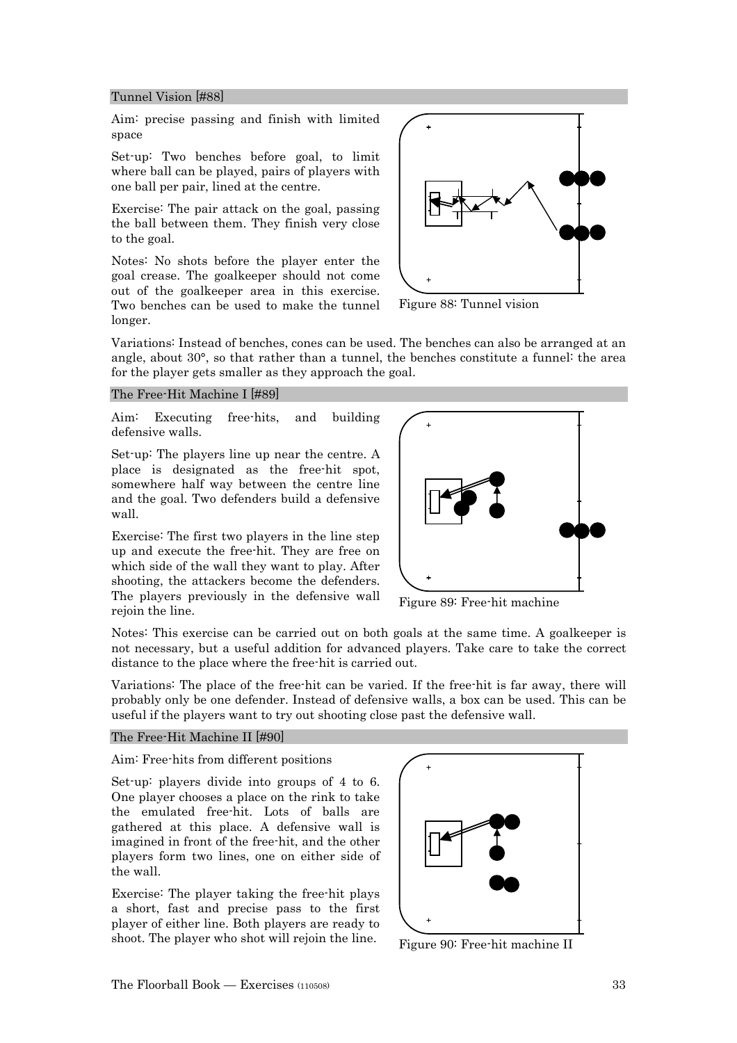## Tunnel Vision [#88]

Aim: precise passing and finish with limited space

Set-up: Two benches before goal, to limit where ball can be played, pairs of players with one ball per pair, lined at the centre.

Exercise: The pair attack on the goal, passing the ball between them. They finish very close to the goal.

Notes: No shots before the player enter the goal crease. The goalkeeper should not come out of the goalkeeper area in this exercise. Two benches can be used to make the tunnel longer.

Figure 88: Tunnel vision

Variations: Instead of benches, cones can be used. The benches can also be arranged at an angle, about 30°, so that rather than a tunnel, the benches constitute a funnel: the area for the player gets smaller as they approach the goal.

## The Free-Hit Machine I [#89]

Aim: Executing free-hits, and building defensive walls.

Set-up: The players line up near the centre. A place is designated as the free-hit spot, somewhere half way between the centre line and the goal. Two defenders build a defensive wall.

Exercise: The first two players in the line step up and execute the free-hit. They are free on which side of the wall they want to play. After shooting, the attackers become the defenders. The players previously in the defensive wall rejoin the line.

Figure 89: Free-hit machine

Notes: This exercise can be carried out on both goals at the same time. A goalkeeper is not necessary, but a useful addition for advanced players. Take care to take the correct distance to the place where the free-hit is carried out.

Variations: The place of the free-hit can be varied. If the free-hit is far away, there will probably only be one defender. Instead of defensive walls, a box can be used. This can be useful if the players want to try out shooting close past the defensive wall.

## The Free-Hit Machine II [#90]

Aim: Free-hits from different positions

Set-up: players divide into groups of 4 to 6. One player chooses a place on the rink to take the emulated free-hit. Lots of balls are gathered at this place. A defensive wall is imagined in front of the free-hit, and the other players form two lines, one on either side of the wall.

Exercise: The player taking the free-hit plays a short, fast and precise pass to the first player of either line. Both players are ready to shoot. The player who shot will rejoin the line.

Figure 90: Free-hit machine II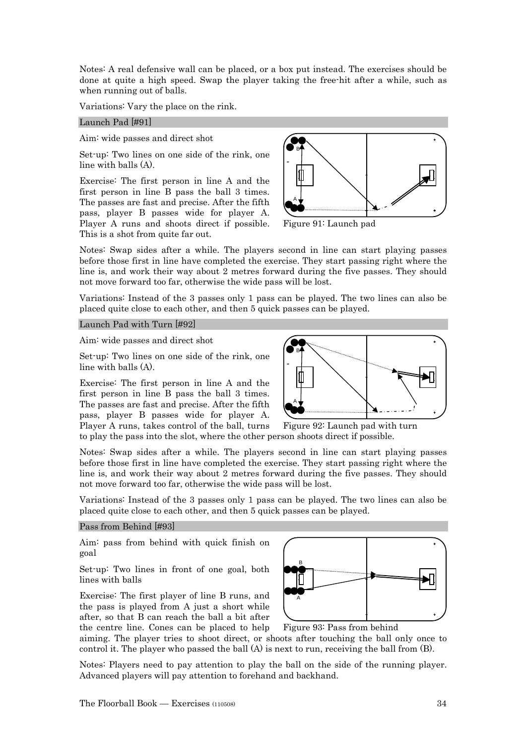Notes: A real defensive wall can be placed, or a box put instead. The exercises should be done at quite a high speed. Swap the player taking the free-hit after a while, such as when running out of balls.

Variations: Vary the place on the rink.

## Launch Pad [#91]

Aim: wide passes and direct shot

Set-up: Two lines on one side of the rink, one line with balls (A).

Exercise: The first person in line A and the first person in line B pass the ball 3 times. The passes are fast and precise. After the fifth pass, player B passes wide for player A. Player A runs and shoots direct if possible. This is a shot from quite far out.

Figure 91: Launch pad

Notes: Swap sides after a while. The players second in line can start playing passes before those first in line have completed the exercise. They start passing right where the line is, and work their way about 2 metres forward during the five passes. They should not move forward too far, otherwise the wide pass will be lost.

Variations: Instead of the 3 passes only 1 pass can be played. The two lines can also be placed quite close to each other, and then 5 quick passes can be played.

## Launch Pad with Turn [#92]

Aim: wide passes and direct shot

Set-up: Two lines on one side of the rink, one line with balls (A).

Exercise: The first person in line A and the first person in line B pass the ball 3 times. The passes are fast and precise. After the fifth pass, player B passes wide for player A. Player A runs, takes control of the ball, turns to play the pass into the slot, where the other person shoots direct if possible.

Figure 92: Launch pad with turn

Notes: Swap sides after a while. The players second in line can start playing passes before those first in line have completed the exercise. They start passing right where the line is, and work their way about 2 metres forward during the five passes. They should not move forward too far, otherwise the wide pass will be lost.

Variations: Instead of the 3 passes only 1 pass can be played. The two lines can also be placed quite close to each other, and then 5 quick passes can be played.

## Pass from Behind [#93]

Aim: pass from behind with quick finish on goal

Set-up: Two lines in front of one goal, both lines with balls

Exercise: The first player of line B runs, and the pass is played from A just a short while after, so that B can reach the ball a bit after the centre line. Cones can be placed to help aiming. The player tries to shoot direct, or shoots after touching the ball only once to control it. The player who passed the ball (A) is next to run, receiving the ball from (B).

Figure 93: Pass from behind

Notes: Players need to pay attention to play the ball on the side of the running player. Advanced players will pay attention to forehand and backhand.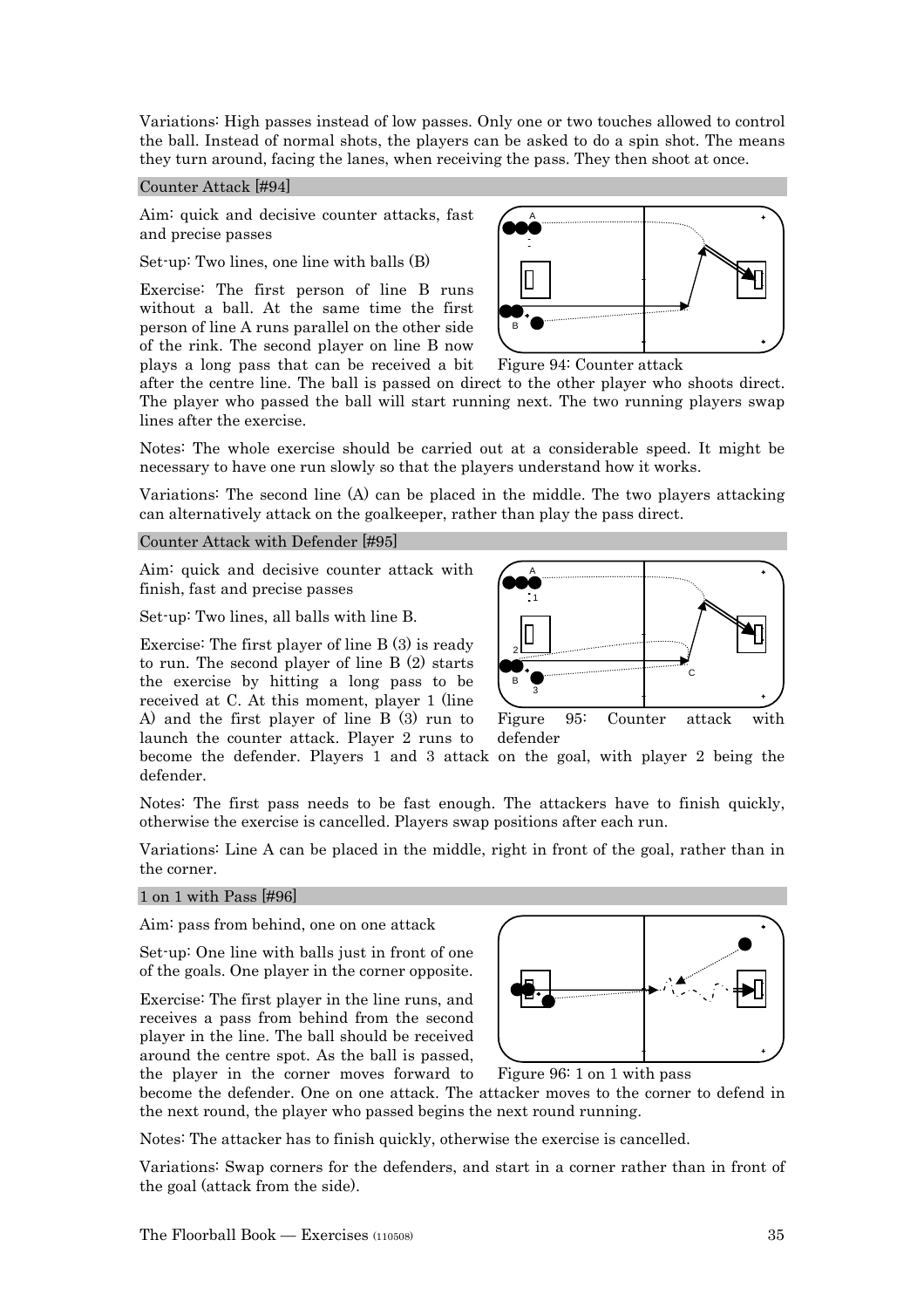Variations: High passes instead of low passes. Only one or two touches allowed to control the ball. Instead of normal shots, the players can be asked to do a spin shot. The means they turn around, facing the lanes, when receiving the pass. They then shoot at once.

## Counter Attack [#94]

Aim: quick and decisive counter attacks, fast and precise passes

Set-up: Two lines, one line with balls (B)

Exercise: The first person of line B runs without a ball. At the same time the first person of line A runs parallel on the other side of the rink. The second player on line B now plays a long pass that can be received a bit after the centre line. The ball is passed on direct to the other player who shoots direct. The player who passed the ball will start running next. The two running players swap lines after the exercise.

Figure 94: Counter attack

Notes: The whole exercise should be carried out at a considerable speed. It might be necessary to have one run slowly so that the players understand how it works.

Variations: The second line (A) can be placed in the middle. The two players attacking can alternatively attack on the goalkeeper, rather than play the pass direct.

## Counter Attack with Defender [#95]

Aim: quick and decisive counter attack with finish, fast and precise passes

Set-up: Two lines, all balls with line B.

Exercise: The first player of line B (3) is ready to run. The second player of line B (2) starts the exercise by hitting a long pass to be received at C. At this moment, player 1 (line A) and the first player of line B (3) run to launch the counter attack. Player 2 runs to become the defender. Players 1 and 3 attack on the goal, with player 2 being the defender.

Figure 95: Counter attack with defender

Notes: The first pass needs to be fast enough. The attackers have to finish quickly, otherwise the exercise is cancelled. Players swap positions after each run.

Variations: Line A can be placed in the middle, right in front of the goal, rather than in the corner.

## 1 on 1 with Pass [#96]

Aim: pass from behind, one on one attack

Set-up: One line with balls just in front of one of the goals. One player in the corner opposite.

Exercise: The first player in the line runs, and receives a pass from behind from the second player in the line. The ball should be received around the centre spot. As the ball is passed, the player in the corner moves forward to become the defender. One on one attack. The attacker moves to the corner to defend in the next round, the player who passed begins the next round running.

Figure 96: 1 on 1 with pass

Notes: The attacker has to finish quickly, otherwise the exercise is cancelled.

Variations: Swap corners for the defenders, and start in a corner rather than in front of the goal (attack from the side).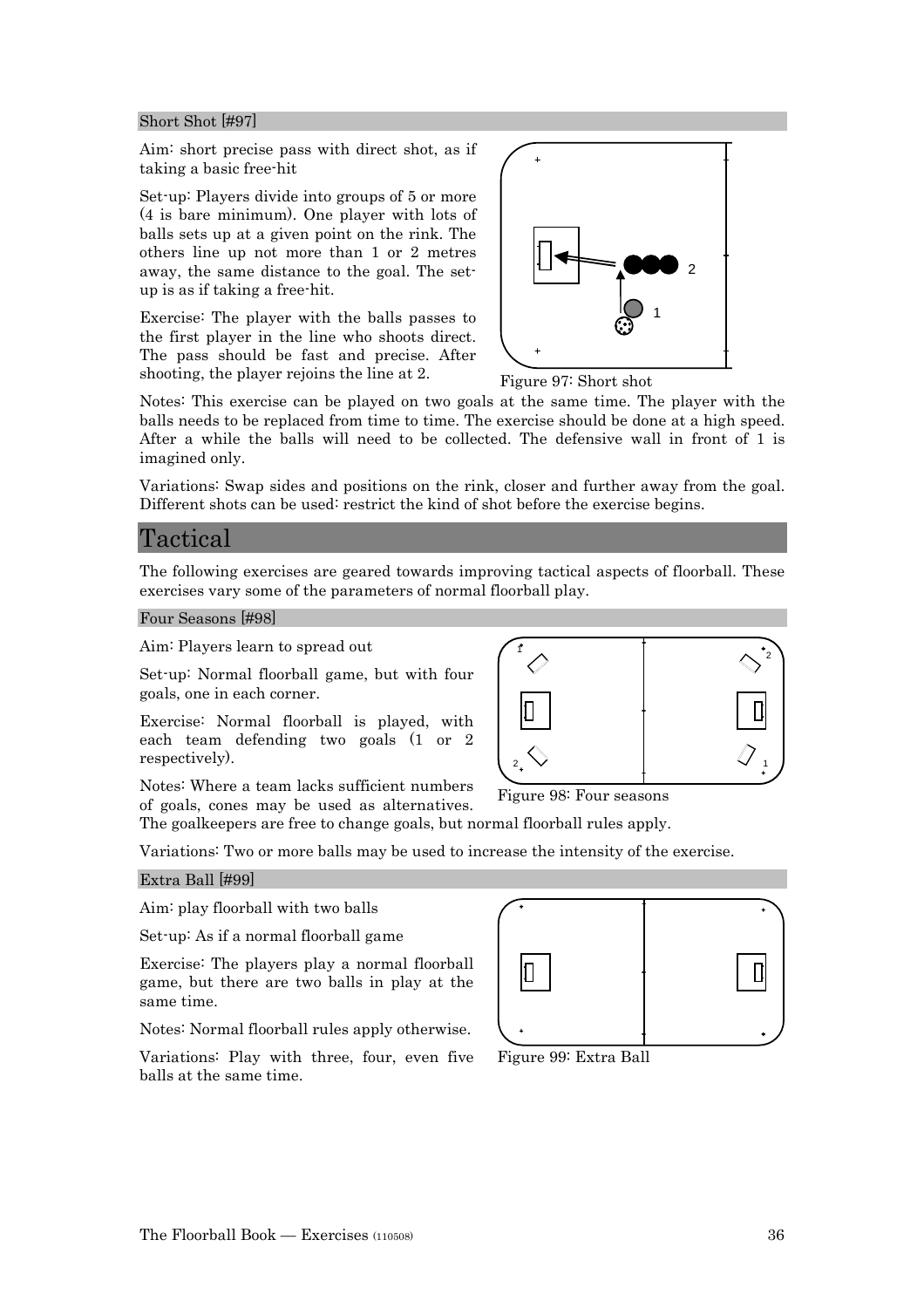### Short Shot [#97]

Aim: short precise pass with direct shot, as if taking a basic free-hit

Set-up: Players divide into groups of 5 or more (4 is bare minimum). One player with lots of balls sets up at a given point on the rink. The others line up not more than 1 or 2 metres away, the same distance to the goal. The set-up is as if taking a free-hit.

Exercise: The player with the balls passes to the first player in the line who shoots direct. The pass should be fast and precise. After shooting, the player rejoins the line at 2.

Figure 97: Short shot

Notes: This exercise can be played on two goals at the same time. The player with the balls needs to be replaced from time to time. The exercise should be done at a high speed. After a while the balls will need to be collected. The defensive wall in front of 1 is imagined only.

Variations: Swap sides and positions on the rink, closer and further away from the goal. Different shots can be used: restrict the kind of shot before the exercise begins.

## Tactical

The following exercises are geared towards improving tactical aspects of floorball. These exercises vary some of the parameters of normal floorball play.

### Four Seasons [#98]

Aim: Players learn to spread out

Set-up: Normal floorball game, but with four goals, one in each corner.

Exercise: Normal floorball is played, with each team defending two goals (1 or 2 respectively).

Notes: Where a team lacks sufficient numbers of goals, cones may be used as alternatives. The goalkeepers are free to change goals, but normal floorball rules apply.

Figure 98: Four seasons

Variations: Two or more balls may be used to increase the intensity of the exercise.

### Extra Ball [#99]

Aim: play floorball with two balls

Set-up: As if a normal floorball game

Exercise: The players play a normal floorball game, but there are two balls in play at the same time.

Notes: Normal floorball rules apply otherwise.

Variations: Play with three, four, even five balls at the same time.

Figure 99: Extra Ball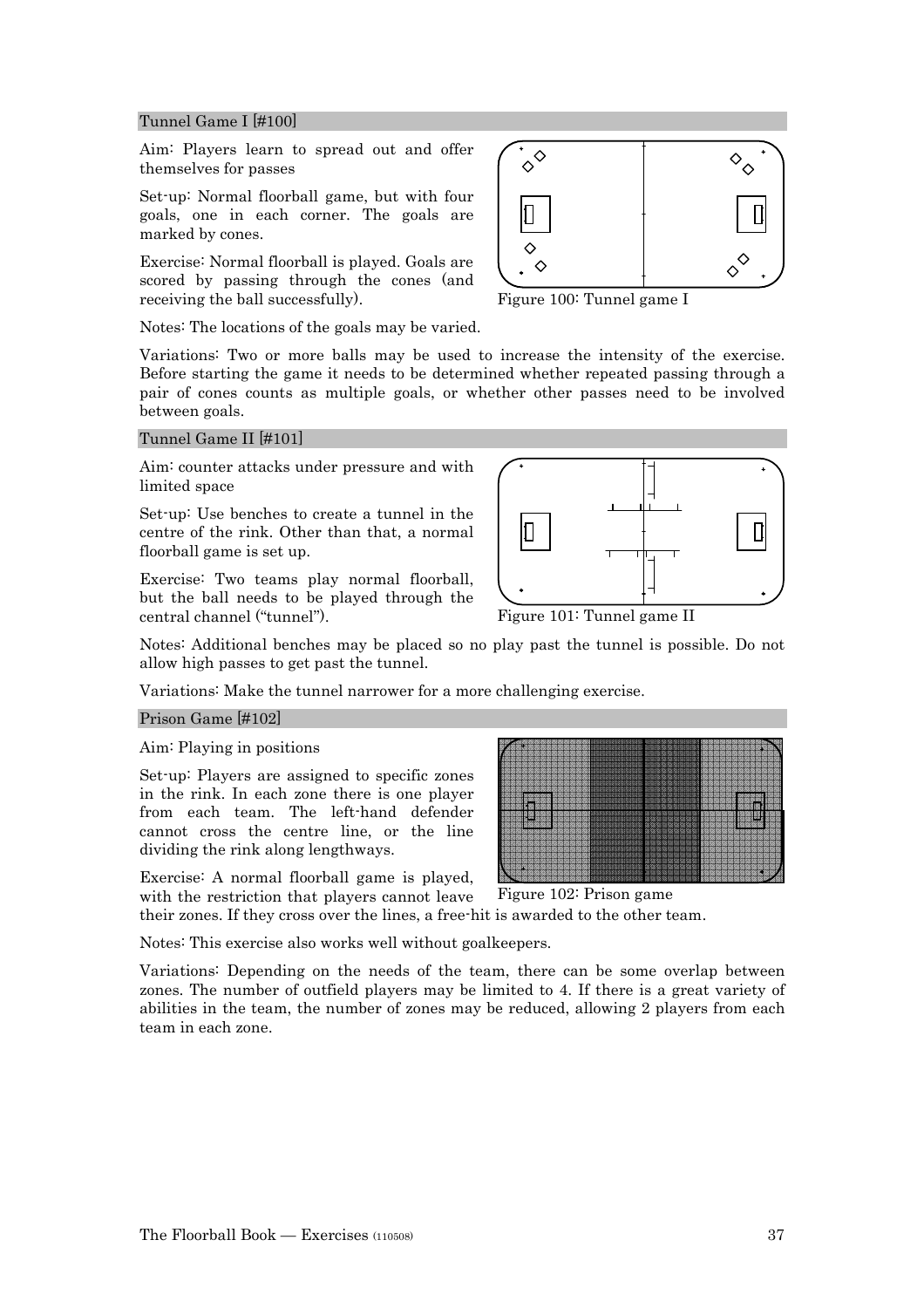## Tunnel Game I [#100]

Aim: Players learn to spread out and offer themselves for passes

Set-up: Normal floorball game, but with four goals, one in each corner. The goals are marked by cones.

Exercise: Normal floorball is played. Goals are scored by passing through the cones (and receiving the ball successfully).

Figure 100: Tunnel game I

Notes: The locations of the goals may be varied.

Variations: Two or more balls may be used to increase the intensity of the exercise. Before starting the game it needs to be determined whether repeated passing through a pair of cones counts as multiple goals, or whether other passes need to be involved between goals.

## Tunnel Game II [#101]

Aim: counter attacks under pressure and with limited space

Set-up: Use benches to create a tunnel in the centre of the rink. Other than that, a normal floorball game is set up.

Exercise: Two teams play normal floorball, but the ball needs to be played through the central channel ("tunnel").

Figure 101: Tunnel game II

Notes: Additional benches may be placed so no play past the tunnel is possible. Do not allow high passes to get past the tunnel.

Variations: Make the tunnel narrower for a more challenging exercise.

## Prison Game [#102]

Aim: Playing in positions

Set-up: Players are assigned to specific zones in the rink. In each zone there is one player from each team. The left-hand defender cannot cross the centre line, or the line dividing the rink along lengthways.

Exercise: A normal floorball game is played, with the restriction that players cannot leave their zones. If they cross over the lines, a free-hit is awarded to the other team.

Figure 102: Prison game

Notes: This exercise also works well without goalkeepers.

Variations: Depending on the needs of the team, there can be some overlap between zones. The number of outfield players may be limited to 4. If there is a great variety of abilities in the team, the number of zones may be reduced, allowing 2 players from each team in each zone.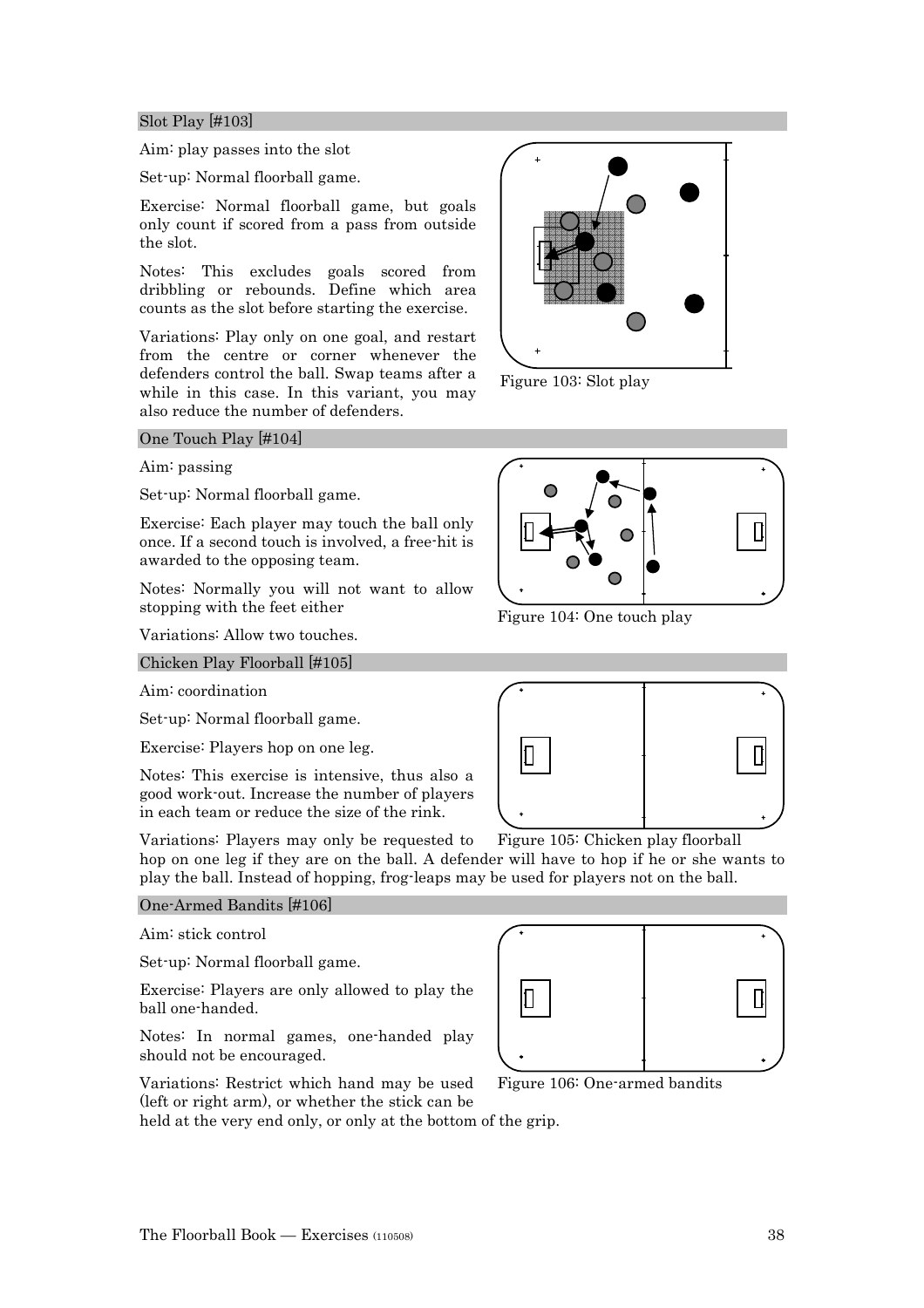## Slot Play [#103]

Aim: play passes into the slot

Set-up: Normal floorball game.

Exercise: Normal floorball game, but goals only count if scored from a pass from outside the slot.

Notes: This excludes goals scored from dribbling or rebounds. Define which area counts as the slot before starting the exercise.

Variations: Play only on one goal, and restart from the centre or corner whenever the defenders control the ball. Swap teams after a while in this case. In this variant, you may also reduce the number of defenders.

Figure 103: Slot play

## One Touch Play [#104]

Aim: passing

Set-up: Normal floorball game.

Exercise: Each player may touch the ball only once. If a second touch is involved, a free-hit is awarded to the opposing team.

Notes: Normally you will not want to allow stopping with the feet either

Variations: Allow two touches.

Figure 104: One touch play

## Chicken Play Floorball [#105]

Aim: coordination

Set-up: Normal floorball game.

Exercise: Players hop on one leg.

Notes: This exercise is intensive, thus also a good work-out. Increase the number of players in each team or reduce the size of the rink.

Variations: Players may only be requested to hop on one leg if they are on the ball. A defender will have to hop if he or she wants to play the ball. Instead of hopping, frog-leaps may be used for players not on the ball.

Figure 105: Chicken play floorball

## One-Armed Bandits [#106]

Aim: stick control

Set-up: Normal floorball game.

Exercise: Players are only allowed to play the ball one-handed.

Notes: In normal games, one-handed play should not be encouraged.

Variations: Restrict which hand may be used (left or right arm), or whether the stick can be held at the very end only, or only at the bottom of the grip.

Figure 106: One-armed bandits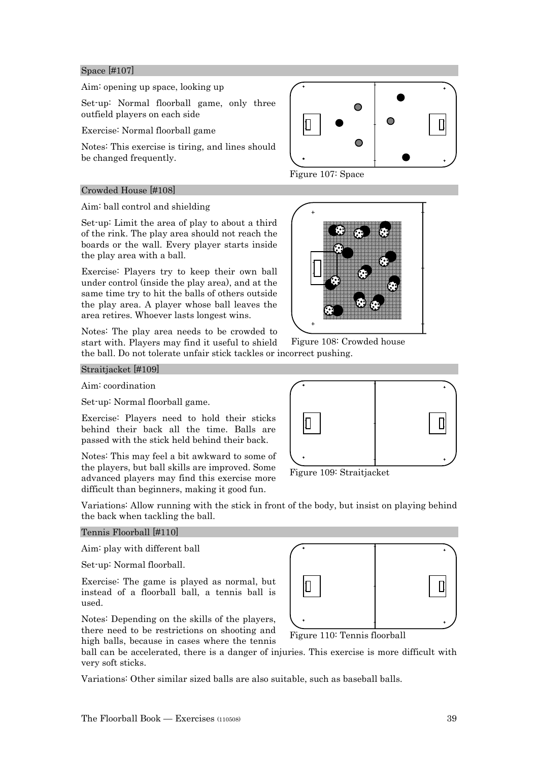## Space [#107]

Aim: opening up space, looking up

Set-up: Normal floorball game, only three outfield players on each side

Exercise: Normal floorball game

Notes: This exercise is tiring, and lines should be changed frequently.

Figure 107: Space

## Crowded House [#108]

Aim: ball control and shielding

Set-up: Limit the area of play to about a third of the rink. The play area should not reach the boards or the wall. Every player starts inside the play area with a ball.

Exercise: Players try to keep their own ball under control (inside the play area), and at the same time try to hit the balls of others outside the play area. A player whose ball leaves the area retires. Whoever lasts longest wins.

Notes: The play area needs to be crowded to start with. Players may find it useful to shield the ball. Do not tolerate unfair stick tackles or incorrect pushing.

Figure 108: Crowded house

## Straitjacket [#109]

Aim: coordination

Set-up: Normal floorball game.

Exercise: Players need to hold their sticks behind their back all the time. Balls are passed with the stick held behind their back.

Notes: This may feel a bit awkward to some of the players, but ball skills are improved. Some advanced players may find this exercise more difficult than beginners, making it good fun.

Figure 109: Straitjacket

Variations: Allow running with the stick in front of the body, but insist on playing behind the back when tackling the ball.

## Tennis Floorball [#110]

Aim: play with different ball

Set-up: Normal floorball.

Exercise: The game is played as normal, but instead of a floorball ball, a tennis ball is used.

Notes: Depending on the skills of the players, there need to be restrictions on shooting and high balls, because in cases where the tennis ball can be accelerated, there is a danger of injuries. This exercise is more difficult with very soft sticks.

Figure 110: Tennis floorball

Variations: Other similar sized balls are also suitable, such as baseball balls.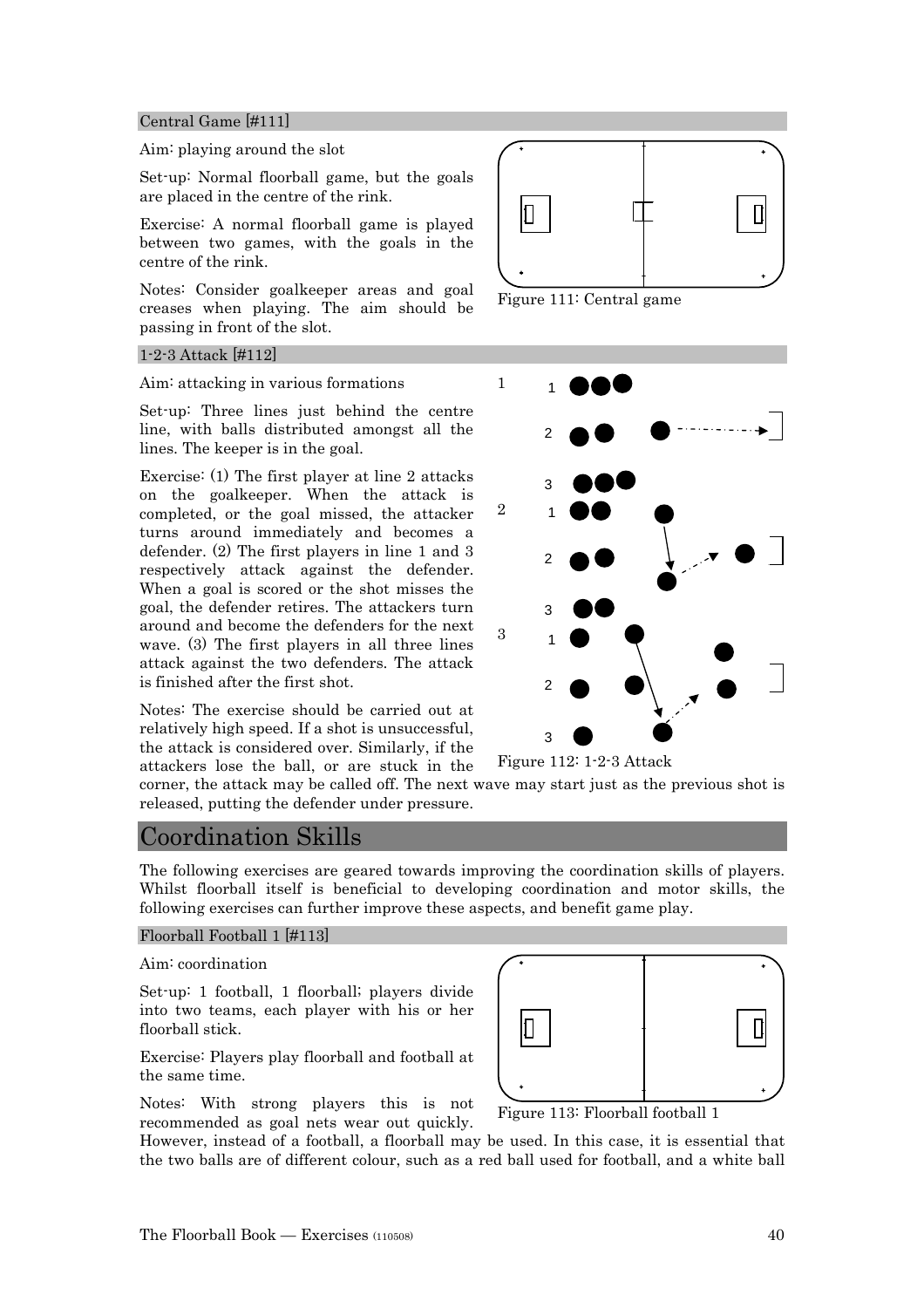### Central Game [#111]

Aim: playing around the slot

Set-up: Normal floorball game, but the goals are placed in the centre of the rink.

Exercise: A normal floorball game is played between two games, with the goals in the centre of the rink.

Notes: Consider goalkeeper areas and goal creases when playing. The aim should be passing in front of the slot.

Figure 111: Central game

### 1-2-3 Attack [#112]

Aim: attacking in various formations

Set-up: Three lines just behind the centre line, with balls distributed amongst all the lines. The keeper is in the goal.

Exercise: (1) The first player at line 2 attacks on the goalkeeper. When the attack is completed, or the goal missed, the attacker turns around immediately and becomes a defender. (2) The first players in line 1 and 3 respectively attack against the defender. When a goal is scored or the shot misses the goal, the defender retires. The attackers turn around and become the defenders for the next wave. (3) The first players in all three lines attack against the two defenders. The attack is finished after the first shot.

Notes: The exercise should be carried out at relatively high speed. If a shot is unsuccessful, the attack is considered over. Similarly, if the attackers lose the ball, or are stuck in the corner, the attack may be called off. The next wave may start just as the previous shot is released, putting the defender under pressure.

Figure 112: 1-2-3 Attack

## Coordination Skills

The following exercises are geared towards improving the coordination skills of players. Whilst floorball itself is beneficial to developing coordination and motor skills, the following exercises can further improve these aspects, and benefit game play.

### Floorball Football 1 [#113]

Aim: coordination

Set-up: 1 football, 1 floorball; players divide into two teams, each player with his or her floorball stick.

Exercise: Players play floorball and football at the same time.

Notes: With strong players this is not recommended as goal nets wear out quickly. However, instead of a football, a floorball may be used. In this case, it is essential that the two balls are of different colour, such as a red ball used for football, and a white ball

Figure 113: Floorball football 1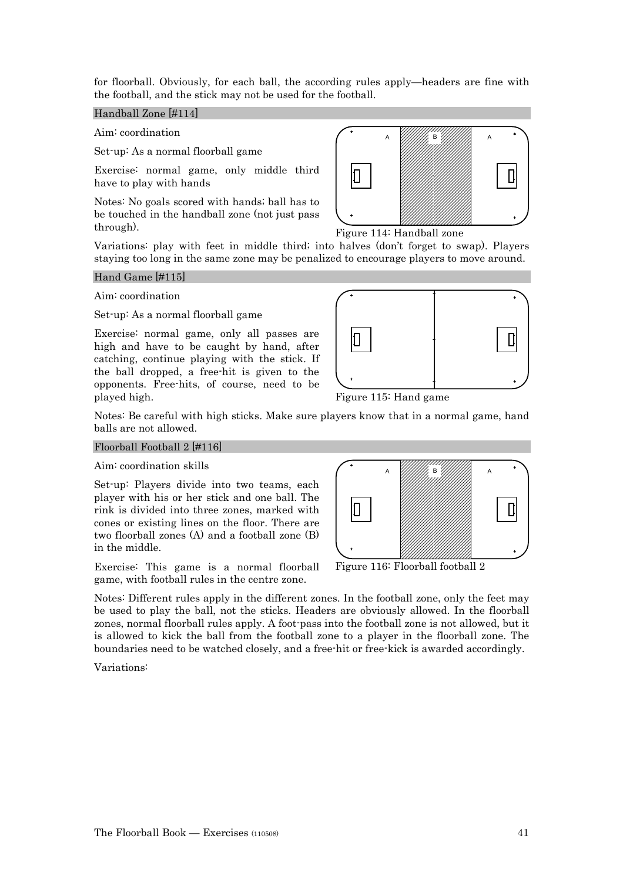for floorball. Obviously, for each ball, the according rules apply—headers are fine with the football, and the stick may not be used for the football.

### Handball Zone [#114]

Aim: coordination

Set-up: As a normal floorball game

Exercise: normal game, only middle third have to play with hands

Notes: No goals scored with hands; ball has to be touched in the handball zone (not just pass through).

Figure 114: Handball zone

Variations: play with feet in middle third; into halves (don't forget to swap). Players staying too long in the same zone may be penalized to encourage players to move around.

### Hand Game [#115]

Aim: coordination

Set-up: As a normal floorball game

Exercise: normal game, only all passes are high and have to be caught by hand, after catching, continue playing with the stick. If the ball dropped, a free-hit is given to the opponents. Free-hits, of course, need to be played high.

Figure 115: Hand game

Notes: Be careful with high sticks. Make sure players know that in a normal game, hand balls are not allowed.

### Floorball Football 2 [#116]

Aim: coordination skills

Set-up: Players divide into two teams, each player with his or her stick and one ball. The rink is divided into three zones, marked with cones or existing lines on the floor. There are two floorball zones (A) and a football zone (B) in the middle.

Exercise: This game is a normal floorball game, with football rules in the centre zone.

Figure 116: Floorball football 2

Notes: Different rules apply in the different zones. In the football zone, only the feet may be used to play the ball, not the sticks. Headers are obviously allowed. In the floorball zones, normal floorball rules apply. A foot-pass into the football zone is not allowed, but it is allowed to kick the ball from the football zone to a player in the floorball zone. The boundaries need to be watched closely, and a free-hit or free-kick is awarded accordingly.

Variations: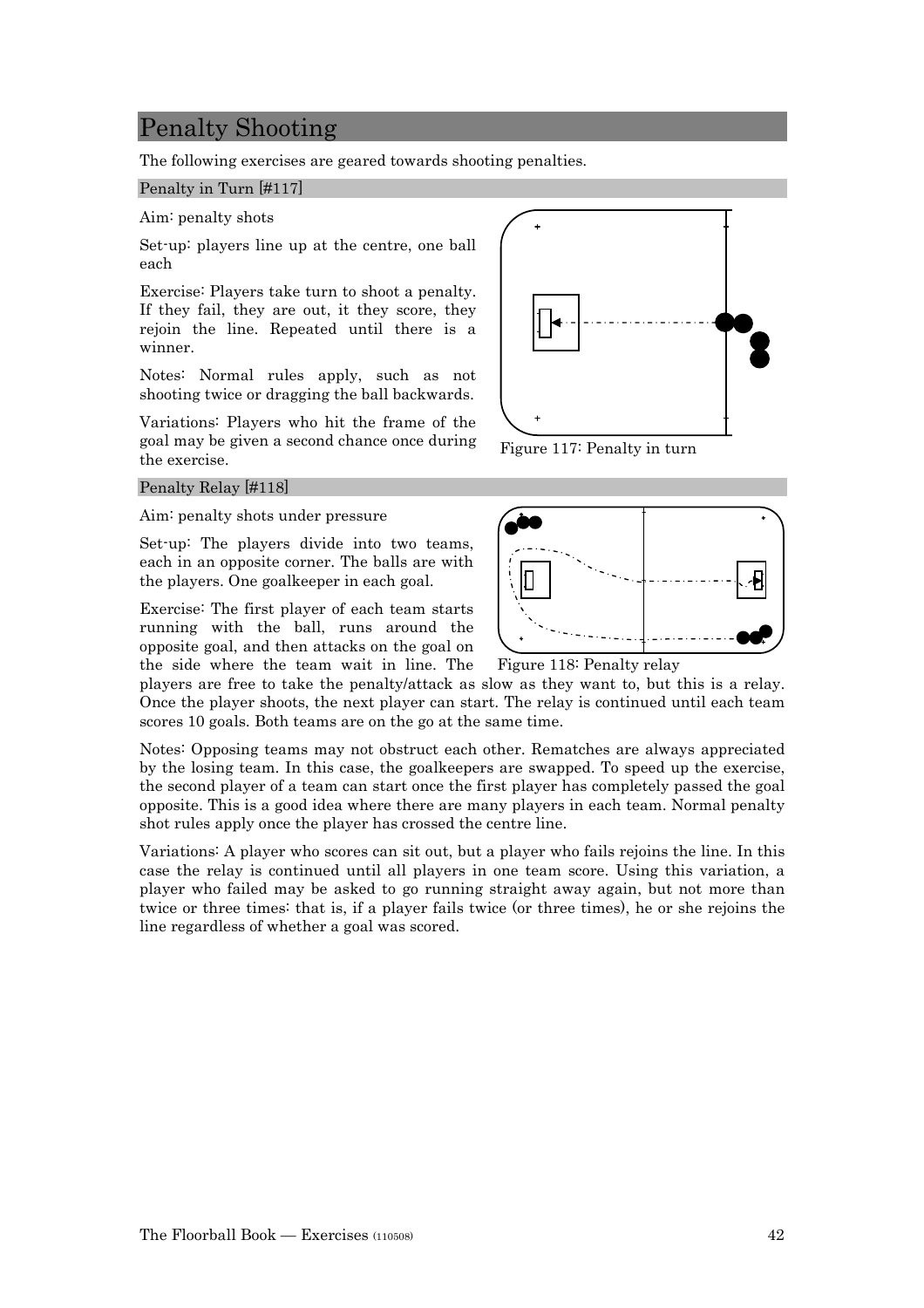# Penalty Shooting

The following exercises are geared towards shooting penalties.

## Penalty in Turn [#117]

Aim: penalty shots

Set-up: players line up at the centre, one ball each

Exercise: Players take turn to shoot a penalty. If they fail, they are out, it they score, they rejoin the line. Repeated until there is a winner.

Notes: Normal rules apply, such as not shooting twice or dragging the ball backwards.

Variations: Players who hit the frame of the goal may be given a second chance once during the exercise.

Figure 117: Penalty in turn

## Penalty Relay [#118]

Aim: penalty shots under pressure

Set-up: The players divide into two teams, each in an opposite corner. The balls are with the players. One goalkeeper in each goal.

Exercise: The first player of each team starts running with the ball, runs around the opposite goal, and then attacks on the goal on the side where the team wait in line. The players are free to take the penalty/attack as slow as they want to, but this is a relay. Once the player shoots, the next player can start. The relay is continued until each team scores 10 goals. Both teams are on the go at the same time.

Figure 118: Penalty relay

Notes: Opposing teams may not obstruct each other. Rematches are always appreciated by the losing team. In this case, the goalkeepers are swapped. To speed up the exercise, the second player of a team can start once the first player has completely passed the goal opposite. This is a good idea where there are many players in each team. Normal penalty shot rules apply once the player has crossed the centre line.

Variations: A player who scores can sit out, but a player who fails rejoins the line. In this case the relay is continued until all players in one team score. Using this variation, a player who failed may be asked to go running straight away again, but not more than twice or three times: that is, if a player fails twice (or three times), he or she rejoins the line regardless of whether a goal was scored.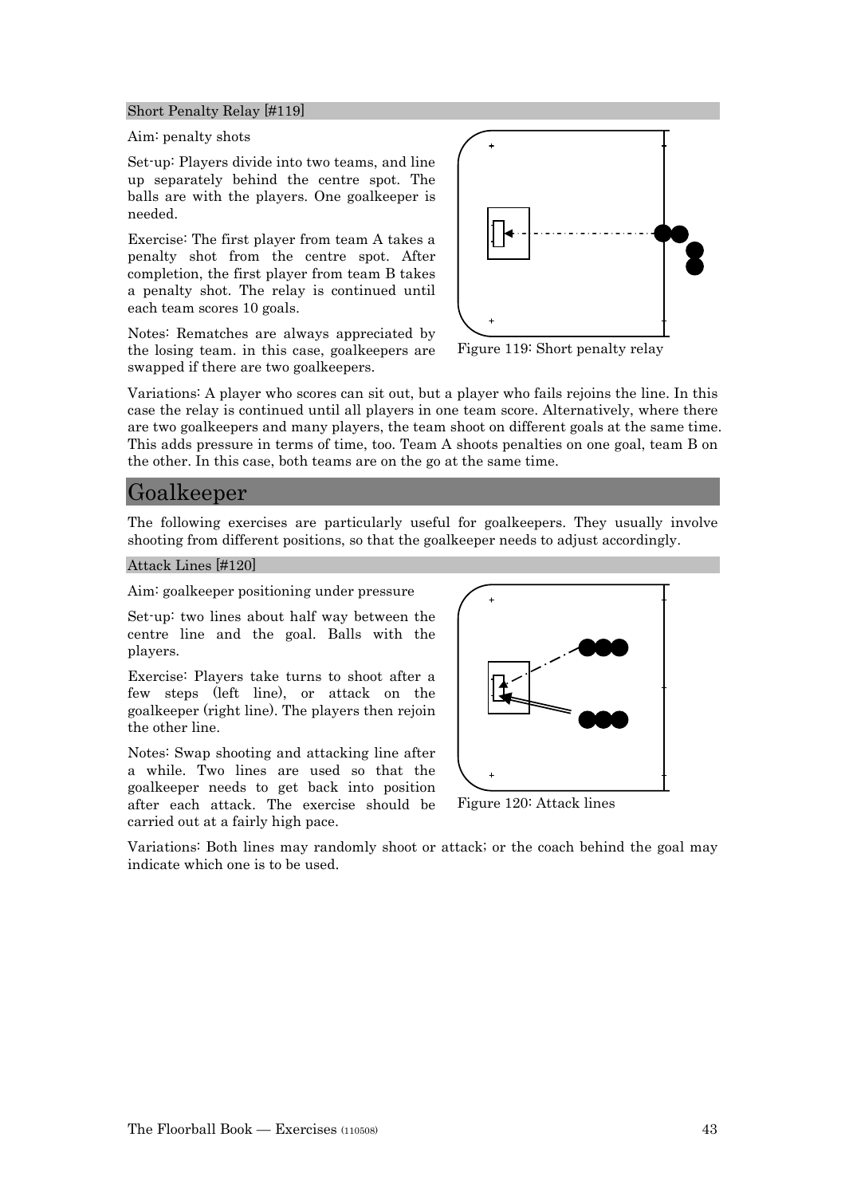### Short Penalty Relay [#119]

Aim: penalty shots

Set-up: Players divide into two teams, and line up separately behind the centre spot. The balls are with the players. One goalkeeper is needed.

Exercise: The first player from team A takes a penalty shot from the centre spot. After completion, the first player from team B takes a penalty shot. The relay is continued until each team scores 10 goals.

Notes: Rematches are always appreciated by the losing team. in this case, goalkeepers are swapped if there are two goalkeepers.

Figure 119: Short penalty relay

Variations: A player who scores can sit out, but a player who fails rejoins the line. In this case the relay is continued until all players in one team score. Alternatively, where there are two goalkeepers and many players, the team shoot on different goals at the same time. This adds pressure in terms of time, too. Team A shoots penalties on one goal, team B on the other. In this case, both teams are on the go at the same time.

## Goalkeeper

The following exercises are particularly useful for goalkeepers. They usually involve shooting from different positions, so that the goalkeeper needs to adjust accordingly.

### Attack Lines [#120]

Aim: goalkeeper positioning under pressure

Set-up: two lines about half way between the centre line and the goal. Balls with the players.

Exercise: Players take turns to shoot after a few steps (left line), or attack on the goalkeeper (right line). The players then rejoin the other line.

Notes: Swap shooting and attacking line after a while. Two lines are used so that the goalkeeper needs to get back into position after each attack. The exercise should be carried out at a fairly high pace.

Figure 120: Attack lines

Variations: Both lines may randomly shoot or attack; or the coach behind the goal may indicate which one is to be used.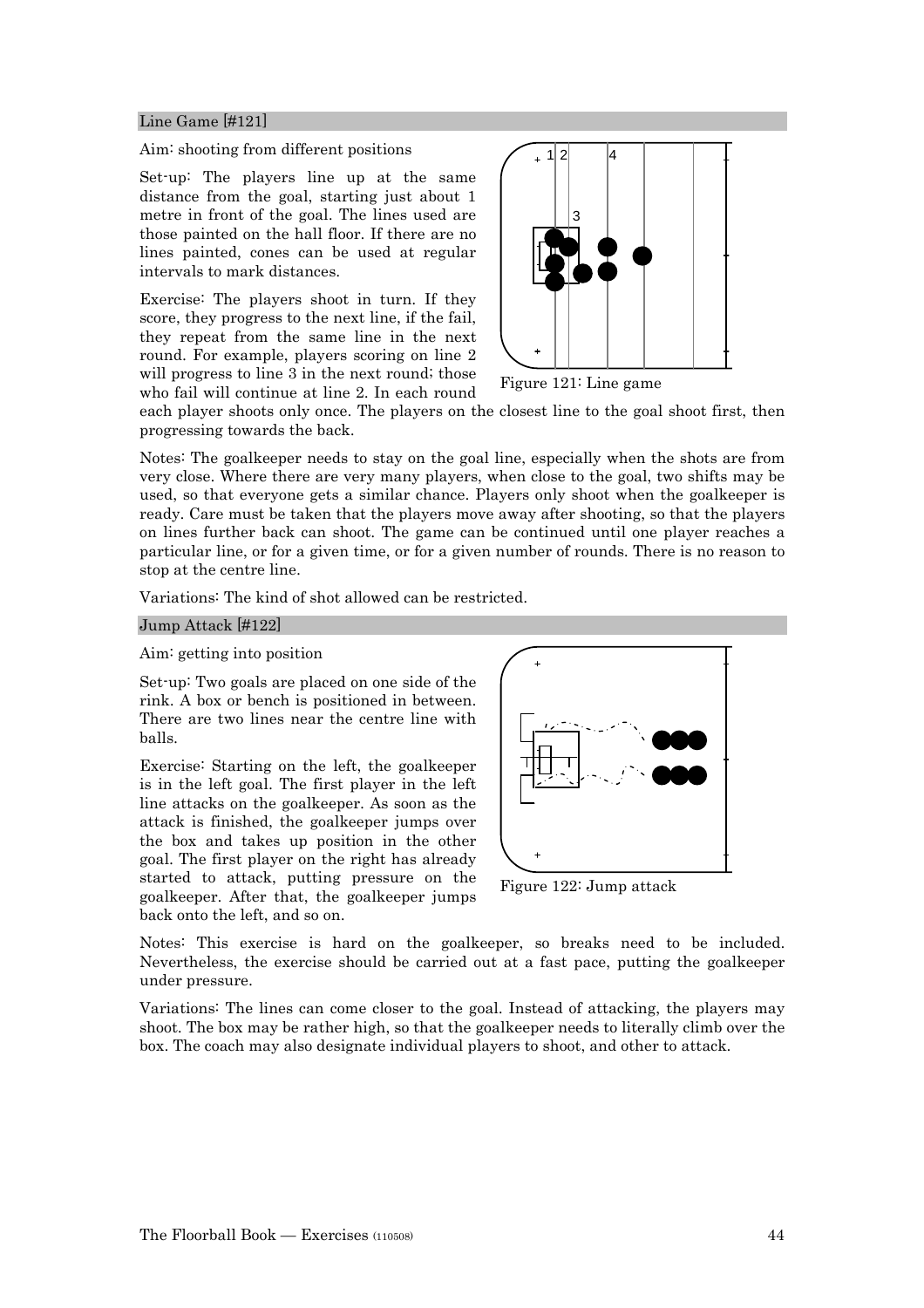## Line Game [#121]

Aim: shooting from different positions

Set-up: The players line up at the same distance from the goal, starting just about 1 metre in front of the goal. The lines used are those painted on the hall floor. If there are no lines painted, cones can be used at regular intervals to mark distances.

Exercise: The players shoot in turn. If they score, they progress to the next line, if the fail, they repeat from the same line in the next round. For example, players scoring on line 2 will progress to line 3 in the next round; those who fail will continue at line 2. In each round each player shoots only once. The players on the closest line to the goal shoot first, then progressing towards the back.

Figure 121: Line game

Notes: The goalkeeper needs to stay on the goal line, especially when the shots are from very close. Where there are very many players, when close to the goal, two shifts may be used, so that everyone gets a similar chance. Players only shoot when the goalkeeper is ready. Care must be taken that the players move away after shooting, so that the players on lines further back can shoot. The game can be continued until one player reaches a particular line, or for a given time, or for a given number of rounds. There is no reason to stop at the centre line.

Variations: The kind of shot allowed can be restricted.

## Jump Attack [#122]

Aim: getting into position

Set-up: Two goals are placed on one side of the rink. A box or bench is positioned in between. There are two lines near the centre line with balls.

Exercise: Starting on the left, the goalkeeper is in the left goal. The first player in the left line attacks on the goalkeeper. As soon as the attack is finished, the goalkeeper jumps over the box and takes up position in the other goal. The first player on the right has already started to attack, putting pressure on the goalkeeper. After that, the goalkeeper jumps back onto the left, and so on.

Figure 122: Jump attack

Notes: This exercise is hard on the goalkeeper, so breaks need to be included. Nevertheless, the exercise should be carried out at a fast pace, putting the goalkeeper under pressure.

Variations: The lines can come closer to the goal. Instead of attacking, the players may shoot. The box may be rather high, so that the goalkeeper needs to literally climb over the box. The coach may also designate individual players to shoot, and other to attack.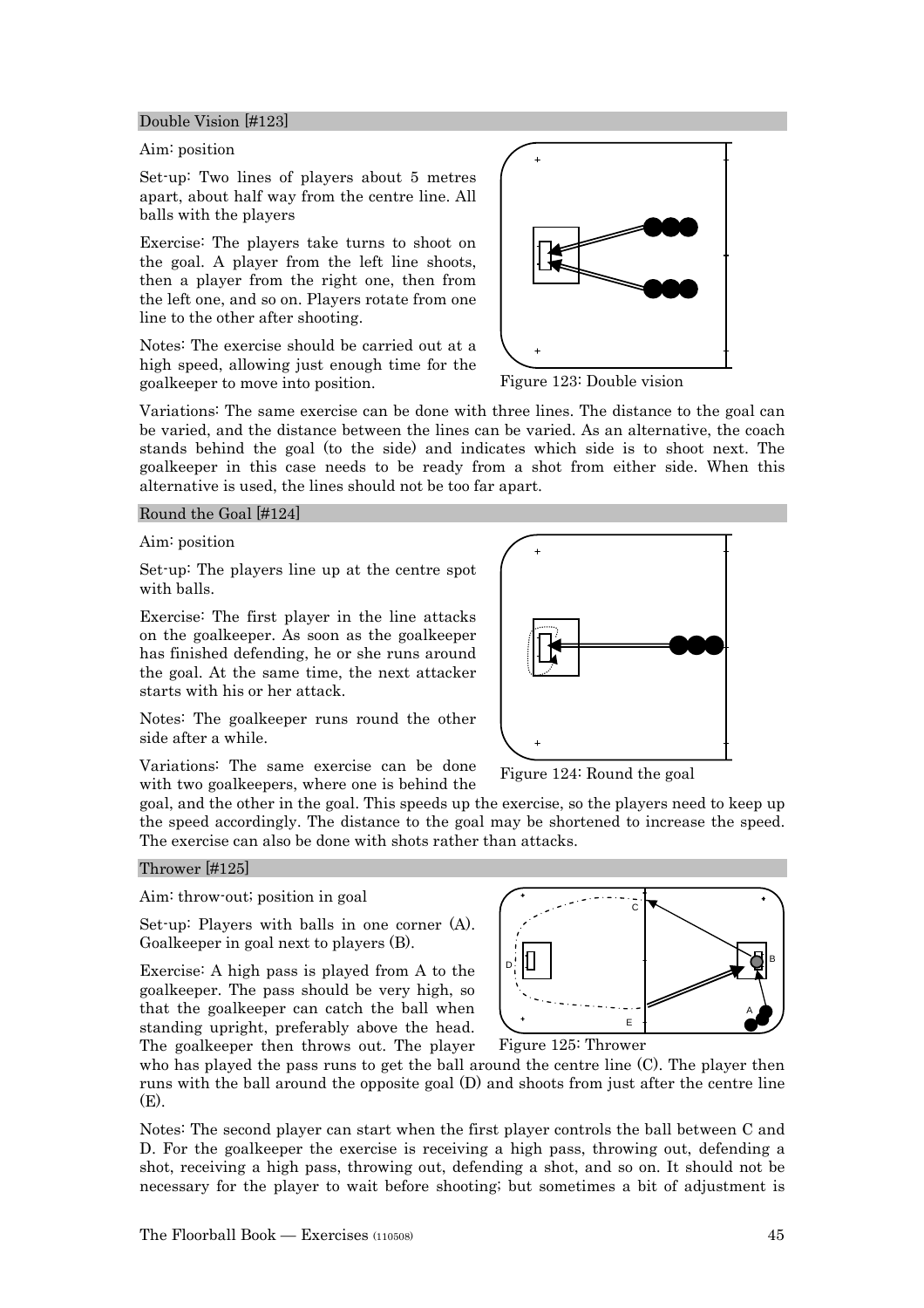## Double Vision [#123]

Aim: position

Set-up: Two lines of players about 5 metres apart, about half way from the centre line. All balls with the players

Exercise: The players take turns to shoot on the goal. A player from the left line shoots, then a player from the right one, then from the left one, and so on. Players rotate from one line to the other after shooting.

Notes: The exercise should be carried out at a high speed, allowing just enough time for the goalkeeper to move into position.

Figure 123: Double vision

Variations: The same exercise can be done with three lines. The distance to the goal can be varied, and the distance between the lines can be varied. As an alternative, the coach stands behind the goal (to the side) and indicates which side is to shoot next. The goalkeeper in this case needs to be ready from a shot from either side. When this alternative is used, the lines should not be too far apart.

## Round the Goal [#124]

Aim: position

Set-up: The players line up at the centre spot with balls.

Exercise: The first player in the line attacks on the goalkeeper. As soon as the goalkeeper has finished defending, he or she runs around the goal. At the same time, the next attacker starts with his or her attack.

Notes: The goalkeeper runs round the other side after a while.

Figure 124: Round the goal

Variations: The same exercise can be done with two goalkeepers, where one is behind the goal, and the other in the goal. This speeds up the exercise, so the players need to keep up the speed accordingly. The distance to the goal may be shortened to increase the speed. The exercise can also be done with shots rather than attacks.

## Thrower [#125]

Aim: throw-out; position in goal

Set-up: Players with balls in one corner (A). Goalkeeper in goal next to players (B).

Exercise: A high pass is played from A to the goalkeeper. The pass should be very high, so that the goalkeeper can catch the ball when standing upright, preferably above the head. The goalkeeper then throws out. The player who has played the pass runs to get the ball around the centre line (C). The player then runs with the ball around the opposite goal (D) and shoots from just after the centre line (E).

Figure 125: Thrower

Notes: The second player can start when the first player controls the ball between C and D. For the goalkeeper the exercise is receiving a high pass, throwing out, defending a shot, receiving a high pass, throwing out, defending a shot, and so on. It should not be necessary for the player to wait before shooting; but sometimes a bit of adjustment is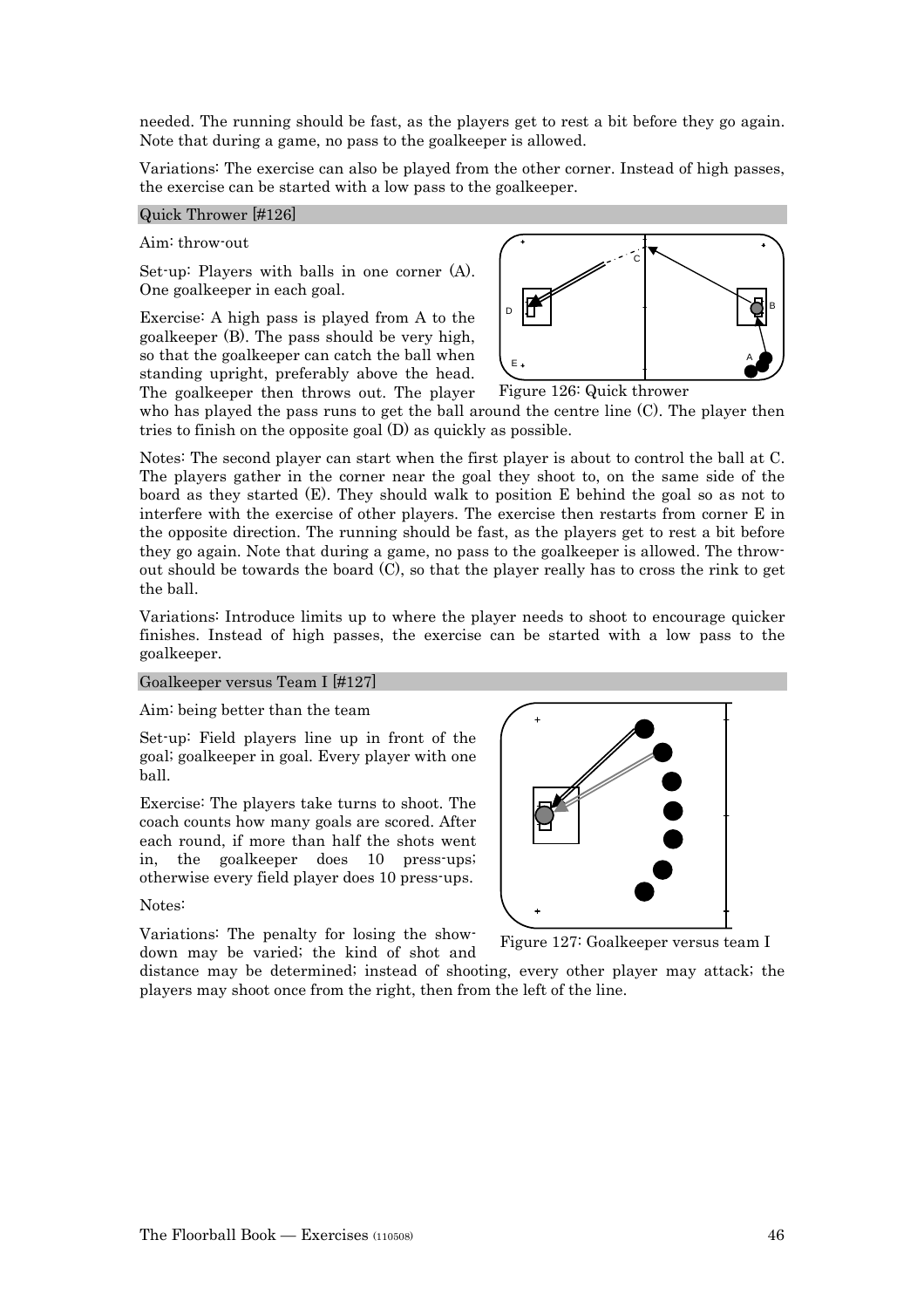needed. The running should be fast, as the players get to rest a bit before they go again. Note that during a game, no pass to the goalkeeper is allowed.

Variations: The exercise can also be played from the other corner. Instead of high passes, the exercise can be started with a low pass to the goalkeeper.

## Quick Thrower [#126]

Aim: throw-out

Set-up: Players with balls in one corner (A). One goalkeeper in each goal.

Exercise: A high pass is played from A to the goalkeeper (B). The pass should be very high, so that the goalkeeper can catch the ball when standing upright, preferably above the head. The goalkeeper then throws out. The player who has played the pass runs to get the ball around the centre line (C). The player then tries to finish on the opposite goal (D) as quickly as possible.

Figure 126: Quick thrower

Notes: The second player can start when the first player is about to control the ball at C. The players gather in the corner near the goal they shoot to, on the same side of the board as they started (E). They should walk to position E behind the goal so as not to interfere with the exercise of other players. The exercise then restarts from corner E in the opposite direction. The running should be fast, as the players get to rest a bit before they go again. Note that during a game, no pass to the goalkeeper is allowed. The throw-out should be towards the board (C), so that the player really has to cross the rink to get the ball.

Variations: Introduce limits up to where the player needs to shoot to encourage quicker finishes. Instead of high passes, the exercise can be started with a low pass to the goalkeeper.

## Goalkeeper versus Team I [#127]

Aim: being better than the team

Set-up: Field players line up in front of the goal; goalkeeper in goal. Every player with one ball.

Exercise: The players take turns to shoot. The coach counts how many goals are scored. After each round, if more than half the shots went in, the goalkeeper does 10 press-ups; otherwise every field player does 10 press-ups.

Notes:

Variations: The penalty for losing the show-down may be varied; the kind of shot and distance may be determined; instead of shooting, every other player may attack; the players may shoot once from the right, then from the left of the line.

Figure 127: Goalkeeper versus team I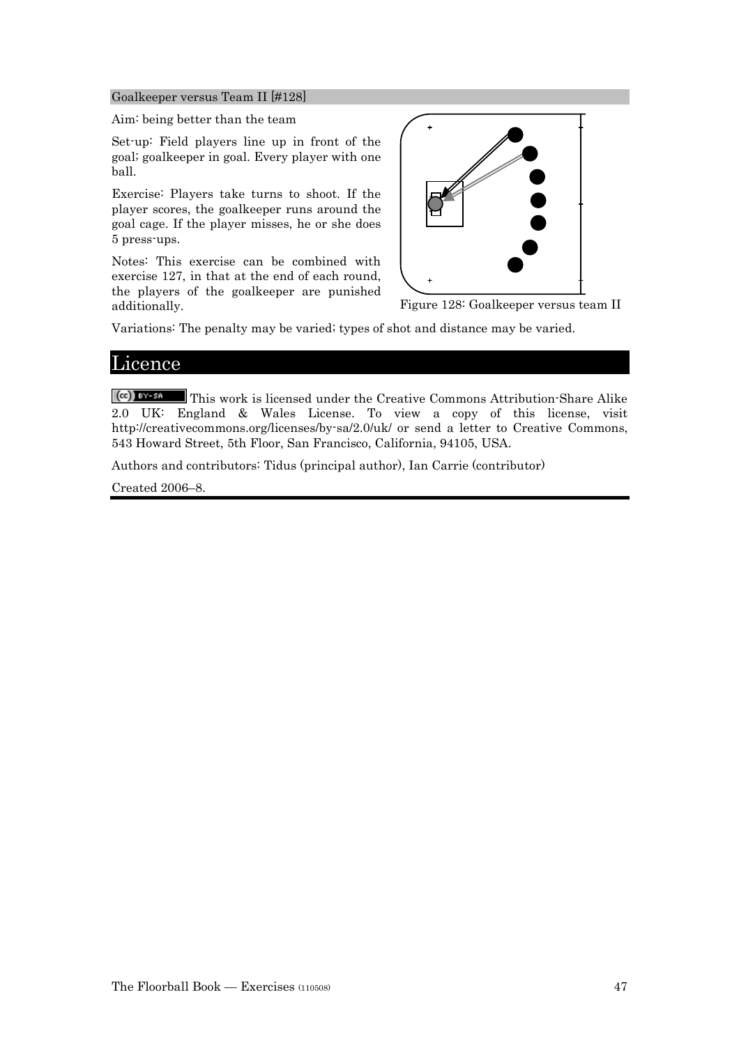### Goalkeeper versus Team II [#128]

Aim: being better than the team

Set-up: Field players line up in front of the goal; goalkeeper in goal. Every player with one ball.

Exercise: Players take turns to shoot. If the player scores, the goalkeeper runs around the goal cage. If the player misses, he or she does 5 press-ups.

Notes: This exercise can be combined with exercise 127, in that at the end of each round, the players of the goalkeeper are punished additionally.

Figure 128: Goalkeeper versus team II

Variations: The penalty may be varied; types of shot and distance may be varied.

# Licence

This work is licensed under the Creative Commons Attribution-Share Alike 2.0 UK: England & Wales License. To view a copy of this license, visit http://creativecommons.org/licenses/by-sa/2.0/uk/ or send a letter to Creative Commons, 543 Howard Street, 5th Floor, San Francisco, California, 94105, USA.

Authors and contributors: Tidus (principal author), Ian Carrie (contributor)

Created 2006–8.